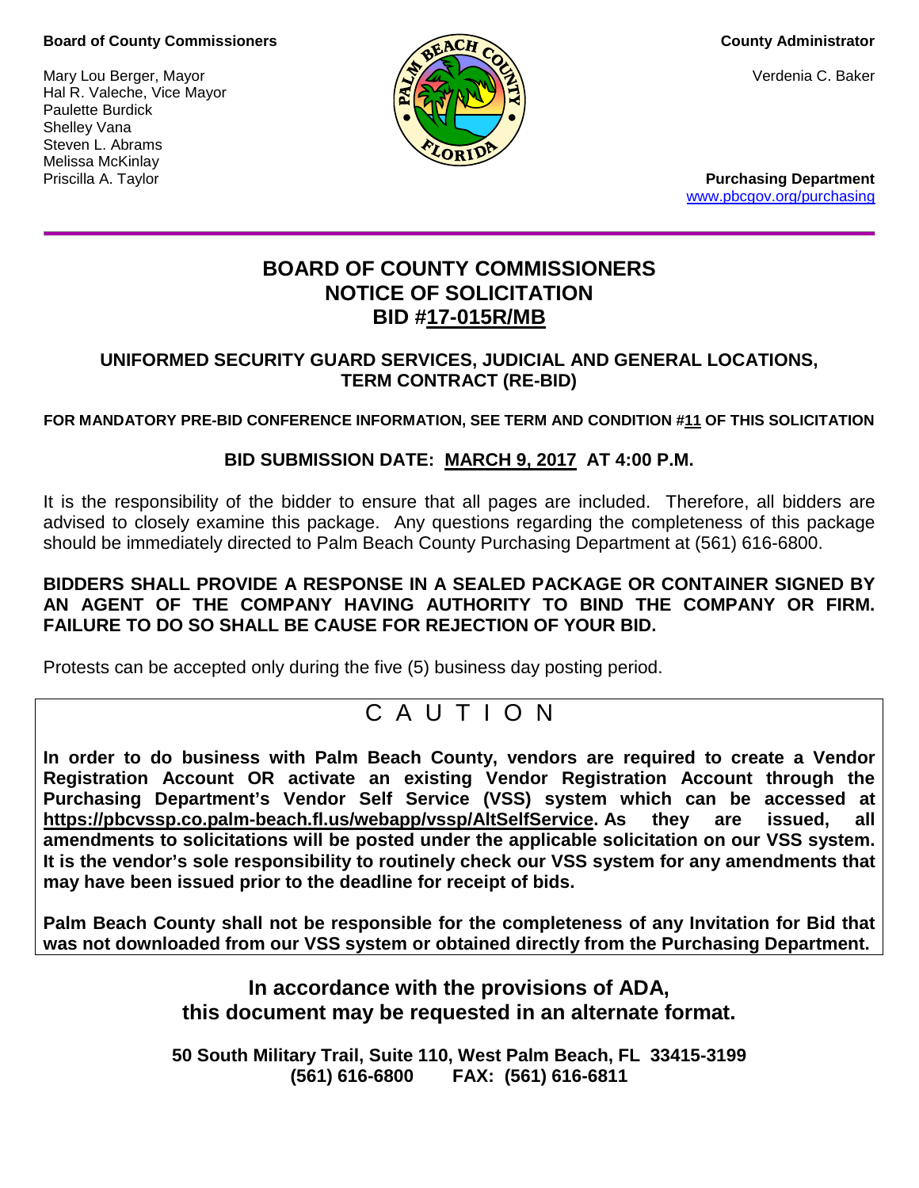**Board of County Commissioners**

Mary Lou Berger, Mayor
Hal R. Valeche, Vice Mayor
Paulette Burdick
Shelley Vana
Steven L. Abrams
Melissa McKinlay
Priscilla A. Taylor

**County Administrator**

Verdenia C. Baker

**Purchasing Department**
www.pbcgov.org/purchasing

# BOARD OF COUNTY COMMISSIONERS
# NOTICE OF SOLICITATION
# BID #17-015R/MB

## UNIFORMED SECURITY GUARD SERVICES, JUDICIAL AND GENERAL LOCATIONS, TERM CONTRACT (RE-BID)

**FOR MANDATORY PRE-BID CONFERENCE INFORMATION, SEE TERM AND CONDITION #11 OF THIS SOLICITATION**

**BID SUBMISSION DATE: MARCH 9, 2017 AT 4:00 P.M.**

It is the responsibility of the bidder to ensure that all pages are included. Therefore, all bidders are advised to closely examine this package. Any questions regarding the completeness of this package should be immediately directed to Palm Beach County Purchasing Department at (561) 616-6800.

**BIDDERS SHALL PROVIDE A RESPONSE IN A SEALED PACKAGE OR CONTAINER SIGNED BY AN AGENT OF THE COMPANY HAVING AUTHORITY TO BIND THE COMPANY OR FIRM. FAILURE TO DO SO SHALL BE CAUSE FOR REJECTION OF YOUR BID.**

Protests can be accepted only during the five (5) business day posting period.

C A U T I O N

**In order to do business with Palm Beach County, vendors are required to create a Vendor Registration Account OR activate an existing Vendor Registration Account through the Purchasing Department's Vendor Self Service (VSS) system which can be accessed at https://pbcvssp.co.palm-beach.fl.us/webapp/vssp/AltSelfService. As they are issued, all amendments to solicitations will be posted under the applicable solicitation on our VSS system. It is the vendor's sole responsibility to routinely check our VSS system for any amendments that may have been issued prior to the deadline for receipt of bids.**

**Palm Beach County shall not be responsible for the completeness of any Invitation for Bid that was not downloaded from our VSS system or obtained directly from the Purchasing Department.**

**In accordance with the provisions of ADA, this document may be requested in an alternate format.**

**50 South Military Trail, Suite 110, West Palm Beach, FL 33415-3199**
**(561) 616-6800 FAX: (561) 616-6811**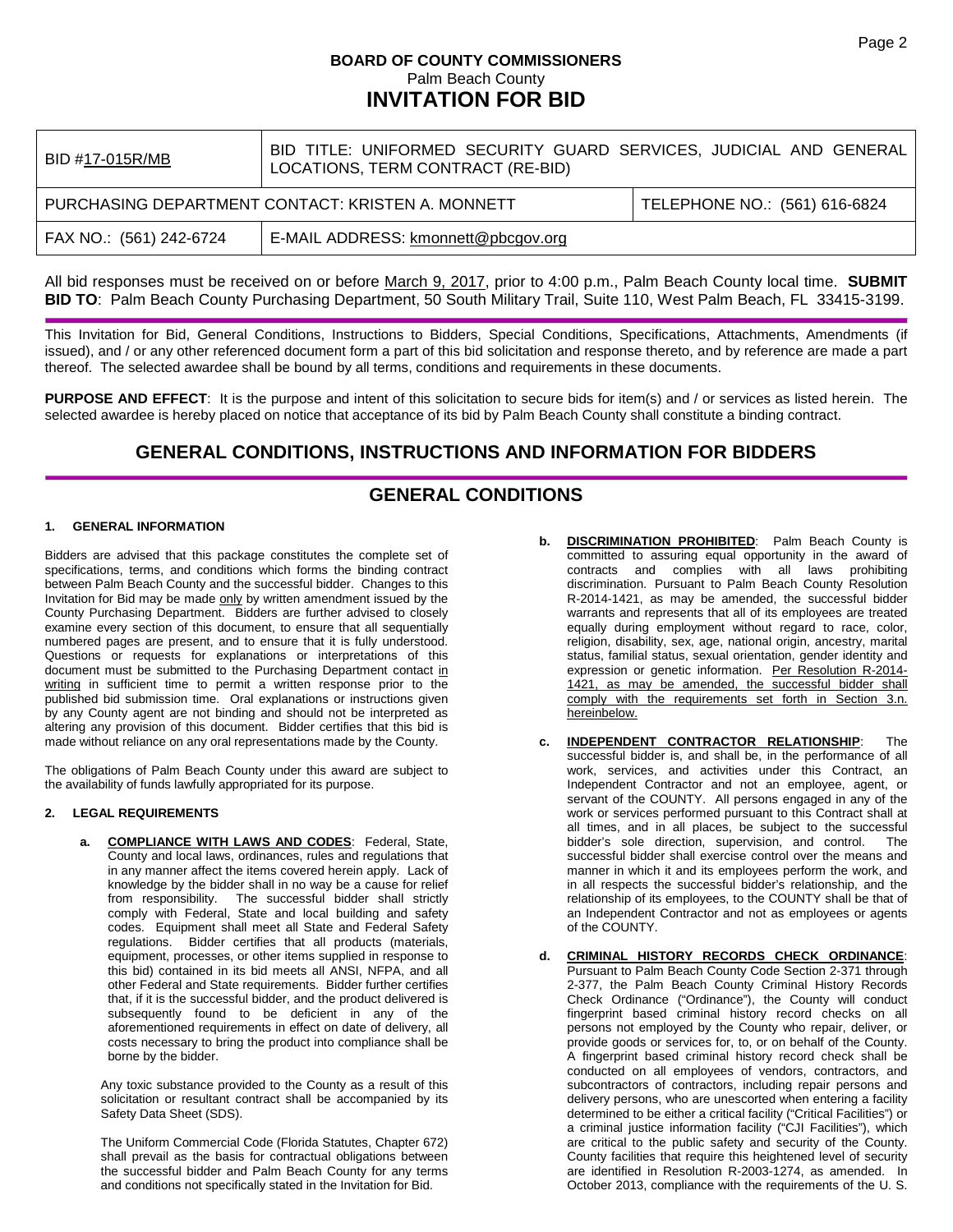## BOARD OF COUNTY COMMISSIONERS
Palm Beach County
# INVITATION FOR BID

| BID #17-015R/MB | BID TITLE: UNIFORMED SECURITY GUARD SERVICES, JUDICIAL AND GENERAL LOCATIONS, TERM CONTRACT (RE-BID) | |
|---|---|---|
| PURCHASING DEPARTMENT CONTACT: KRISTEN A. MONNETT | | TELEPHONE NO.: (561) 616-6824 |
| FAX NO.: (561) 242-6724 | E-MAIL ADDRESS: kmonnett@pbcgov.org | |

All bid responses must be received on or before March 9, 2017, prior to 4:00 p.m., Palm Beach County local time. **SUBMIT BID TO**: Palm Beach County Purchasing Department, 50 South Military Trail, Suite 110, West Palm Beach, FL 33415-3199.

This Invitation for Bid, General Conditions, Instructions to Bidders, Special Conditions, Specifications, Attachments, Amendments (if issued), and / or any other referenced document form a part of this bid solicitation and response thereto, and by reference are made a part thereof. The selected awardee shall be bound by all terms, conditions and requirements in these documents.

**PURPOSE AND EFFECT**: It is the purpose and intent of this solicitation to secure bids for item(s) and / or services as listed herein. The selected awardee is hereby placed on notice that acceptance of its bid by Palm Beach County shall constitute a binding contract.

## GENERAL CONDITIONS, INSTRUCTIONS AND INFORMATION FOR BIDDERS

## GENERAL CONDITIONS

### 1. GENERAL INFORMATION

Bidders are advised that this package constitutes the complete set of specifications, terms, and conditions which forms the binding contract between Palm Beach County and the successful bidder. Changes to this Invitation for Bid may be made only by written amendment issued by the County Purchasing Department. Bidders are further advised to closely examine every section of this document, to ensure that all sequentially numbered pages are present, and to ensure that it is fully understood. Questions or requests for explanations or interpretations of this document must be submitted to the Purchasing Department contact in writing in sufficient time to permit a written response prior to the published bid submission time. Oral explanations or instructions given by any County agent are not binding and should not be interpreted as altering any provision of this document. Bidder certifies that this bid is made without reliance on any oral representations made by the County.

The obligations of Palm Beach County under this award are subject to the availability of funds lawfully appropriated for its purpose.

### 2. LEGAL REQUIREMENTS

**a. COMPLIANCE WITH LAWS AND CODES**: Federal, State, County and local laws, ordinances, rules and regulations that in any manner affect the items covered herein apply. Lack of knowledge by the bidder shall in no way be a cause for relief from responsibility. The successful bidder shall strictly comply with Federal, State and local building and safety codes. Equipment shall meet all State and Federal Safety regulations. Bidder certifies that all products (materials, equipment, processes, or other items supplied in response to this bid) contained in its bid meets all ANSI, NFPA, and all other Federal and State requirements. Bidder further certifies that, if it is the successful bidder, and the product delivered is subsequently found to be deficient in any of the aforementioned requirements in effect on date of delivery, all costs necessary to bring the product into compliance shall be borne by the bidder.

Any toxic substance provided to the County as a result of this solicitation or resultant contract shall be accompanied by its Safety Data Sheet (SDS).

The Uniform Commercial Code (Florida Statutes, Chapter 672) shall prevail as the basis for contractual obligations between the successful bidder and Palm Beach County for any terms and conditions not specifically stated in the Invitation for Bid.

**b. DISCRIMINATION PROHIBITED**: Palm Beach County is committed to assuring equal opportunity in the award of contracts and complies with all laws prohibiting discrimination. Pursuant to Palm Beach County Resolution R-2014-1421, as may be amended, the successful bidder warrants and represents that all of its employees are treated equally during employment without regard to race, color, religion, disability, sex, age, national origin, ancestry, marital status, familial status, sexual orientation, gender identity and expression or genetic information. Per Resolution R-2014-1421, as may be amended, the successful bidder shall comply with the requirements set forth in Section 3.n. hereinbelow.

**c. INDEPENDENT CONTRACTOR RELATIONSHIP**: The successful bidder is, and shall be, in the performance of all work, services, and activities under this Contract, an Independent Contractor and not an employee, agent, or servant of the COUNTY. All persons engaged in any of the work or services performed pursuant to this Contract shall at all times, and in all places, be subject to the successful bidder's sole direction, supervision, and control. The successful bidder shall exercise control over the means and manner in which it and its employees perform the work, and in all respects the successful bidder's relationship, and the relationship of its employees, to the COUNTY shall be that of an Independent Contractor and not as employees or agents of the COUNTY.

**d. CRIMINAL HISTORY RECORDS CHECK ORDINANCE**: Pursuant to Palm Beach County Code Section 2-371 through 2-377, the Palm Beach County Criminal History Records Check Ordinance ("Ordinance"), the County will conduct fingerprint based criminal history record checks on all persons not employed by the County who repair, deliver, or provide goods or services for, to, or on behalf of the County. A fingerprint based criminal history record check shall be conducted on all employees of vendors, contractors, and subcontractors of contractors, including repair persons and delivery persons, who are unescorted when entering a facility determined to be either a critical facility ("Critical Facilities") or a criminal justice information facility ("CJI Facilities"), which are critical to the public safety and security of the County. County facilities that require this heightened level of security are identified in Resolution R-2003-1274, as amended. In October 2013, compliance with the requirements of the U. S.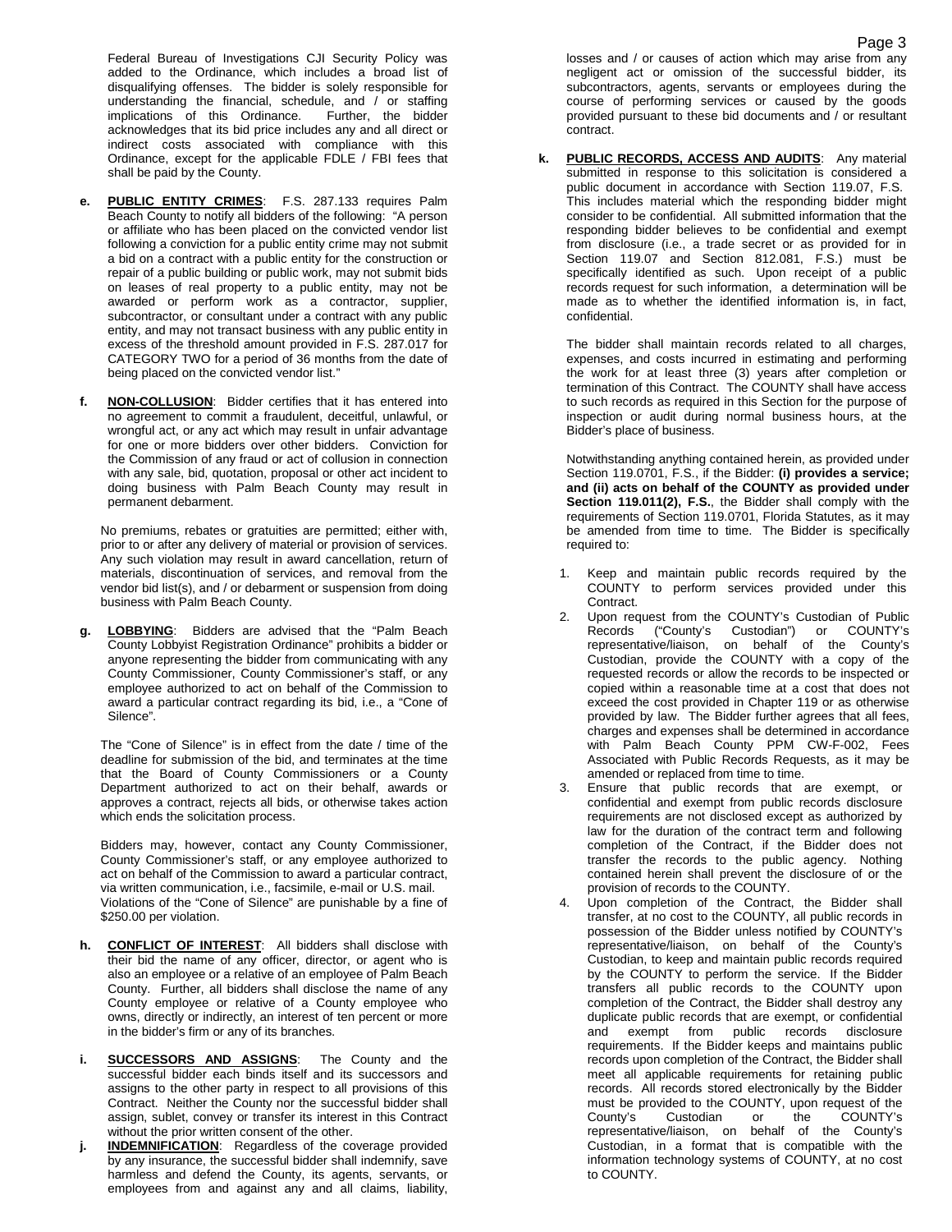Federal Bureau of Investigations CJI Security Policy was added to the Ordinance, which includes a broad list of disqualifying offenses. The bidder is solely responsible for understanding the financial, schedule, and / or staffing implications of this Ordinance. Further, the bidder acknowledges that its bid price includes any and all direct or indirect costs associated with compliance with this Ordinance, except for the applicable FDLE / FBI fees that shall be paid by the County.

**e. PUBLIC ENTITY CRIMES**: F.S. 287.133 requires Palm Beach County to notify all bidders of the following: "A person or affiliate who has been placed on the convicted vendor list following a conviction for a public entity crime may not submit a bid on a contract with a public entity for the construction or repair of a public building or public work, may not submit bids on leases of real property to a public entity, may not be awarded or perform work as a contractor, supplier, subcontractor, or consultant under a contract with any public entity, and may not transact business with any public entity in excess of the threshold amount provided in F.S. 287.017 for CATEGORY TWO for a period of 36 months from the date of being placed on the convicted vendor list."

**f. NON-COLLUSION**: Bidder certifies that it has entered into no agreement to commit a fraudulent, deceitful, unlawful, or wrongful act, or any act which may result in unfair advantage for one or more bidders over other bidders. Conviction for the Commission of any fraud or act of collusion in connection with any sale, bid, quotation, proposal or other act incident to doing business with Palm Beach County may result in permanent debarment.

No premiums, rebates or gratuities are permitted; either with, prior to or after any delivery of material or provision of services. Any such violation may result in award cancellation, return of materials, discontinuation of services, and removal from the vendor bid list(s), and / or debarment or suspension from doing business with Palm Beach County.

**g. LOBBYING**: Bidders are advised that the "Palm Beach County Lobbyist Registration Ordinance" prohibits a bidder or anyone representing the bidder from communicating with any County Commissioner, County Commissioner's staff, or any employee authorized to act on behalf of the Commission to award a particular contract regarding its bid, i.e., a "Cone of Silence".

The "Cone of Silence" is in effect from the date / time of the deadline for submission of the bid, and terminates at the time that the Board of County Commissioners or a County Department authorized to act on their behalf, awards or approves a contract, rejects all bids, or otherwise takes action which ends the solicitation process.

Bidders may, however, contact any County Commissioner, County Commissioner's staff, or any employee authorized to act on behalf of the Commission to award a particular contract, via written communication, i.e., facsimile, e-mail or U.S. mail. Violations of the "Cone of Silence" are punishable by a fine of $250.00 per violation.

**h. CONFLICT OF INTEREST**: All bidders shall disclose with their bid the name of any officer, director, or agent who is also an employee or a relative of an employee of Palm Beach County. Further, all bidders shall disclose the name of any County employee or relative of a County employee who owns, directly or indirectly, an interest of ten percent or more in the bidder's firm or any of its branches.

**i. SUCCESSORS AND ASSIGNS**: The County and the successful bidder each binds itself and its successors and assigns to the other party in respect to all provisions of this Contract. Neither the County nor the successful bidder shall assign, sublet, convey or transfer its interest in this Contract without the prior written consent of the other.

**j. INDEMNIFICATION**: Regardless of the coverage provided by any insurance, the successful bidder shall indemnify, save harmless and defend the County, its agents, servants, or employees from and against any and all claims, liability, losses and / or causes of action which may arise from any negligent act or omission of the successful bidder, its subcontractors, agents, servants or employees during the course of performing services or caused by the goods provided pursuant to these bid documents and / or resultant contract.

**k. PUBLIC RECORDS, ACCESS AND AUDITS**: Any material submitted in response to this solicitation is considered a public document in accordance with Section 119.07, F.S. This includes material which the responding bidder might consider to be confidential. All submitted information that the responding bidder believes to be confidential and exempt from disclosure (i.e., a trade secret or as provided for in Section 119.07 and Section 812.081, F.S.) must be specifically identified as such. Upon receipt of a public records request for such information, a determination will be made as to whether the identified information is, in fact, confidential.

The bidder shall maintain records related to all charges, expenses, and costs incurred in estimating and performing the work for at least three (3) years after completion or termination of this Contract. The COUNTY shall have access to such records as required in this Section for the purpose of inspection or audit during normal business hours, at the Bidder's place of business.

Notwithstanding anything contained herein, as provided under Section 119.0701, F.S., if the Bidder: **(i) provides a service; and (ii) acts on behalf of the COUNTY as provided under Section 119.011(2), F.S.**, the Bidder shall comply with the requirements of Section 119.0701, Florida Statutes, as it may be amended from time to time. The Bidder is specifically required to:

1. Keep and maintain public records required by the COUNTY to perform services provided under this Contract.
2. Upon request from the COUNTY's Custodian of Public Records ("County's Custodian") or COUNTY's representative/liaison, on behalf of the County's Custodian, provide the COUNTY with a copy of the requested records or allow the records to be inspected or copied within a reasonable time at a cost that does not exceed the cost provided in Chapter 119 or as otherwise provided by law. The Bidder further agrees that all fees, charges and expenses shall be determined in accordance with Palm Beach County PPM CW-F-002, Fees Associated with Public Records Requests, as it may be amended or replaced from time to time.
3. Ensure that public records that are exempt, or confidential and exempt from public records disclosure requirements are not disclosed except as authorized by law for the duration of the contract term and following completion of the Contract, if the Bidder does not transfer the records to the public agency. Nothing contained herein shall prevent the disclosure of or the provision of records to the COUNTY.
4. Upon completion of the Contract, the Bidder shall transfer, at no cost to the COUNTY, all public records in possession of the Bidder unless notified by COUNTY's representative/liaison, on behalf of the County's Custodian, to keep and maintain public records required by the COUNTY to perform the service. If the Bidder transfers all public records to the COUNTY upon completion of the Contract, the Bidder shall destroy any duplicate public records that are exempt, or confidential and exempt from public records disclosure requirements. If the Bidder keeps and maintains public records upon completion of the Contract, the Bidder shall meet all applicable requirements for retaining public records. All records stored electronically by the Bidder must be provided to the COUNTY, upon request of the County's Custodian or the COUNTY's representative/liaison, on behalf of the County's Custodian, in a format that is compatible with the information technology systems of COUNTY, at no cost to COUNTY.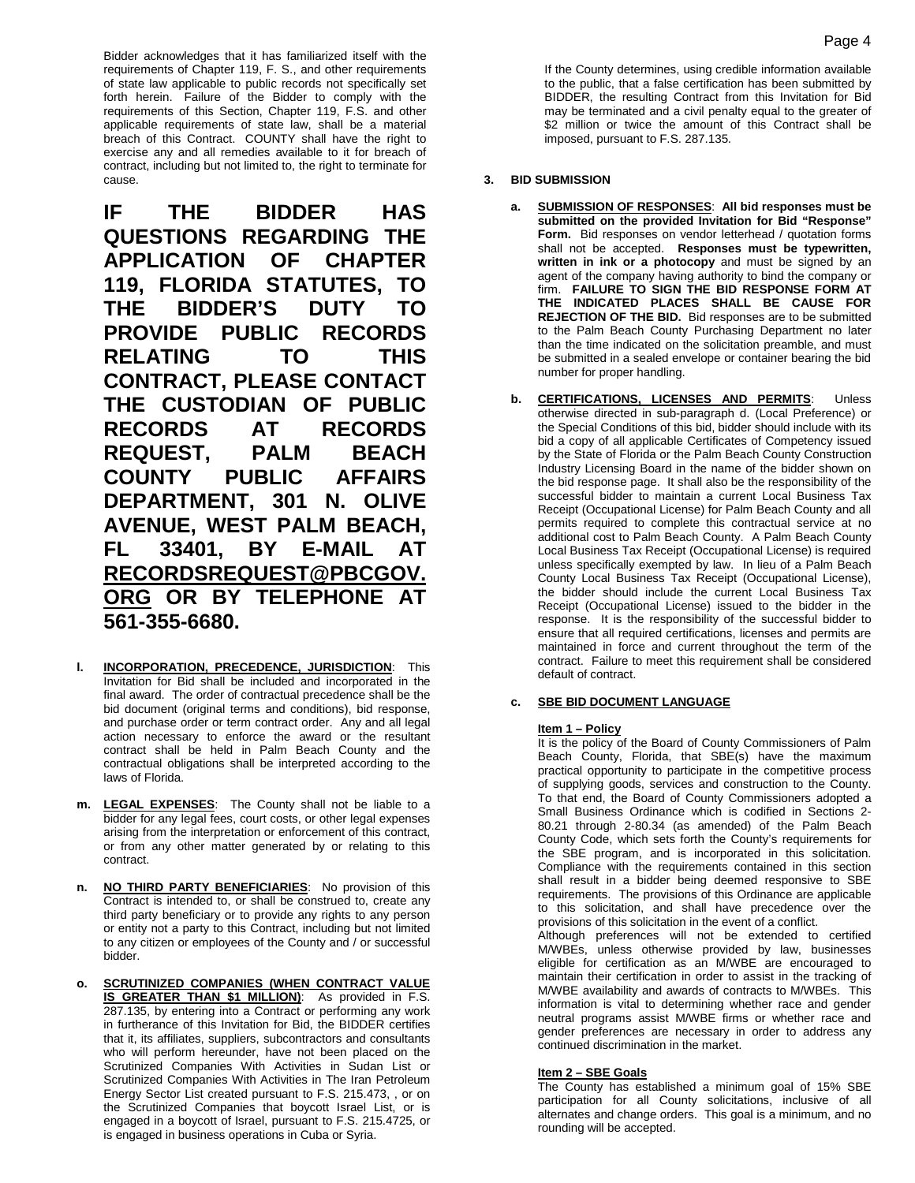Bidder acknowledges that it has familiarized itself with the requirements of Chapter 119, F. S., and other requirements of state law applicable to public records not specifically set forth herein. Failure of the Bidder to comply with the requirements of this Section, Chapter 119, F.S. and other applicable requirements of state law, shall be a material breach of this Contract. COUNTY shall have the right to exercise any and all remedies available to it for breach of contract, including but not limited to, the right to terminate for cause.

**IF THE BIDDER HAS QUESTIONS REGARDING THE APPLICATION OF CHAPTER 119, FLORIDA STATUTES, TO THE BIDDER'S DUTY TO PROVIDE PUBLIC RECORDS RELATING TO THIS CONTRACT, PLEASE CONTACT THE CUSTODIAN OF PUBLIC RECORDS AT RECORDS REQUEST, PALM BEACH COUNTY PUBLIC AFFAIRS DEPARTMENT, 301 N. OLIVE AVENUE, WEST PALM BEACH, FL 33401, BY E-MAIL AT RECORDSREQUEST@PBCGOV.ORG OR BY TELEPHONE AT 561-355-6680.**

**l. INCORPORATION, PRECEDENCE, JURISDICTION**: This Invitation for Bid shall be included and incorporated in the final award. The order of contractual precedence shall be the bid document (original terms and conditions), bid response, and purchase order or term contract order. Any and all legal action necessary to enforce the award or the resultant contract shall be held in Palm Beach County and the contractual obligations shall be interpreted according to the laws of Florida.

**m. LEGAL EXPENSES**: The County shall not be liable to a bidder for any legal fees, court costs, or other legal expenses arising from the interpretation or enforcement of this contract, or from any other matter generated by or relating to this contract.

**n. NO THIRD PARTY BENEFICIARIES**: No provision of this Contract is intended to, or shall be construed to, create any third party beneficiary or to provide any rights to any person or entity not a party to this Contract, including but not limited to any citizen or employees of the County and / or successful bidder.

**o. SCRUTINIZED COMPANIES (WHEN CONTRACT VALUE IS GREATER THAN $1 MILLION)**: As provided in F.S. 287.135, by entering into a Contract or performing any work in furtherance of this Invitation for Bid, the BIDDER certifies that it, its affiliates, suppliers, subcontractors and consultants who will perform hereunder, have not been placed on the Scrutinized Companies With Activities in Sudan List or Scrutinized Companies With Activities in The Iran Petroleum Energy Sector List created pursuant to F.S. 215.473, , or on the Scrutinized Companies that boycott Israel List, or is engaged in a boycott of Israel, pursuant to F.S. 215.4725, or is engaged in business operations in Cuba or Syria.

If the County determines, using credible information available to the public, that a false certification has been submitted by BIDDER, the resulting Contract from this Invitation for Bid may be terminated and a civil penalty equal to the greater of $2 million or twice the amount of this Contract shall be imposed, pursuant to F.S. 287.135.

## 3. BID SUBMISSION

**a. SUBMISSION OF RESPONSES**: **All bid responses must be submitted on the provided Invitation for Bid "Response" Form.** Bid responses on vendor letterhead / quotation forms shall not be accepted. **Responses must be typewritten, written in ink or a photocopy** and must be signed by an agent of the company having authority to bind the company or firm. **FAILURE TO SIGN THE BID RESPONSE FORM AT THE INDICATED PLACES SHALL BE CAUSE FOR REJECTION OF THE BID.** Bid responses are to be submitted to the Palm Beach County Purchasing Department no later than the time indicated on the solicitation preamble, and must be submitted in a sealed envelope or container bearing the bid number for proper handling.

**b. CERTIFICATIONS, LICENSES AND PERMITS**: Unless otherwise directed in sub-paragraph d. (Local Preference) or the Special Conditions of this bid, bidder should include with its bid a copy of all applicable Certificates of Competency issued by the State of Florida or the Palm Beach County Construction Industry Licensing Board in the name of the bidder shown on the bid response page. It shall also be the responsibility of the successful bidder to maintain a current Local Business Tax Receipt (Occupational License) for Palm Beach County and all permits required to complete this contractual service at no additional cost to Palm Beach County. A Palm Beach County Local Business Tax Receipt (Occupational License) is required unless specifically exempted by law. In lieu of a Palm Beach County Local Business Tax Receipt (Occupational License), the bidder should include the current Local Business Tax Receipt (Occupational License) issued to the bidder in the response. It is the responsibility of the successful bidder to ensure that all required certifications, licenses and permits are maintained in force and current throughout the term of the contract. Failure to meet this requirement shall be considered default of contract.

**c. SBE BID DOCUMENT LANGUAGE**

**Item 1 – Policy**

It is the policy of the Board of County Commissioners of Palm Beach County, Florida, that SBE(s) have the maximum practical opportunity to participate in the competitive process of supplying goods, services and construction to the County. To that end, the Board of County Commissioners adopted a Small Business Ordinance which is codified in Sections 2-80.21 through 2-80.34 (as amended) of the Palm Beach County Code, which sets forth the County's requirements for the SBE program, and is incorporated in this solicitation. Compliance with the requirements contained in this section shall result in a bidder being deemed responsive to SBE requirements. The provisions of this Ordinance are applicable to this solicitation, and shall have precedence over the provisions of this solicitation in the event of a conflict.

Although preferences will not be extended to certified M/WBEs, unless otherwise provided by law, businesses eligible for certification as an M/WBE are encouraged to maintain their certification in order to assist in the tracking of M/WBE availability and awards of contracts to M/WBEs. This information is vital to determining whether race and gender neutral programs assist M/WBE firms or whether race and gender preferences are necessary in order to address any continued discrimination in the market.

**Item 2 – SBE Goals**

The County has established a minimum goal of 15% SBE participation for all County solicitations, inclusive of all alternates and change orders. This goal is a minimum, and no rounding will be accepted.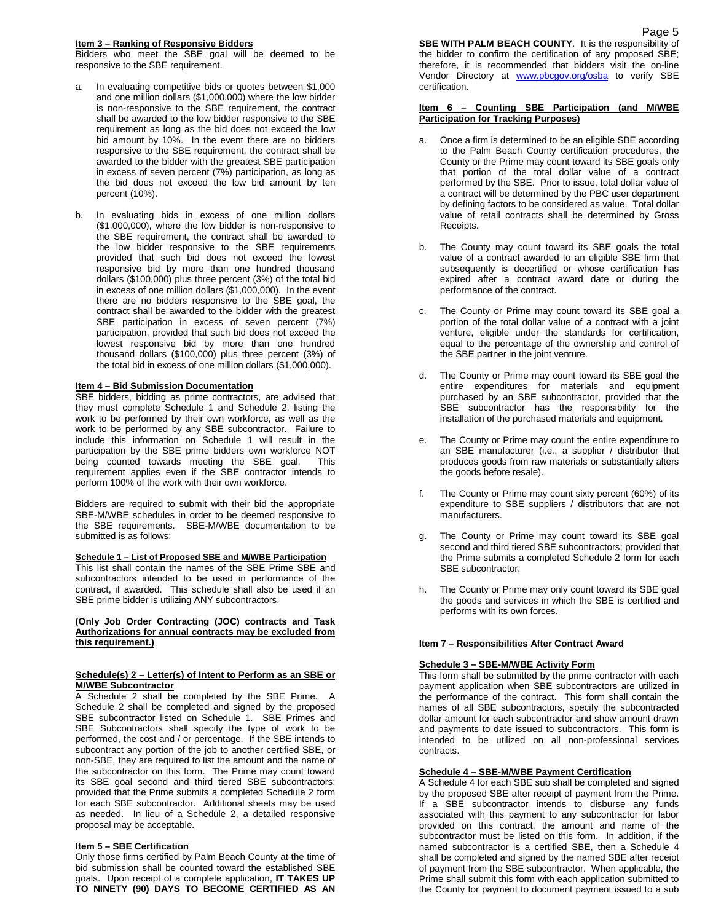**Item 3 – Ranking of Responsive Bidders**

Bidders who meet the SBE goal will be deemed to be responsive to the SBE requirement.

a. In evaluating competitive bids or quotes between $1,000 and one million dollars ($1,000,000) where the low bidder is non-responsive to the SBE requirement, the contract shall be awarded to the low bidder responsive to the SBE requirement as long as the bid does not exceed the low bid amount by 10%. In the event there are no bidders responsive to the SBE requirement, the contract shall be awarded to the bidder with the greatest SBE participation in excess of seven percent (7%) participation, as long as the bid does not exceed the low bid amount by ten percent (10%).

b. In evaluating bids in excess of one million dollars ($1,000,000), where the low bidder is non-responsive to the SBE requirement, the contract shall be awarded to the low bidder responsive to the SBE requirements provided that such bid does not exceed the lowest responsive bid by more than one hundred thousand dollars ($100,000) plus three percent (3%) of the total bid in excess of one million dollars ($1,000,000). In the event there are no bidders responsive to the SBE goal, the contract shall be awarded to the bidder with the greatest SBE participation in excess of seven percent (7%) participation, provided that such bid does not exceed the lowest responsive bid by more than one hundred thousand dollars ($100,000) plus three percent (3%) of the total bid in excess of one million dollars ($1,000,000).

**Item 4 – Bid Submission Documentation**

SBE bidders, bidding as prime contractors, are advised that they must complete Schedule 1 and Schedule 2, listing the work to be performed by their own workforce, as well as the work to be performed by any SBE subcontractor. Failure to include this information on Schedule 1 will result in the participation by the SBE prime bidders own workforce NOT being counted towards meeting the SBE goal. This requirement applies even if the SBE contractor intends to perform 100% of the work with their own workforce.

Bidders are required to submit with their bid the appropriate SBE-M/WBE schedules in order to be deemed responsive to the SBE requirements. SBE-M/WBE documentation to be submitted is as follows:

**Schedule 1 – List of Proposed SBE and M/WBE Participation**

This list shall contain the names of the SBE Prime SBE and subcontractors intended to be used in performance of the contract, if awarded. This schedule shall also be used if an SBE prime bidder is utilizing ANY subcontractors.

**(Only Job Order Contracting (JOC) contracts and Task Authorizations for annual contracts may be excluded from this requirement.)**

**Schedule(s) 2 – Letter(s) of Intent to Perform as an SBE or M/WBE Subcontractor**

A Schedule 2 shall be completed by the SBE Prime. A Schedule 2 shall be completed and signed by the proposed SBE subcontractor listed on Schedule 1. SBE Primes and SBE Subcontractors shall specify the type of work to be performed, the cost and / or percentage. If the SBE intends to subcontract any portion of the job to another certified SBE, or non-SBE, they are required to list the amount and the name of the subcontractor on this form. The Prime may count toward its SBE goal second and third tiered SBE subcontractors; provided that the Prime submits a completed Schedule 2 form for each SBE subcontractor. Additional sheets may be used as needed. In lieu of a Schedule 2, a detailed responsive proposal may be acceptable.

**Item 5 – SBE Certification**

Only those firms certified by Palm Beach County at the time of bid submission shall be counted toward the established SBE goals. Upon receipt of a complete application, **IT TAKES UP TO NINETY (90) DAYS TO BECOME CERTIFIED AS AN SBE WITH PALM BEACH COUNTY**. It is the responsibility of the bidder to confirm the certification of any proposed SBE; therefore, it is recommended that bidders visit the on-line Vendor Directory at www.pbcgov.org/osba to verify SBE certification.

**Item 6 – Counting SBE Participation (and M/WBE Participation for Tracking Purposes)**

a. Once a firm is determined to be an eligible SBE according to the Palm Beach County certification procedures, the County or the Prime may count toward its SBE goals only that portion of the total dollar value of a contract performed by the SBE. Prior to issue, total dollar value of a contract will be determined by the PBC user department by defining factors to be considered as value. Total dollar value of retail contracts shall be determined by Gross Receipts.

b. The County may count toward its SBE goals the total value of a contract awarded to an eligible SBE firm that subsequently is decertified or whose certification has expired after a contract award date or during the performance of the contract.

c. The County or Prime may count toward its SBE goal a portion of the total dollar value of a contract with a joint venture, eligible under the standards for certification, equal to the percentage of the ownership and control of the SBE partner in the joint venture.

d. The County or Prime may count toward its SBE goal the entire expenditures for materials and equipment purchased by an SBE subcontractor, provided that the SBE subcontractor has the responsibility for the installation of the purchased materials and equipment.

e. The County or Prime may count the entire expenditure to an SBE manufacturer (i.e., a supplier / distributor that produces goods from raw materials or substantially alters the goods before resale).

f. The County or Prime may count sixty percent (60%) of its expenditure to SBE suppliers / distributors that are not manufacturers.

g. The County or Prime may count toward its SBE goal second and third tiered SBE subcontractors; provided that the Prime submits a completed Schedule 2 form for each SBE subcontractor.

h. The County or Prime may only count toward its SBE goal the goods and services in which the SBE is certified and performs with its own forces.

**Item 7 – Responsibilities After Contract Award**

**Schedule 3 – SBE-M/WBE Activity Form**

This form shall be submitted by the prime contractor with each payment application when SBE subcontractors are utilized in the performance of the contract. This form shall contain the names of all SBE subcontractors, specify the subcontracted dollar amount for each subcontractor and show amount drawn and payments to date issued to subcontractors. This form is intended to be utilized on all non-professional services contracts.

**Schedule 4 – SBE-M/WBE Payment Certification**

A Schedule 4 for each SBE sub shall be completed and signed by the proposed SBE after receipt of payment from the Prime. If a SBE subcontractor intends to disburse any funds associated with this payment to any subcontractor for labor provided on this contract, the amount and name of the subcontractor must be listed on this form. In addition, if the named subcontractor is a certified SBE, then a Schedule 4 shall be completed and signed by the named SBE after receipt of payment from the SBE subcontractor. When applicable, the Prime shall submit this form with each application submitted to the County for payment to document payment issued to a sub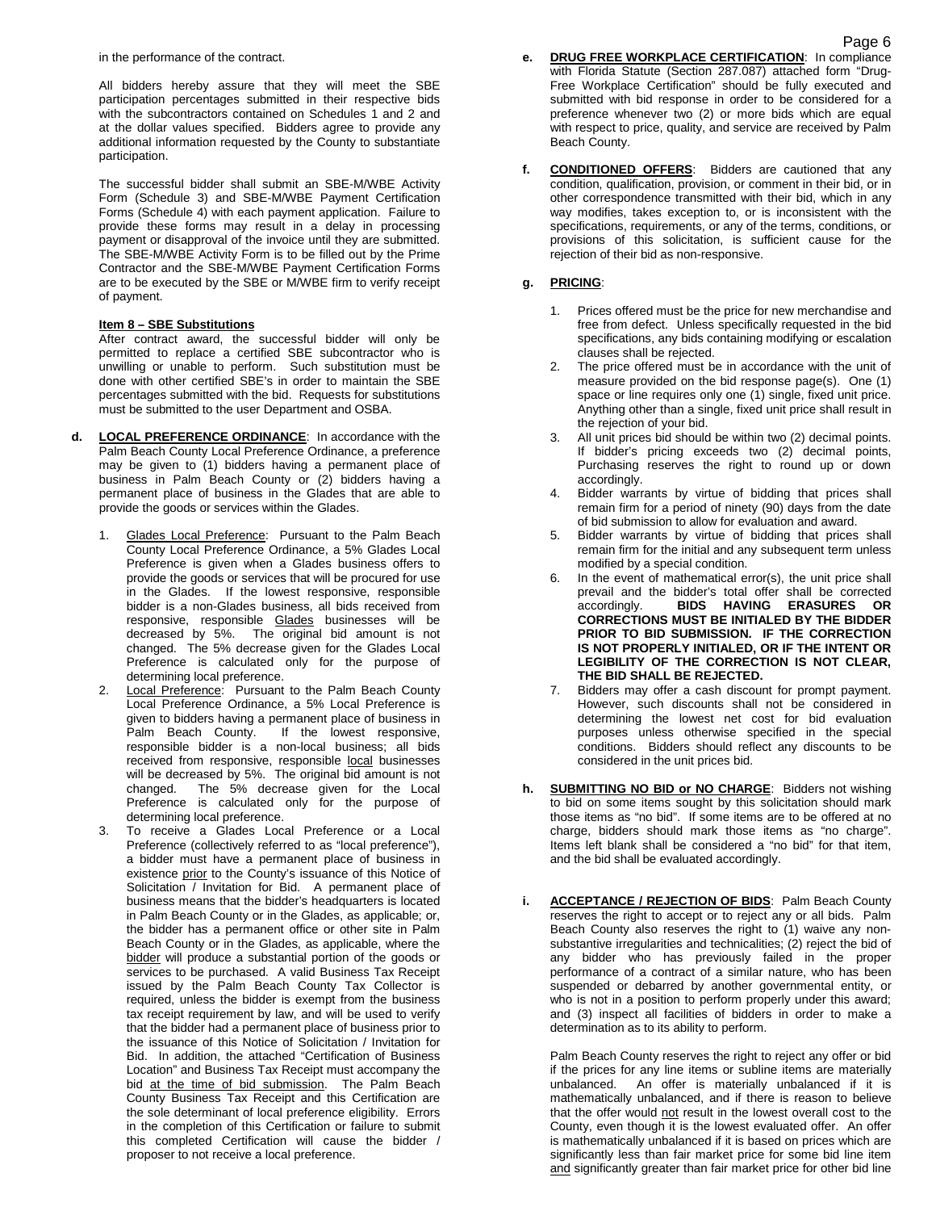in the performance of the contract.

All bidders hereby assure that they will meet the SBE participation percentages submitted in their respective bids with the subcontractors contained on Schedules 1 and 2 and at the dollar values specified. Bidders agree to provide any additional information requested by the County to substantiate participation.

The successful bidder shall submit an SBE-M/WBE Activity Form (Schedule 3) and SBE-M/WBE Payment Certification Forms (Schedule 4) with each payment application. Failure to provide these forms may result in a delay in processing payment or disapproval of the invoice until they are submitted. The SBE-M/WBE Activity Form is to be filled out by the Prime Contractor and the SBE-M/WBE Payment Certification Forms are to be executed by the SBE or M/WBE firm to verify receipt of payment.

**Item 8 – SBE Substitutions**

After contract award, the successful bidder will only be permitted to replace a certified SBE subcontractor who is unwilling or unable to perform. Such substitution must be done with other certified SBE's in order to maintain the SBE percentages submitted with the bid. Requests for substitutions must be submitted to the user Department and OSBA.

**d. LOCAL PREFERENCE ORDINANCE**: In accordance with the Palm Beach County Local Preference Ordinance, a preference may be given to (1) bidders having a permanent place of business in Palm Beach County or (2) bidders having a permanent place of business in the Glades that are able to provide the goods or services within the Glades.

1. Glades Local Preference: Pursuant to the Palm Beach County Local Preference Ordinance, a 5% Glades Local Preference is given when a Glades business offers to provide the goods or services that will be procured for use in the Glades. If the lowest responsive, responsible bidder is a non-Glades business, all bids received from responsive, responsible Glades businesses will be decreased by 5%. The original bid amount is not changed. The 5% decrease given for the Glades Local Preference is calculated only for the purpose of determining local preference.
2. Local Preference: Pursuant to the Palm Beach County Local Preference Ordinance, a 5% Local Preference is given to bidders having a permanent place of business in Palm Beach County. If the lowest responsive, responsible bidder is a non-local business; all bids received from responsive, responsible local businesses will be decreased by 5%. The original bid amount is not changed. The 5% decrease given for the Local Preference is calculated only for the purpose of determining local preference.
3. To receive a Glades Local Preference or a Local Preference (collectively referred to as "local preference"), a bidder must have a permanent place of business in existence prior to the County's issuance of this Notice of Solicitation / Invitation for Bid. A permanent place of business means that the bidder's headquarters is located in Palm Beach County or in the Glades, as applicable; or, the bidder has a permanent office or other site in Palm Beach County or in the Glades, as applicable, where the bidder will produce a substantial portion of the goods or services to be purchased. A valid Business Tax Receipt issued by the Palm Beach County Tax Collector is required, unless the bidder is exempt from the business tax receipt requirement by law, and will be used to verify that the bidder had a permanent place of business prior to the issuance of this Notice of Solicitation / Invitation for Bid. In addition, the attached "Certification of Business Location" and Business Tax Receipt must accompany the bid at the time of bid submission. The Palm Beach County Business Tax Receipt and this Certification are the sole determinant of local preference eligibility. Errors in the completion of this Certification or failure to submit this completed Certification will cause the bidder / proposer to not receive a local preference.

**e. DRUG FREE WORKPLACE CERTIFICATION**: In compliance with Florida Statute (Section 287.087) attached form "Drug-Free Workplace Certification" should be fully executed and submitted with bid response in order to be considered for a preference whenever two (2) or more bids which are equal with respect to price, quality, and service are received by Palm Beach County.

**f. CONDITIONED OFFERS**: Bidders are cautioned that any condition, qualification, provision, or comment in their bid, or in other correspondence transmitted with their bid, which in any way modifies, takes exception to, or is inconsistent with the specifications, requirements, or any of the terms, conditions, or provisions of this solicitation, is sufficient cause for the rejection of their bid as non-responsive.

**g. PRICING**:

1. Prices offered must be the price for new merchandise and free from defect. Unless specifically requested in the bid specifications, any bids containing modifying or escalation clauses shall be rejected.
2. The price offered must be in accordance with the unit of measure provided on the bid response page(s). One (1) space or line requires only one (1) single, fixed unit price. Anything other than a single, fixed unit price shall result in the rejection of your bid.
3. All unit prices bid should be within two (2) decimal points. If bidder's pricing exceeds two (2) decimal points, Purchasing reserves the right to round up or down accordingly.
4. Bidder warrants by virtue of bidding that prices shall remain firm for a period of ninety (90) days from the date of bid submission to allow for evaluation and award.
5. Bidder warrants by virtue of bidding that prices shall remain firm for the initial and any subsequent term unless modified by a special condition.
6. In the event of mathematical error(s), the unit price shall prevail and the bidder's total offer shall be corrected accordingly. **BIDS HAVING ERASURES OR CORRECTIONS MUST BE INITIALED BY THE BIDDER PRIOR TO BID SUBMISSION. IF THE CORRECTION IS NOT PROPERLY INITIALED, OR IF THE INTENT OR LEGIBILITY OF THE CORRECTION IS NOT CLEAR, THE BID SHALL BE REJECTED.**
7. Bidders may offer a cash discount for prompt payment. However, such discounts shall not be considered in determining the lowest net cost for bid evaluation purposes unless otherwise specified in the special conditions. Bidders should reflect any discounts to be considered in the unit prices bid.

**h. SUBMITTING NO BID or NO CHARGE**: Bidders not wishing to bid on some items sought by this solicitation should mark those items as "no bid". If some items are to be offered at no charge, bidders should mark those items as "no charge". Items left blank shall be considered a "no bid" for that item, and the bid shall be evaluated accordingly.

**i. ACCEPTANCE / REJECTION OF BIDS**: Palm Beach County reserves the right to accept or to reject any or all bids. Palm Beach County also reserves the right to (1) waive any non-substantive irregularities and technicalities; (2) reject the bid of any bidder who has previously failed in the proper performance of a contract of a similar nature, who has been suspended or debarred by another governmental entity, or who is not in a position to perform properly under this award; and (3) inspect all facilities of bidders in order to make a determination as to its ability to perform.

Palm Beach County reserves the right to reject any offer or bid if the prices for any line items or subline items are materially unbalanced. An offer is materially unbalanced if it is mathematically unbalanced, and if there is reason to believe that the offer would not result in the lowest overall cost to the County, even though it is the lowest evaluated offer. An offer is mathematically unbalanced if it is based on prices which are significantly less than fair market price for some bid line item and significantly greater than fair market price for other bid line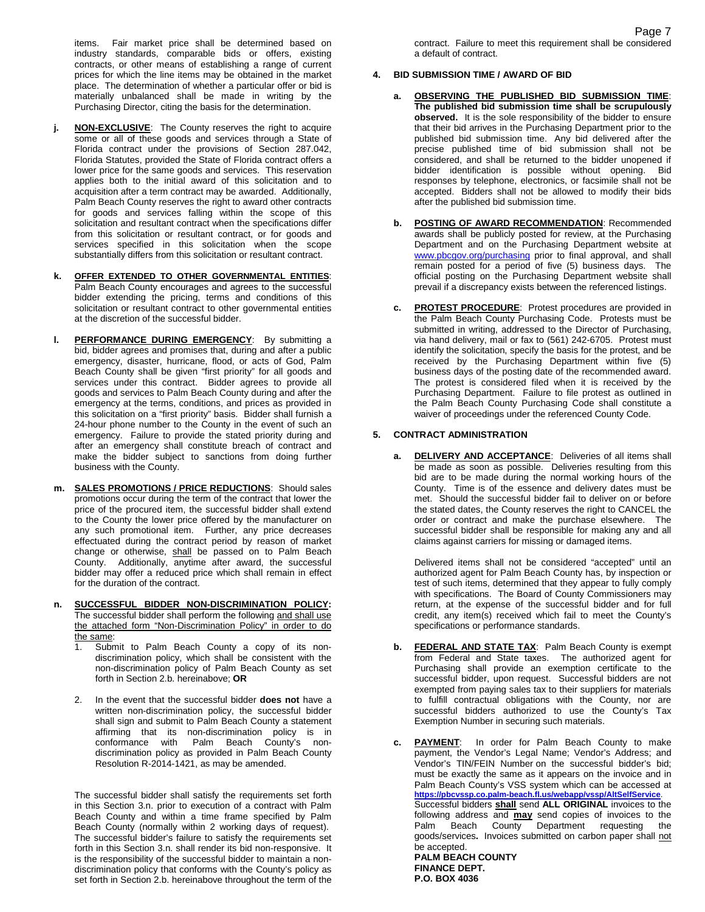items. Fair market price shall be determined based on industry standards, comparable bids or offers, existing contracts, or other means of establishing a range of current prices for which the line items may be obtained in the market place. The determination of whether a particular offer or bid is materially unbalanced shall be made in writing by the Purchasing Director, citing the basis for the determination.

**j.** **<u>NON-EXCLUSIVE</u>**: The County reserves the right to acquire some or all of these goods and services through a State of Florida contract under the provisions of Section 287.042, Florida Statutes, provided the State of Florida contract offers a lower price for the same goods and services. This reservation applies both to the initial award of this solicitation and to acquisition after a term contract may be awarded. Additionally, Palm Beach County reserves the right to award other contracts for goods and services falling within the scope of this solicitation and resultant contract when the specifications differ from this solicitation or resultant contract, or for goods and services specified in this solicitation when the scope substantially differs from this solicitation or resultant contract.

**k.** **<u>OFFER EXTENDED TO OTHER GOVERNMENTAL ENTITIES</u>**: Palm Beach County encourages and agrees to the successful bidder extending the pricing, terms and conditions of this solicitation or resultant contract to other governmental entities at the discretion of the successful bidder.

**l.** **<u>PERFORMANCE DURING EMERGENCY</u>**: By submitting a bid, bidder agrees and promises that, during and after a public emergency, disaster, hurricane, flood, or acts of God, Palm Beach County shall be given "first priority" for all goods and services under this contract. Bidder agrees to provide all goods and services to Palm Beach County during and after the emergency at the terms, conditions, and prices as provided in this solicitation on a "first priority" basis. Bidder shall furnish a 24-hour phone number to the County in the event of such an emergency. Failure to provide the stated priority during and after an emergency shall constitute breach of contract and make the bidder subject to sanctions from doing further business with the County.

**m.** **<u>SALES PROMOTIONS / PRICE REDUCTIONS</u>**: Should sales promotions occur during the term of the contract that lower the price of the procured item, the successful bidder shall extend to the County the lower price offered by the manufacturer on any such promotional item. Further, any price decreases effectuated during the contract period by reason of market change or otherwise, <u>shall</u> be passed on to Palm Beach County. Additionally, anytime after award, the successful bidder may offer a reduced price which shall remain in effect for the duration of the contract.

**n.** **<u>SUCCESSFUL BIDDER NON-DISCRIMINATION POLICY</u>:** The successful bidder shall perform the following <u>and shall use the attached form "Non-Discrimination Policy" in order to do the same</u>:

1. Submit to Palm Beach County a copy of its non-discrimination policy, which shall be consistent with the non-discrimination policy of Palm Beach County as set forth in Section 2.b. hereinabove; **OR**

2. In the event that the successful bidder **does not** have a written non-discrimination policy, the successful bidder shall sign and submit to Palm Beach County a statement affirming that its non-discrimination policy is in conformance with Palm Beach County's non-discrimination policy as provided in Palm Beach County Resolution R-2014-1421, as may be amended.

The successful bidder shall satisfy the requirements set forth in this Section 3.n. prior to execution of a contract with Palm Beach County and within a time frame specified by Palm Beach County (normally within 2 working days of request). The successful bidder's failure to satisfy the requirements set forth in this Section 3.n. shall render its bid non-responsive. It is the responsibility of the successful bidder to maintain a non-discrimination policy that conforms with the County's policy as set forth in Section 2.b. hereinabove throughout the term of the contract. Failure to meet this requirement shall be considered a default of contract.

## 4. BID SUBMISSION TIME / AWARD OF BID

**a.** **<u>OBSERVING THE PUBLISHED BID SUBMISSION TIME</u>**: **The published bid submission time shall be scrupulously observed.** It is the sole responsibility of the bidder to ensure that their bid arrives in the Purchasing Department prior to the published bid submission time. Any bid delivered after the precise published time of bid submission shall not be considered, and shall be returned to the bidder unopened if bidder identification is possible without opening. Bid responses by telephone, electronics, or facsimile shall not be accepted. Bidders shall not be allowed to modify their bids after the published bid submission time.

**b.** **<u>POSTING OF AWARD RECOMMENDATION</u>**: Recommended awards shall be publicly posted for review, at the Purchasing Department and on the Purchasing Department website at www.pbcgov.org/purchasing prior to final approval, and shall remain posted for a period of five (5) business days. The official posting on the Purchasing Department website shall prevail if a discrepancy exists between the referenced listings.

**c.** **<u>PROTEST PROCEDURE</u>**: Protest procedures are provided in the Palm Beach County Purchasing Code. Protests must be submitted in writing, addressed to the Director of Purchasing, via hand delivery, mail or fax to (561) 242-6705. Protest must identify the solicitation, specify the basis for the protest, and be received by the Purchasing Department within five (5) business days of the posting date of the recommended award. The protest is considered filed when it is received by the Purchasing Department. Failure to file protest as outlined in the Palm Beach County Purchasing Code shall constitute a waiver of proceedings under the referenced County Code.

## 5. CONTRACT ADMINISTRATION

**a.** **<u>DELIVERY AND ACCEPTANCE</u>**: Deliveries of all items shall be made as soon as possible. Deliveries resulting from this bid are to be made during the normal working hours of the County. Time is of the essence and delivery dates must be met. Should the successful bidder fail to deliver on or before the stated dates, the County reserves the right to CANCEL the order or contract and make the purchase elsewhere. The successful bidder shall be responsible for making any and all claims against carriers for missing or damaged items.

Delivered items shall not be considered "accepted" until an authorized agent for Palm Beach County has, by inspection or test of such items, determined that they appear to fully comply with specifications. The Board of County Commissioners may return, at the expense of the successful bidder and for full credit, any item(s) received which fail to meet the County's specifications or performance standards.

**b.** **<u>FEDERAL AND STATE TAX</u>**: Palm Beach County is exempt from Federal and State taxes. The authorized agent for Purchasing shall provide an exemption certificate to the successful bidder, upon request. Successful bidders are not exempted from paying sales tax to their suppliers for materials to fulfill contractual obligations with the County, nor are successful bidders authorized to use the County's Tax Exemption Number in securing such materials.

**c.** **<u>PAYMENT</u>**: In order for Palm Beach County to make payment, the Vendor's Legal Name; Vendor's Address; and Vendor's TIN/FEIN Number on the successful bidder's bid; must be exactly the same as it appears on the invoice and in Palm Beach County's VSS system which can be accessed at **https://pbcvssp.co.palm-beach.fl.us/webapp/vssp/AltSelfService**. Successful bidders **<u>shall</u>** send **ALL ORIGINAL** invoices to the following address and **<u>may</u>** send copies of invoices to the Palm Beach County Department requesting the goods/services**.** Invoices submitted on carbon paper shall <u>not</u> be accepted.

**PALM BEACH COUNTY**
**FINANCE DEPT.**
**P.O. BOX 4036**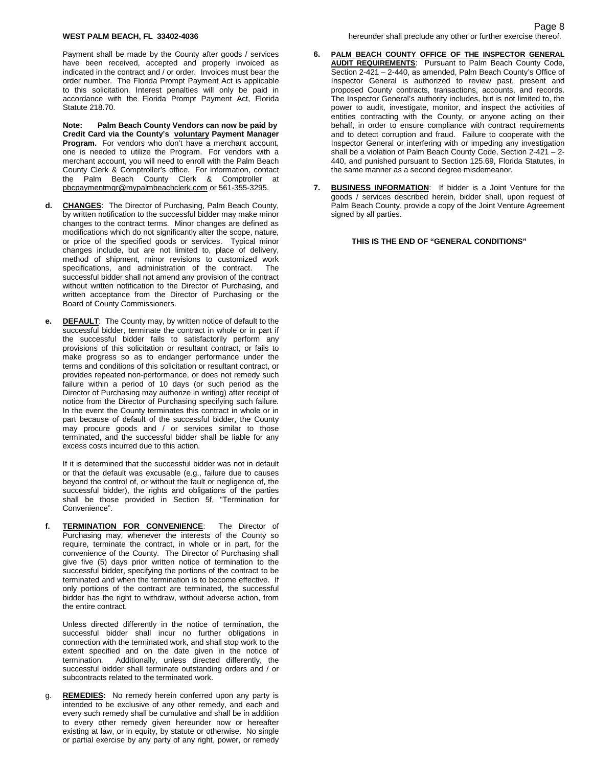**WEST PALM BEACH, FL 33402-4036**

Payment shall be made by the County after goods / services have been received, accepted and properly invoiced as indicated in the contract and / or order. Invoices must bear the order number. The Florida Prompt Payment Act is applicable to this solicitation. Interest penalties will only be paid in accordance with the Florida Prompt Payment Act, Florida Statute 218.70.

**Note: Palm Beach County Vendors can now be paid by Credit Card via the County's voluntary Payment Manager Program.** For vendors who don't have a merchant account, one is needed to utilize the Program. For vendors with a merchant account, you will need to enroll with the Palm Beach County Clerk & Comptroller's office. For information, contact the Palm Beach County Clerk & Comptroller at pbcpaymentmgr@mypalmbeachclerk.com or 561-355-3295.

**d. CHANGES**: The Director of Purchasing, Palm Beach County, by written notification to the successful bidder may make minor changes to the contract terms. Minor changes are defined as modifications which do not significantly alter the scope, nature, or price of the specified goods or services. Typical minor changes include, but are not limited to, place of delivery, method of shipment, minor revisions to customized work specifications, and administration of the contract. The successful bidder shall not amend any provision of the contract without written notification to the Director of Purchasing, and written acceptance from the Director of Purchasing or the Board of County Commissioners.

**e. DEFAULT**: The County may, by written notice of default to the successful bidder, terminate the contract in whole or in part if the successful bidder fails to satisfactorily perform any provisions of this solicitation or resultant contract, or fails to make progress so as to endanger performance under the terms and conditions of this solicitation or resultant contract, or provides repeated non-performance, or does not remedy such failure within a period of 10 days (or such period as the Director of Purchasing may authorize in writing) after receipt of notice from the Director of Purchasing specifying such failure. In the event the County terminates this contract in whole or in part because of default of the successful bidder, the County may procure goods and / or services similar to those terminated, and the successful bidder shall be liable for any excess costs incurred due to this action.

If it is determined that the successful bidder was not in default or that the default was excusable (e.g., failure due to causes beyond the control of, or without the fault or negligence of, the successful bidder), the rights and obligations of the parties shall be those provided in Section 5f, "Termination for Convenience".

**f. TERMINATION FOR CONVENIENCE**: The Director of Purchasing may, whenever the interests of the County so require, terminate the contract, in whole or in part, for the convenience of the County. The Director of Purchasing shall give five (5) days prior written notice of termination to the successful bidder, specifying the portions of the contract to be terminated and when the termination is to become effective. If only portions of the contract are terminated, the successful bidder has the right to withdraw, without adverse action, from the entire contract.

Unless directed differently in the notice of termination, the successful bidder shall incur no further obligations in connection with the terminated work, and shall stop work to the extent specified and on the date given in the notice of termination. Additionally, unless directed differently, the successful bidder shall terminate outstanding orders and / or subcontracts related to the terminated work.

g. **REMEDIES:** No remedy herein conferred upon any party is intended to be exclusive of any other remedy, and each and every such remedy shall be cumulative and shall be in addition to every other remedy given hereunder now or hereafter existing at law, or in equity, by statute or otherwise. No single or partial exercise by any party of any right, power, or remedy hereunder shall preclude any other or further exercise thereof.

**6. PALM BEACH COUNTY OFFICE OF THE INSPECTOR GENERAL AUDIT REQUIREMENTS**: Pursuant to Palm Beach County Code, Section 2-421 – 2-440, as amended, Palm Beach County's Office of Inspector General is authorized to review past, present and proposed County contracts, transactions, accounts, and records. The Inspector General's authority includes, but is not limited to, the power to audit, investigate, monitor, and inspect the activities of entities contracting with the County, or anyone acting on their behalf, in order to ensure compliance with contract requirements and to detect corruption and fraud. Failure to cooperate with the Inspector General or interfering with or impeding any investigation shall be a violation of Palm Beach County Code, Section 2-421 – 2-440, and punished pursuant to Section 125.69, Florida Statutes, in the same manner as a second degree misdemeanor.

**7. BUSINESS INFORMATION**: If bidder is a Joint Venture for the goods / services described herein, bidder shall, upon request of Palm Beach County, provide a copy of the Joint Venture Agreement signed by all parties.

**THIS IS THE END OF "GENERAL CONDITIONS"**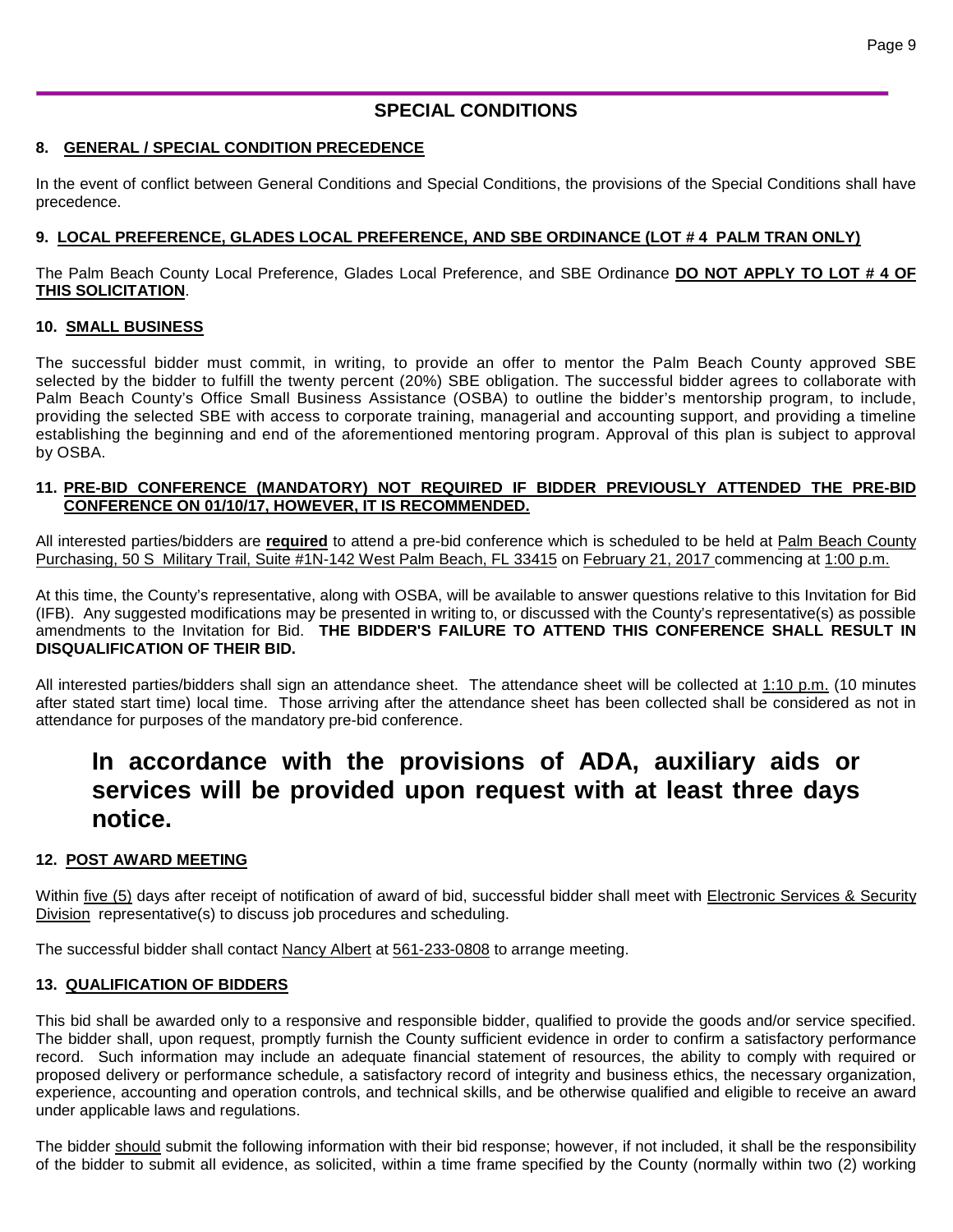## SPECIAL CONDITIONS

**8. <u>GENERAL / SPECIAL CONDITION PRECEDENCE</u>**

In the event of conflict between General Conditions and Special Conditions, the provisions of the Special Conditions shall have precedence.

**9. <u>LOCAL PREFERENCE, GLADES LOCAL PREFERENCE, AND SBE ORDINANCE (LOT # 4 PALM TRAN ONLY)</u>**

The Palm Beach County Local Preference, Glades Local Preference, and SBE Ordinance **<u>DO NOT APPLY TO LOT # 4 OF THIS SOLICITATION</u>**.

**10. <u>SMALL BUSINESS</u>**

The successful bidder must commit, in writing, to provide an offer to mentor the Palm Beach County approved SBE selected by the bidder to fulfill the twenty percent (20%) SBE obligation. The successful bidder agrees to collaborate with Palm Beach County's Office Small Business Assistance (OSBA) to outline the bidder's mentorship program, to include, providing the selected SBE with access to corporate training, managerial and accounting support, and providing a timeline establishing the beginning and end of the aforementioned mentoring program. Approval of this plan is subject to approval by OSBA.

**11. <u>PRE-BID CONFERENCE (MANDATORY) NOT REQUIRED IF BIDDER PREVIOUSLY ATTENDED THE PRE-BID CONFERENCE ON 01/10/17, HOWEVER, IT IS RECOMMENDED.</u>**

All interested parties/bidders are **<u>required</u>** to attend a pre-bid conference which is scheduled to be held at <u>Palm Beach County Purchasing, 50 S Military Trail, Suite #1N-142 West Palm Beach, FL 33415</u> on <u>February 21, 2017</u> commencing at <u>1:00 p.m.</u>

At this time, the County's representative, along with OSBA, will be available to answer questions relative to this Invitation for Bid (IFB). Any suggested modifications may be presented in writing to, or discussed with the County's representative(s) as possible amendments to the Invitation for Bid. **THE BIDDER'S FAILURE TO ATTEND THIS CONFERENCE SHALL RESULT IN DISQUALIFICATION OF THEIR BID.**

All interested parties/bidders shall sign an attendance sheet. The attendance sheet will be collected at <u>1:10 p.m.</u> (10 minutes after stated start time) local time. Those arriving after the attendance sheet has been collected shall be considered as not in attendance for purposes of the mandatory pre-bid conference.

## In accordance with the provisions of ADA, auxiliary aids or services will be provided upon request with at least three days notice.

**12. <u>POST AWARD MEETING</u>**

Within <u>five (5)</u> days after receipt of notification of award of bid, successful bidder shall meet with <u>Electronic Services & Security Division</u> representative(s) to discuss job procedures and scheduling.

The successful bidder shall contact <u>Nancy Albert</u> at <u>561-233-0808</u> to arrange meeting.

**13. <u>QUALIFICATION OF BIDDERS</u>**

This bid shall be awarded only to a responsive and responsible bidder, qualified to provide the goods and/or service specified. The bidder shall, upon request, promptly furnish the County sufficient evidence in order to confirm a satisfactory performance record. Such information may include an adequate financial statement of resources, the ability to comply with required or proposed delivery or performance schedule, a satisfactory record of integrity and business ethics, the necessary organization, experience, accounting and operation controls, and technical skills, and be otherwise qualified and eligible to receive an award under applicable laws and regulations.

The bidder <u>should</u> submit the following information with their bid response; however, if not included, it shall be the responsibility of the bidder to submit all evidence, as solicited, within a time frame specified by the County (normally within two (2) working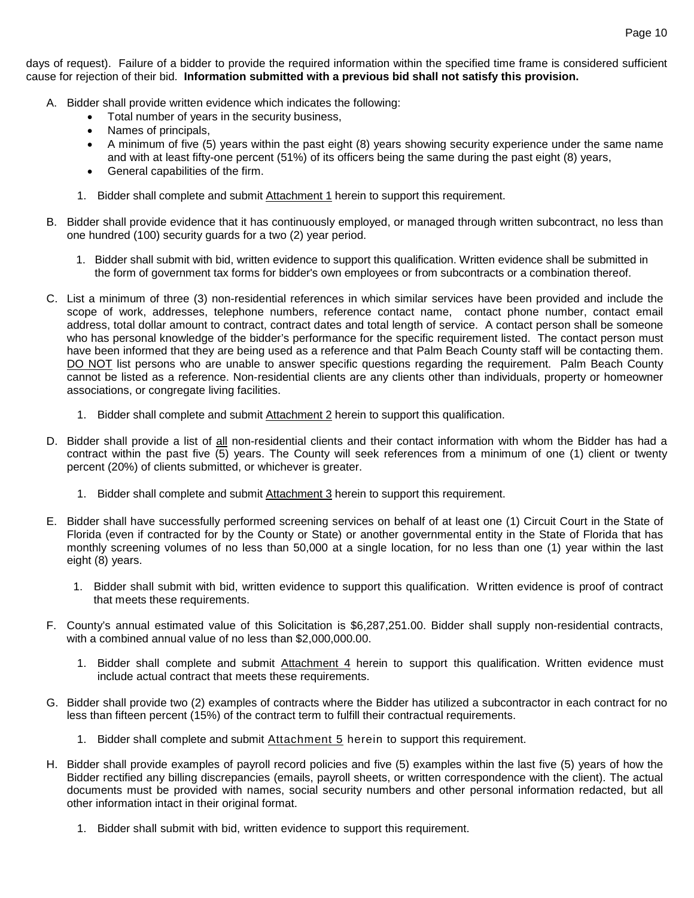days of request). Failure of a bidder to provide the required information within the specified time frame is considered sufficient cause for rejection of their bid. **Information submitted with a previous bid shall not satisfy this provision.**

A. Bidder shall provide written evidence which indicates the following:
   - Total number of years in the security business,
   - Names of principals,
   - A minimum of five (5) years within the past eight (8) years showing security experience under the same name and with at least fifty-one percent (51%) of its officers being the same during the past eight (8) years,
   - General capabilities of the firm.

   1. Bidder shall complete and submit Attachment 1 herein to support this requirement.

B. Bidder shall provide evidence that it has continuously employed, or managed through written subcontract, no less than one hundred (100) security guards for a two (2) year period.

   1. Bidder shall submit with bid, written evidence to support this qualification. Written evidence shall be submitted in the form of government tax forms for bidder's own employees or from subcontracts or a combination thereof.

C. List a minimum of three (3) non-residential references in which similar services have been provided and include the scope of work, addresses, telephone numbers, reference contact name, contact phone number, contact email address, total dollar amount to contract, contract dates and total length of service. A contact person shall be someone who has personal knowledge of the bidder's performance for the specific requirement listed. The contact person must have been informed that they are being used as a reference and that Palm Beach County staff will be contacting them. DO NOT list persons who are unable to answer specific questions regarding the requirement. Palm Beach County cannot be listed as a reference. Non-residential clients are any clients other than individuals, property or homeowner associations, or congregate living facilities.

   1. Bidder shall complete and submit Attachment 2 herein to support this qualification.

D. Bidder shall provide a list of all non-residential clients and their contact information with whom the Bidder has had a contract within the past five (5) years. The County will seek references from a minimum of one (1) client or twenty percent (20%) of clients submitted, or whichever is greater.

   1. Bidder shall complete and submit Attachment 3 herein to support this requirement.

E. Bidder shall have successfully performed screening services on behalf of at least one (1) Circuit Court in the State of Florida (even if contracted for by the County or State) or another governmental entity in the State of Florida that has monthly screening volumes of no less than 50,000 at a single location, for no less than one (1) year within the last eight (8) years.

   1. Bidder shall submit with bid, written evidence to support this qualification. Written evidence is proof of contract that meets these requirements.

F. County's annual estimated value of this Solicitation is $6,287,251.00. Bidder shall supply non-residential contracts, with a combined annual value of no less than $2,000,000.00.

   1. Bidder shall complete and submit Attachment 4 herein to support this qualification. Written evidence must include actual contract that meets these requirements.

G. Bidder shall provide two (2) examples of contracts where the Bidder has utilized a subcontractor in each contract for no less than fifteen percent (15%) of the contract term to fulfill their contractual requirements.

   1. Bidder shall complete and submit Attachment 5 herein to support this requirement.

H. Bidder shall provide examples of payroll record policies and five (5) examples within the last five (5) years of how the Bidder rectified any billing discrepancies (emails, payroll sheets, or written correspondence with the client). The actual documents must be provided with names, social security numbers and other personal information redacted, but all other information intact in their original format.

   1. Bidder shall submit with bid, written evidence to support this requirement.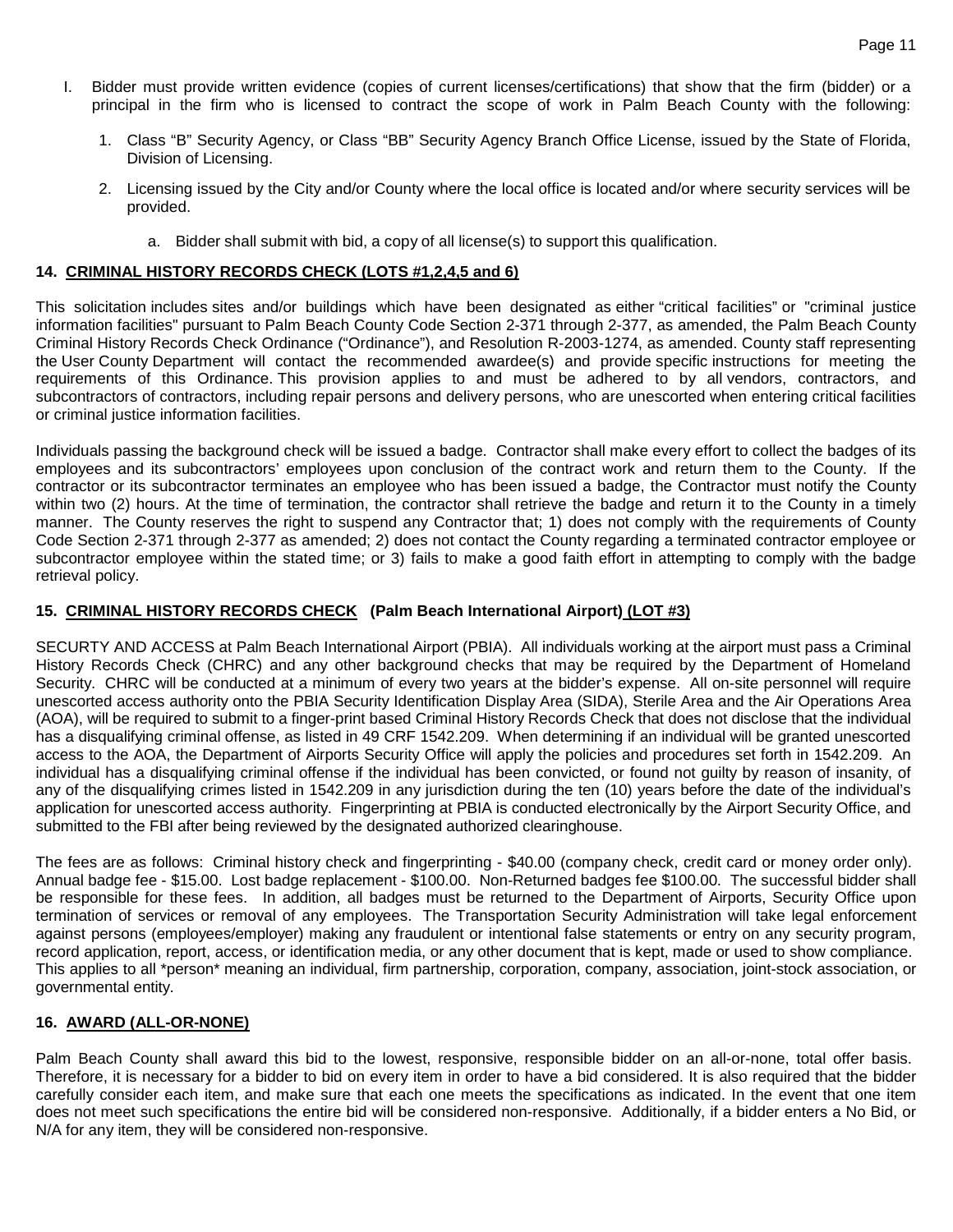I. Bidder must provide written evidence (copies of current licenses/certifications) that show that the firm (bidder) or a principal in the firm who is licensed to contract the scope of work in Palm Beach County with the following:

   1. Class "B" Security Agency, or Class "BB" Security Agency Branch Office License, issued by the State of Florida, Division of Licensing.

   2. Licensing issued by the City and/or County where the local office is located and/or where security services will be provided.

      a. Bidder shall submit with bid, a copy of all license(s) to support this qualification.

**14. CRIMINAL HISTORY RECORDS CHECK (LOTS #1,2,4,5 and 6)**

This solicitation includes sites and/or buildings which have been designated as either "critical facilities" or "criminal justice information facilities" pursuant to Palm Beach County Code Section 2-371 through 2-377, as amended, the Palm Beach County Criminal History Records Check Ordinance ("Ordinance"), and Resolution R-2003-1274, as amended. County staff representing the User County Department will contact the recommended awardee(s) and provide specific instructions for meeting the requirements of this Ordinance. This provision applies to and must be adhered to by all vendors, contractors, and subcontractors of contractors, including repair persons and delivery persons, who are unescorted when entering critical facilities or criminal justice information facilities.

Individuals passing the background check will be issued a badge. Contractor shall make every effort to collect the badges of its employees and its subcontractors' employees upon conclusion of the contract work and return them to the County. If the contractor or its subcontractor terminates an employee who has been issued a badge, the Contractor must notify the County within two (2) hours. At the time of termination, the contractor shall retrieve the badge and return it to the County in a timely manner. The County reserves the right to suspend any Contractor that; 1) does not comply with the requirements of County Code Section 2-371 through 2-377 as amended; 2) does not contact the County regarding a terminated contractor employee or subcontractor employee within the stated time; or 3) fails to make a good faith effort in attempting to comply with the badge retrieval policy.

**15. CRIMINAL HISTORY RECORDS CHECK (Palm Beach International Airport) (LOT #3)**

SECURTY AND ACCESS at Palm Beach International Airport (PBIA). All individuals working at the airport must pass a Criminal History Records Check (CHRC) and any other background checks that may be required by the Department of Homeland Security. CHRC will be conducted at a minimum of every two years at the bidder's expense. All on-site personnel will require unescorted access authority onto the PBIA Security Identification Display Area (SIDA), Sterile Area and the Air Operations Area (AOA), will be required to submit to a finger-print based Criminal History Records Check that does not disclose that the individual has a disqualifying criminal offense, as listed in 49 CRF 1542.209. When determining if an individual will be granted unescorted access to the AOA, the Department of Airports Security Office will apply the policies and procedures set forth in 1542.209. An individual has a disqualifying criminal offense if the individual has been convicted, or found not guilty by reason of insanity, of any of the disqualifying crimes listed in 1542.209 in any jurisdiction during the ten (10) years before the date of the individual's application for unescorted access authority. Fingerprinting at PBIA is conducted electronically by the Airport Security Office, and submitted to the FBI after being reviewed by the designated authorized clearinghouse.

The fees are as follows: Criminal history check and fingerprinting - $40.00 (company check, credit card or money order only). Annual badge fee - $15.00. Lost badge replacement - $100.00. Non-Returned badges fee $100.00. The successful bidder shall be responsible for these fees. In addition, all badges must be returned to the Department of Airports, Security Office upon termination of services or removal of any employees. The Transportation Security Administration will take legal enforcement against persons (employees/employer) making any fraudulent or intentional false statements or entry on any security program, record application, report, access, or identification media, or any other document that is kept, made or used to show compliance. This applies to all *person* meaning an individual, firm partnership, corporation, company, association, joint-stock association, or governmental entity.

**16. AWARD (ALL-OR-NONE)**

Palm Beach County shall award this bid to the lowest, responsive, responsible bidder on an all-or-none, total offer basis. Therefore, it is necessary for a bidder to bid on every item in order to have a bid considered. It is also required that the bidder carefully consider each item, and make sure that each one meets the specifications as indicated. In the event that one item does not meet such specifications the entire bid will be considered non-responsive. Additionally, if a bidder enters a No Bid, or N/A for any item, they will be considered non-responsive.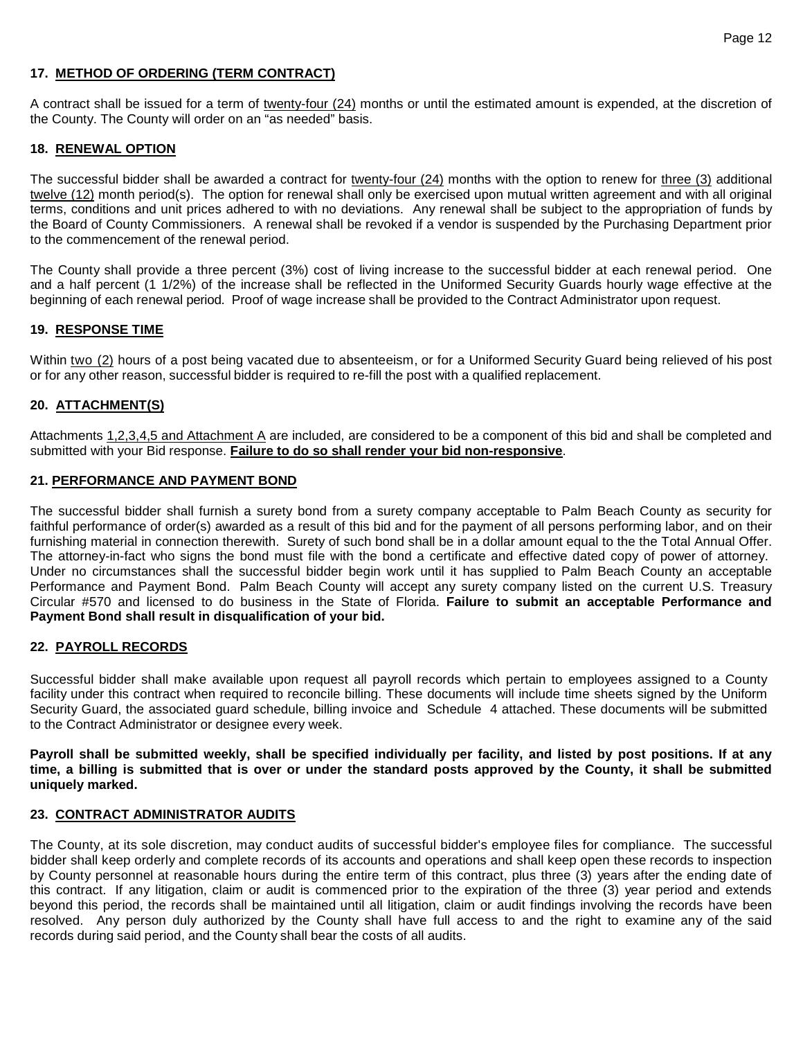### 17. <u>METHOD OF ORDERING (TERM CONTRACT)</u>

A contract shall be issued for a term of <u>twenty-four (24)</u> months or until the estimated amount is expended, at the discretion of the County. The County will order on an "as needed" basis.

### 18. <u>RENEWAL OPTION</u>

The successful bidder shall be awarded a contract for <u>twenty-four (24)</u> months with the option to renew for <u>three (3)</u> additional <u>twelve (12)</u> month period(s). The option for renewal shall only be exercised upon mutual written agreement and with all original terms, conditions and unit prices adhered to with no deviations. Any renewal shall be subject to the appropriation of funds by the Board of County Commissioners. A renewal shall be revoked if a vendor is suspended by the Purchasing Department prior to the commencement of the renewal period.

The County shall provide a three percent (3%) cost of living increase to the successful bidder at each renewal period. One and a half percent (1 1/2%) of the increase shall be reflected in the Uniformed Security Guards hourly wage effective at the beginning of each renewal period. Proof of wage increase shall be provided to the Contract Administrator upon request.

### 19. <u>RESPONSE TIME</u>

Within <u>two (2)</u> hours of a post being vacated due to absenteeism, or for a Uniformed Security Guard being relieved of his post or for any other reason, successful bidder is required to re-fill the post with a qualified replacement.

### 20. <u>ATTACHMENT(S)</u>

Attachments <u>1,2,3,4,5 and Attachment A</u> are included, are considered to be a component of this bid and shall be completed and submitted with your Bid response. **<u>Failure to do so shall render your bid non-responsive</u>**.

### 21. <u>PERFORMANCE AND PAYMENT BOND</u>

The successful bidder shall furnish a surety bond from a surety company acceptable to Palm Beach County as security for faithful performance of order(s) awarded as a result of this bid and for the payment of all persons performing labor, and on their furnishing material in connection therewith. Surety of such bond shall be in a dollar amount equal to the the Total Annual Offer. The attorney-in-fact who signs the bond must file with the bond a certificate and effective dated copy of power of attorney. Under no circumstances shall the successful bidder begin work until it has supplied to Palm Beach County an acceptable Performance and Payment Bond. Palm Beach County will accept any surety company listed on the current U.S. Treasury Circular #570 and licensed to do business in the State of Florida. **Failure to submit an acceptable Performance and Payment Bond shall result in disqualification of your bid.**

### 22. <u>PAYROLL RECORDS</u>

Successful bidder shall make available upon request all payroll records which pertain to employees assigned to a County facility under this contract when required to reconcile billing. These documents will include time sheets signed by the Uniform Security Guard, the associated guard schedule, billing invoice and Schedule 4 attached. These documents will be submitted to the Contract Administrator or designee every week.

**Payroll shall be submitted weekly, shall be specified individually per facility, and listed by post positions. If at any time, a billing is submitted that is over or under the standard posts approved by the County, it shall be submitted uniquely marked.**

### 23. <u>CONTRACT ADMINISTRATOR AUDITS</u>

The County, at its sole discretion, may conduct audits of successful bidder's employee files for compliance. The successful bidder shall keep orderly and complete records of its accounts and operations and shall keep open these records to inspection by County personnel at reasonable hours during the entire term of this contract, plus three (3) years after the ending date of this contract. If any litigation, claim or audit is commenced prior to the expiration of the three (3) year period and extends beyond this period, the records shall be maintained until all litigation, claim or audit findings involving the records have been resolved. Any person duly authorized by the County shall have full access to and the right to examine any of the said records during said period, and the County shall bear the costs of all audits.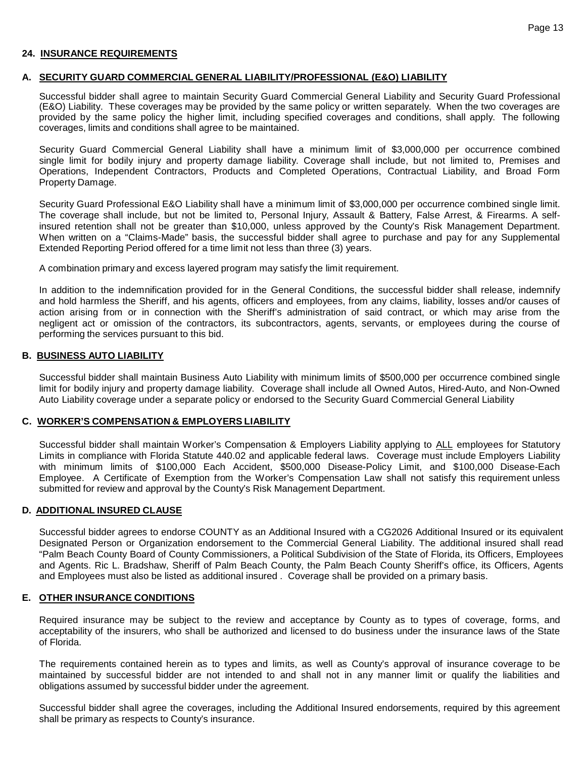## 24. INSURANCE REQUIREMENTS

### A. SECURITY GUARD COMMERCIAL GENERAL LIABILITY/PROFESSIONAL (E&O) LIABILITY

Successful bidder shall agree to maintain Security Guard Commercial General Liability and Security Guard Professional (E&O) Liability. These coverages may be provided by the same policy or written separately. When the two coverages are provided by the same policy the higher limit, including specified coverages and conditions, shall apply. The following coverages, limits and conditions shall agree to be maintained.

Security Guard Commercial General Liability shall have a minimum limit of $3,000,000 per occurrence combined single limit for bodily injury and property damage liability. Coverage shall include, but not limited to, Premises and Operations, Independent Contractors, Products and Completed Operations, Contractual Liability, and Broad Form Property Damage.

Security Guard Professional E&O Liability shall have a minimum limit of $3,000,000 per occurrence combined single limit. The coverage shall include, but not be limited to, Personal Injury, Assault & Battery, False Arrest, & Firearms. A self-insured retention shall not be greater than $10,000, unless approved by the County's Risk Management Department. When written on a "Claims-Made" basis, the successful bidder shall agree to purchase and pay for any Supplemental Extended Reporting Period offered for a time limit not less than three (3) years.

A combination primary and excess layered program may satisfy the limit requirement.

In addition to the indemnification provided for in the General Conditions, the successful bidder shall release, indemnify and hold harmless the Sheriff, and his agents, officers and employees, from any claims, liability, losses and/or causes of action arising from or in connection with the Sheriff's administration of said contract, or which may arise from the negligent act or omission of the contractors, its subcontractors, agents, servants, or employees during the course of performing the services pursuant to this bid.

### B. BUSINESS AUTO LIABILITY

Successful bidder shall maintain Business Auto Liability with minimum limits of $500,000 per occurrence combined single limit for bodily injury and property damage liability. Coverage shall include all Owned Autos, Hired-Auto, and Non-Owned Auto Liability coverage under a separate policy or endorsed to the Security Guard Commercial General Liability

### C. WORKER'S COMPENSATION & EMPLOYERS LIABILITY

Successful bidder shall maintain Worker's Compensation & Employers Liability applying to ALL employees for Statutory Limits in compliance with Florida Statute 440.02 and applicable federal laws. Coverage must include Employers Liability with minimum limits of $100,000 Each Accident, $500,000 Disease-Policy Limit, and $100,000 Disease-Each Employee. A Certificate of Exemption from the Worker's Compensation Law shall not satisfy this requirement unless submitted for review and approval by the County's Risk Management Department.

### D. ADDITIONAL INSURED CLAUSE

Successful bidder agrees to endorse COUNTY as an Additional Insured with a CG2026 Additional Insured or its equivalent Designated Person or Organization endorsement to the Commercial General Liability. The additional insured shall read "Palm Beach County Board of County Commissioners, a Political Subdivision of the State of Florida, its Officers, Employees and Agents. Ric L. Bradshaw, Sheriff of Palm Beach County, the Palm Beach County Sheriff's office, its Officers, Agents and Employees must also be listed as additional insured . Coverage shall be provided on a primary basis.

### E. OTHER INSURANCE CONDITIONS

Required insurance may be subject to the review and acceptance by County as to types of coverage, forms, and acceptability of the insurers, who shall be authorized and licensed to do business under the insurance laws of the State of Florida.

The requirements contained herein as to types and limits, as well as County's approval of insurance coverage to be maintained by successful bidder are not intended to and shall not in any manner limit or qualify the liabilities and obligations assumed by successful bidder under the agreement.

Successful bidder shall agree the coverages, including the Additional Insured endorsements, required by this agreement shall be primary as respects to County's insurance.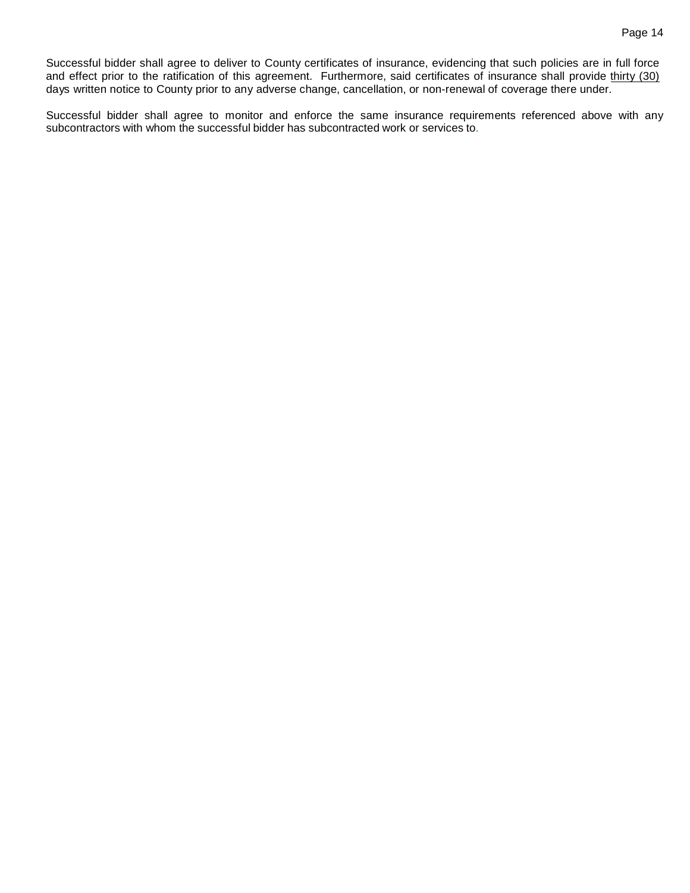Successful bidder shall agree to deliver to County certificates of insurance, evidencing that such policies are in full force and effect prior to the ratification of this agreement. Furthermore, said certificates of insurance shall provide thirty (30) days written notice to County prior to any adverse change, cancellation, or non-renewal of coverage there under.

Successful bidder shall agree to monitor and enforce the same insurance requirements referenced above with any subcontractors with whom the successful bidder has subcontracted work or services to.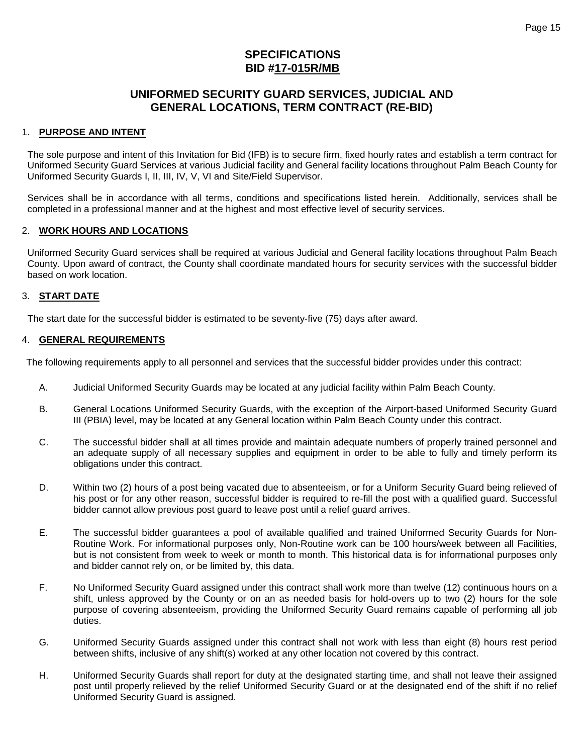# SPECIFICATIONS
# BID #17-015R/MB

## UNIFORMED SECURITY GUARD SERVICES, JUDICIAL AND GENERAL LOCATIONS, TERM CONTRACT (RE-BID)

### 1. PURPOSE AND INTENT

The sole purpose and intent of this Invitation for Bid (IFB) is to secure firm, fixed hourly rates and establish a term contract for Uniformed Security Guard Services at various Judicial facility and General facility locations throughout Palm Beach County for Uniformed Security Guards I, II, III, IV, V, VI and Site/Field Supervisor.

Services shall be in accordance with all terms, conditions and specifications listed herein. Additionally, services shall be completed in a professional manner and at the highest and most effective level of security services.

### 2. WORK HOURS AND LOCATIONS

Uniformed Security Guard services shall be required at various Judicial and General facility locations throughout Palm Beach County. Upon award of contract, the County shall coordinate mandated hours for security services with the successful bidder based on work location.

### 3. START DATE

The start date for the successful bidder is estimated to be seventy-five (75) days after award.

### 4. GENERAL REQUIREMENTS

The following requirements apply to all personnel and services that the successful bidder provides under this contract:

A. Judicial Uniformed Security Guards may be located at any judicial facility within Palm Beach County.

B. General Locations Uniformed Security Guards, with the exception of the Airport-based Uniformed Security Guard III (PBIA) level, may be located at any General location within Palm Beach County under this contract.

C. The successful bidder shall at all times provide and maintain adequate numbers of properly trained personnel and an adequate supply of all necessary supplies and equipment in order to be able to fully and timely perform its obligations under this contract.

D. Within two (2) hours of a post being vacated due to absenteeism, or for a Uniform Security Guard being relieved of his post or for any other reason, successful bidder is required to re-fill the post with a qualified guard. Successful bidder cannot allow previous post guard to leave post until a relief guard arrives.

E. The successful bidder guarantees a pool of available qualified and trained Uniformed Security Guards for Non-Routine Work. For informational purposes only, Non-Routine work can be 100 hours/week between all Facilities, but is not consistent from week to week or month to month. This historical data is for informational purposes only and bidder cannot rely on, or be limited by, this data.

F. No Uniformed Security Guard assigned under this contract shall work more than twelve (12) continuous hours on a shift, unless approved by the County or on an as needed basis for hold-overs up to two (2) hours for the sole purpose of covering absenteeism, providing the Uniformed Security Guard remains capable of performing all job duties.

G. Uniformed Security Guards assigned under this contract shall not work with less than eight (8) hours rest period between shifts, inclusive of any shift(s) worked at any other location not covered by this contract.

H. Uniformed Security Guards shall report for duty at the designated starting time, and shall not leave their assigned post until properly relieved by the relief Uniformed Security Guard or at the designated end of the shift if no relief Uniformed Security Guard is assigned.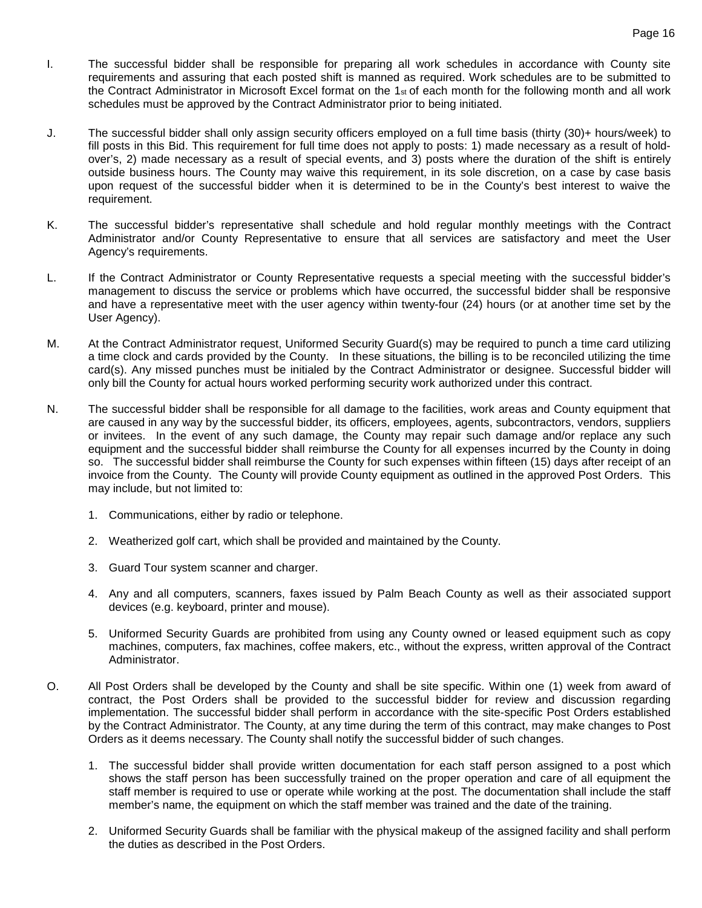I. The successful bidder shall be responsible for preparing all work schedules in accordance with County site requirements and assuring that each posted shift is manned as required. Work schedules are to be submitted to the Contract Administrator in Microsoft Excel format on the 1st of each month for the following month and all work schedules must be approved by the Contract Administrator prior to being initiated.

J. The successful bidder shall only assign security officers employed on a full time basis (thirty (30)+ hours/week) to fill posts in this Bid. This requirement for full time does not apply to posts: 1) made necessary as a result of hold-over's, 2) made necessary as a result of special events, and 3) posts where the duration of the shift is entirely outside business hours. The County may waive this requirement, in its sole discretion, on a case by case basis upon request of the successful bidder when it is determined to be in the County's best interest to waive the requirement.

K. The successful bidder's representative shall schedule and hold regular monthly meetings with the Contract Administrator and/or County Representative to ensure that all services are satisfactory and meet the User Agency's requirements.

L. If the Contract Administrator or County Representative requests a special meeting with the successful bidder's management to discuss the service or problems which have occurred, the successful bidder shall be responsive and have a representative meet with the user agency within twenty-four (24) hours (or at another time set by the User Agency).

M. At the Contract Administrator request, Uniformed Security Guard(s) may be required to punch a time card utilizing a time clock and cards provided by the County. In these situations, the billing is to be reconciled utilizing the time card(s). Any missed punches must be initialed by the Contract Administrator or designee. Successful bidder will only bill the County for actual hours worked performing security work authorized under this contract.

N. The successful bidder shall be responsible for all damage to the facilities, work areas and County equipment that are caused in any way by the successful bidder, its officers, employees, agents, subcontractors, vendors, suppliers or invitees. In the event of any such damage, the County may repair such damage and/or replace any such equipment and the successful bidder shall reimburse the County for all expenses incurred by the County in doing so. The successful bidder shall reimburse the County for such expenses within fifteen (15) days after receipt of an invoice from the County. The County will provide County equipment as outlined in the approved Post Orders. This may include, but not limited to:

1. Communications, either by radio or telephone.
2. Weatherized golf cart, which shall be provided and maintained by the County.
3. Guard Tour system scanner and charger.
4. Any and all computers, scanners, faxes issued by Palm Beach County as well as their associated support devices (e.g. keyboard, printer and mouse).
5. Uniformed Security Guards are prohibited from using any County owned or leased equipment such as copy machines, computers, fax machines, coffee makers, etc., without the express, written approval of the Contract Administrator.

O. All Post Orders shall be developed by the County and shall be site specific. Within one (1) week from award of contract, the Post Orders shall be provided to the successful bidder for review and discussion regarding implementation. The successful bidder shall perform in accordance with the site-specific Post Orders established by the Contract Administrator. The County, at any time during the term of this contract, may make changes to Post Orders as it deems necessary. The County shall notify the successful bidder of such changes.

1. The successful bidder shall provide written documentation for each staff person assigned to a post which shows the staff person has been successfully trained on the proper operation and care of all equipment the staff member is required to use or operate while working at the post. The documentation shall include the staff member's name, the equipment on which the staff member was trained and the date of the training.
2. Uniformed Security Guards shall be familiar with the physical makeup of the assigned facility and shall perform the duties as described in the Post Orders.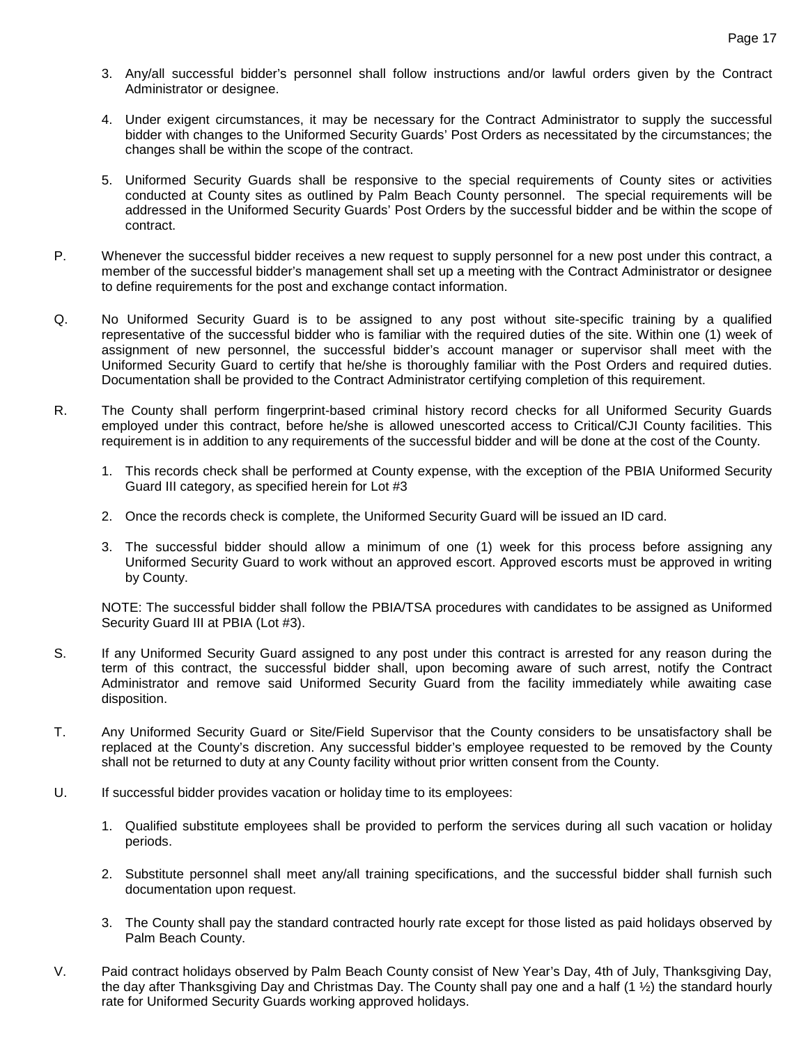3. Any/all successful bidder's personnel shall follow instructions and/or lawful orders given by the Contract Administrator or designee.

4. Under exigent circumstances, it may be necessary for the Contract Administrator to supply the successful bidder with changes to the Uniformed Security Guards' Post Orders as necessitated by the circumstances; the changes shall be within the scope of the contract.

5. Uniformed Security Guards shall be responsive to the special requirements of County sites or activities conducted at County sites as outlined by Palm Beach County personnel. The special requirements will be addressed in the Uniformed Security Guards' Post Orders by the successful bidder and be within the scope of contract.

P. Whenever the successful bidder receives a new request to supply personnel for a new post under this contract, a member of the successful bidder's management shall set up a meeting with the Contract Administrator or designee to define requirements for the post and exchange contact information.

Q. No Uniformed Security Guard is to be assigned to any post without site-specific training by a qualified representative of the successful bidder who is familiar with the required duties of the site. Within one (1) week of assignment of new personnel, the successful bidder's account manager or supervisor shall meet with the Uniformed Security Guard to certify that he/she is thoroughly familiar with the Post Orders and required duties. Documentation shall be provided to the Contract Administrator certifying completion of this requirement.

R. The County shall perform fingerprint-based criminal history record checks for all Uniformed Security Guards employed under this contract, before he/she is allowed unescorted access to Critical/CJI County facilities. This requirement is in addition to any requirements of the successful bidder and will be done at the cost of the County.

1. This records check shall be performed at County expense, with the exception of the PBIA Uniformed Security Guard III category, as specified herein for Lot #3

2. Once the records check is complete, the Uniformed Security Guard will be issued an ID card.

3. The successful bidder should allow a minimum of one (1) week for this process before assigning any Uniformed Security Guard to work without an approved escort. Approved escorts must be approved in writing by County.

NOTE: The successful bidder shall follow the PBIA/TSA procedures with candidates to be assigned as Uniformed Security Guard III at PBIA (Lot #3).

S. If any Uniformed Security Guard assigned to any post under this contract is arrested for any reason during the term of this contract, the successful bidder shall, upon becoming aware of such arrest, notify the Contract Administrator and remove said Uniformed Security Guard from the facility immediately while awaiting case disposition.

T. Any Uniformed Security Guard or Site/Field Supervisor that the County considers to be unsatisfactory shall be replaced at the County's discretion. Any successful bidder's employee requested to be removed by the County shall not be returned to duty at any County facility without prior written consent from the County.

U. If successful bidder provides vacation or holiday time to its employees:

1. Qualified substitute employees shall be provided to perform the services during all such vacation or holiday periods.

2. Substitute personnel shall meet any/all training specifications, and the successful bidder shall furnish such documentation upon request.

3. The County shall pay the standard contracted hourly rate except for those listed as paid holidays observed by Palm Beach County.

V. Paid contract holidays observed by Palm Beach County consist of New Year's Day, 4th of July, Thanksgiving Day, the day after Thanksgiving Day and Christmas Day. The County shall pay one and a half (1 ½) the standard hourly rate for Uniformed Security Guards working approved holidays.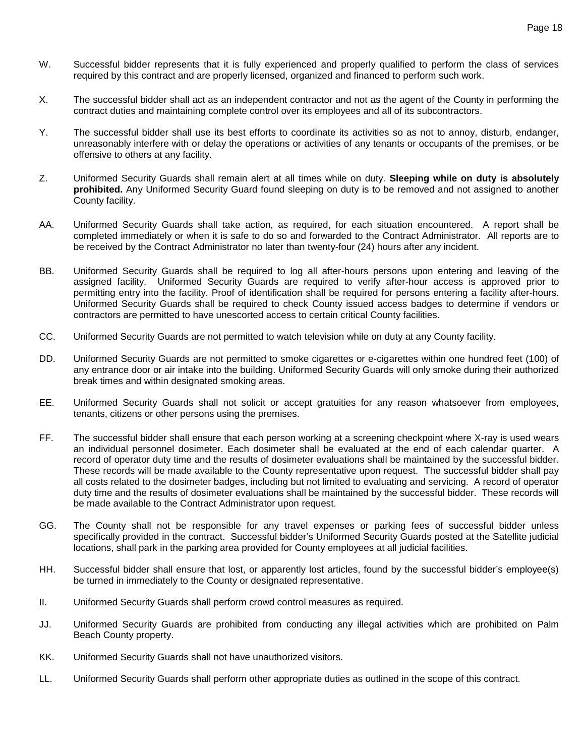W. Successful bidder represents that it is fully experienced and properly qualified to perform the class of services required by this contract and are properly licensed, organized and financed to perform such work.

X. The successful bidder shall act as an independent contractor and not as the agent of the County in performing the contract duties and maintaining complete control over its employees and all of its subcontractors.

Y. The successful bidder shall use its best efforts to coordinate its activities so as not to annoy, disturb, endanger, unreasonably interfere with or delay the operations or activities of any tenants or occupants of the premises, or be offensive to others at any facility.

Z. Uniformed Security Guards shall remain alert at all times while on duty. **Sleeping while on duty is absolutely prohibited.** Any Uniformed Security Guard found sleeping on duty is to be removed and not assigned to another County facility.

AA. Uniformed Security Guards shall take action, as required, for each situation encountered. A report shall be completed immediately or when it is safe to do so and forwarded to the Contract Administrator. All reports are to be received by the Contract Administrator no later than twenty-four (24) hours after any incident.

BB. Uniformed Security Guards shall be required to log all after-hours persons upon entering and leaving of the assigned facility. Uniformed Security Guards are required to verify after-hour access is approved prior to permitting entry into the facility. Proof of identification shall be required for persons entering a facility after-hours. Uniformed Security Guards shall be required to check County issued access badges to determine if vendors or contractors are permitted to have unescorted access to certain critical County facilities.

CC. Uniformed Security Guards are not permitted to watch television while on duty at any County facility.

DD. Uniformed Security Guards are not permitted to smoke cigarettes or e-cigarettes within one hundred feet (100) of any entrance door or air intake into the building. Uniformed Security Guards will only smoke during their authorized break times and within designated smoking areas.

EE. Uniformed Security Guards shall not solicit or accept gratuities for any reason whatsoever from employees, tenants, citizens or other persons using the premises.

FF. The successful bidder shall ensure that each person working at a screening checkpoint where X-ray is used wears an individual personnel dosimeter. Each dosimeter shall be evaluated at the end of each calendar quarter. A record of operator duty time and the results of dosimeter evaluations shall be maintained by the successful bidder. These records will be made available to the County representative upon request. The successful bidder shall pay all costs related to the dosimeter badges, including but not limited to evaluating and servicing. A record of operator duty time and the results of dosimeter evaluations shall be maintained by the successful bidder. These records will be made available to the Contract Administrator upon request.

GG. The County shall not be responsible for any travel expenses or parking fees of successful bidder unless specifically provided in the contract. Successful bidder's Uniformed Security Guards posted at the Satellite judicial locations, shall park in the parking area provided for County employees at all judicial facilities.

HH. Successful bidder shall ensure that lost, or apparently lost articles, found by the successful bidder's employee(s) be turned in immediately to the County or designated representative.

II. Uniformed Security Guards shall perform crowd control measures as required.

JJ. Uniformed Security Guards are prohibited from conducting any illegal activities which are prohibited on Palm Beach County property.

KK. Uniformed Security Guards shall not have unauthorized visitors.

LL. Uniformed Security Guards shall perform other appropriate duties as outlined in the scope of this contract.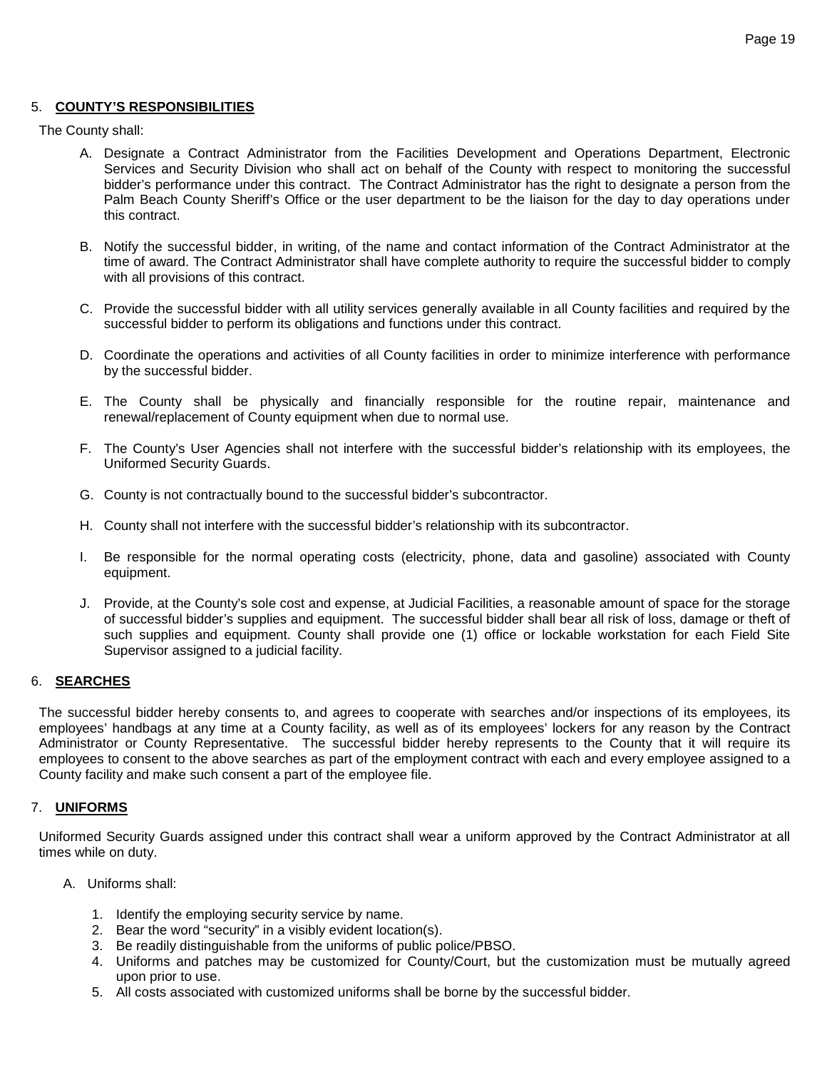## 5. **COUNTY'S RESPONSIBILITIES**

The County shall:

A. Designate a Contract Administrator from the Facilities Development and Operations Department, Electronic Services and Security Division who shall act on behalf of the County with respect to monitoring the successful bidder's performance under this contract. The Contract Administrator has the right to designate a person from the Palm Beach County Sheriff's Office or the user department to be the liaison for the day to day operations under this contract.

B. Notify the successful bidder, in writing, of the name and contact information of the Contract Administrator at the time of award. The Contract Administrator shall have complete authority to require the successful bidder to comply with all provisions of this contract.

C. Provide the successful bidder with all utility services generally available in all County facilities and required by the successful bidder to perform its obligations and functions under this contract.

D. Coordinate the operations and activities of all County facilities in order to minimize interference with performance by the successful bidder.

E. The County shall be physically and financially responsible for the routine repair, maintenance and renewal/replacement of County equipment when due to normal use.

F. The County's User Agencies shall not interfere with the successful bidder's relationship with its employees, the Uniformed Security Guards.

G. County is not contractually bound to the successful bidder's subcontractor.

H. County shall not interfere with the successful bidder's relationship with its subcontractor.

I. Be responsible for the normal operating costs (electricity, phone, data and gasoline) associated with County equipment.

J. Provide, at the County's sole cost and expense, at Judicial Facilities, a reasonable amount of space for the storage of successful bidder's supplies and equipment. The successful bidder shall bear all risk of loss, damage or theft of such supplies and equipment. County shall provide one (1) office or lockable workstation for each Field Site Supervisor assigned to a judicial facility.

## 6. **SEARCHES**

The successful bidder hereby consents to, and agrees to cooperate with searches and/or inspections of its employees, its employees' handbags at any time at a County facility, as well as of its employees' lockers for any reason by the Contract Administrator or County Representative. The successful bidder hereby represents to the County that it will require its employees to consent to the above searches as part of the employment contract with each and every employee assigned to a County facility and make such consent a part of the employee file.

## 7. **UNIFORMS**

Uniformed Security Guards assigned under this contract shall wear a uniform approved by the Contract Administrator at all times while on duty.

A. Uniforms shall:

1. Identify the employing security service by name.
2. Bear the word "security" in a visibly evident location(s).
3. Be readily distinguishable from the uniforms of public police/PBSO.
4. Uniforms and patches may be customized for County/Court, but the customization must be mutually agreed upon prior to use.
5. All costs associated with customized uniforms shall be borne by the successful bidder.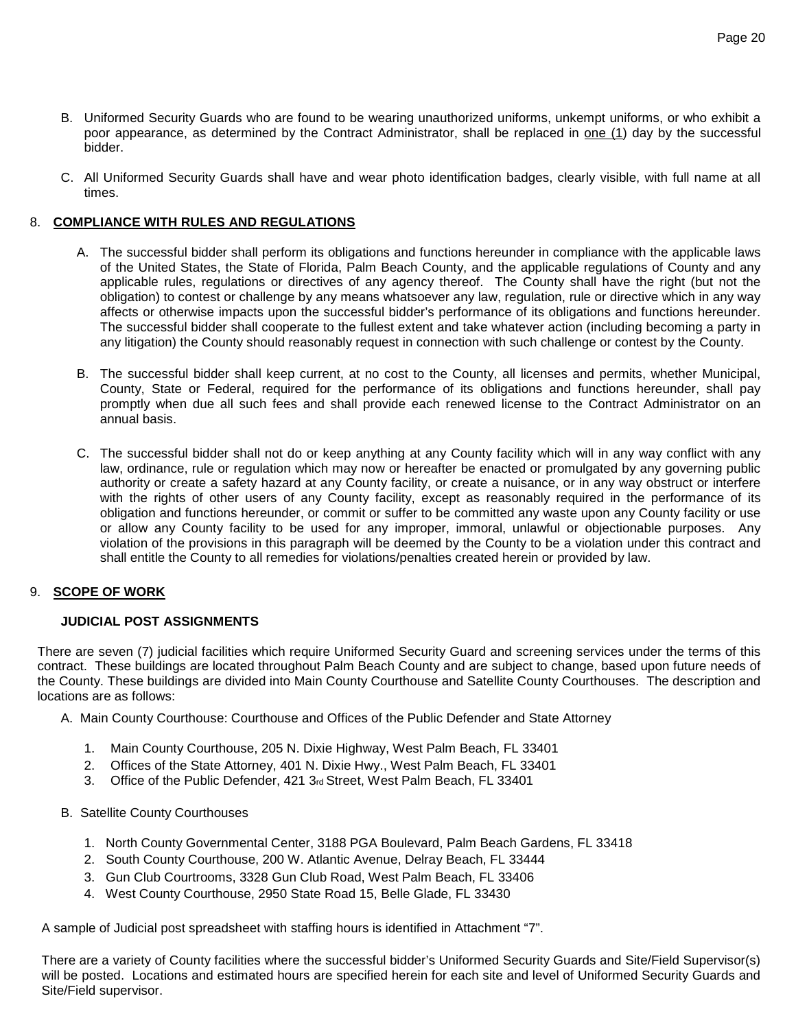B. Uniformed Security Guards who are found to be wearing unauthorized uniforms, unkempt uniforms, or who exhibit a poor appearance, as determined by the Contract Administrator, shall be replaced in one (1) day by the successful bidder.

C. All Uniformed Security Guards shall have and wear photo identification badges, clearly visible, with full name at all times.

## 8. COMPLIANCE WITH RULES AND REGULATIONS

A. The successful bidder shall perform its obligations and functions hereunder in compliance with the applicable laws of the United States, the State of Florida, Palm Beach County, and the applicable regulations of County and any applicable rules, regulations or directives of any agency thereof. The County shall have the right (but not the obligation) to contest or challenge by any means whatsoever any law, regulation, rule or directive which in any way affects or otherwise impacts upon the successful bidder's performance of its obligations and functions hereunder. The successful bidder shall cooperate to the fullest extent and take whatever action (including becoming a party in any litigation) the County should reasonably request in connection with such challenge or contest by the County.

B. The successful bidder shall keep current, at no cost to the County, all licenses and permits, whether Municipal, County, State or Federal, required for the performance of its obligations and functions hereunder, shall pay promptly when due all such fees and shall provide each renewed license to the Contract Administrator on an annual basis.

C. The successful bidder shall not do or keep anything at any County facility which will in any way conflict with any law, ordinance, rule or regulation which may now or hereafter be enacted or promulgated by any governing public authority or create a safety hazard at any County facility, or create a nuisance, or in any way obstruct or interfere with the rights of other users of any County facility, except as reasonably required in the performance of its obligation and functions hereunder, or commit or suffer to be committed any waste upon any County facility or use or allow any County facility to be used for any improper, immoral, unlawful or objectionable purposes. Any violation of the provisions in this paragraph will be deemed by the County to be a violation under this contract and shall entitle the County to all remedies for violations/penalties created herein or provided by law.

## 9. SCOPE OF WORK

### JUDICIAL POST ASSIGNMENTS

There are seven (7) judicial facilities which require Uniformed Security Guard and screening services under the terms of this contract. These buildings are located throughout Palm Beach County and are subject to change, based upon future needs of the County. These buildings are divided into Main County Courthouse and Satellite County Courthouses. The description and locations are as follows:

A. Main County Courthouse: Courthouse and Offices of the Public Defender and State Attorney

1. Main County Courthouse, 205 N. Dixie Highway, West Palm Beach, FL 33401
2. Offices of the State Attorney, 401 N. Dixie Hwy., West Palm Beach, FL 33401
3. Office of the Public Defender, 421 3rd Street, West Palm Beach, FL 33401

B. Satellite County Courthouses

1. North County Governmental Center, 3188 PGA Boulevard, Palm Beach Gardens, FL 33418
2. South County Courthouse, 200 W. Atlantic Avenue, Delray Beach, FL 33444
3. Gun Club Courtrooms, 3328 Gun Club Road, West Palm Beach, FL 33406
4. West County Courthouse, 2950 State Road 15, Belle Glade, FL 33430

A sample of Judicial post spreadsheet with staffing hours is identified in Attachment "7".

There are a variety of County facilities where the successful bidder's Uniformed Security Guards and Site/Field Supervisor(s) will be posted. Locations and estimated hours are specified herein for each site and level of Uniformed Security Guards and Site/Field supervisor.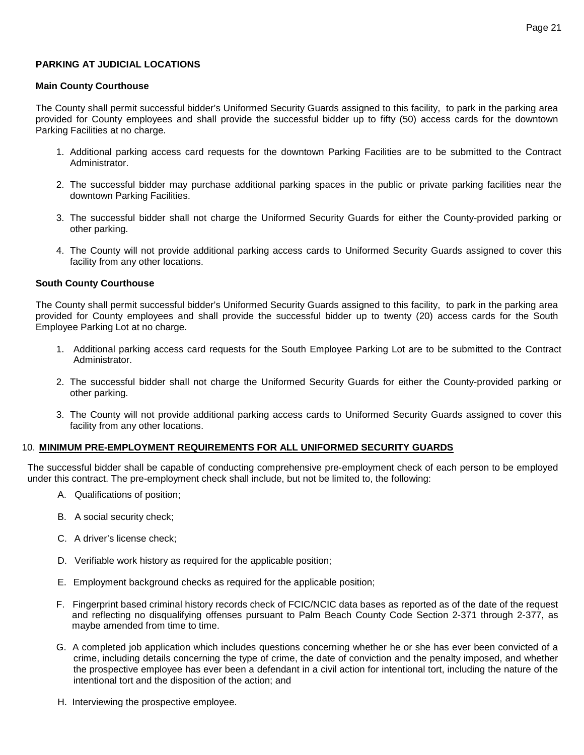**PARKING AT JUDICIAL LOCATIONS**

**Main County Courthouse**

The County shall permit successful bidder's Uniformed Security Guards assigned to this facility, to park in the parking area provided for County employees and shall provide the successful bidder up to fifty (50) access cards for the downtown Parking Facilities at no charge.

1. Additional parking access card requests for the downtown Parking Facilities are to be submitted to the Contract Administrator.

2. The successful bidder may purchase additional parking spaces in the public or private parking facilities near the downtown Parking Facilities.

3. The successful bidder shall not charge the Uniformed Security Guards for either the County-provided parking or other parking.

4. The County will not provide additional parking access cards to Uniformed Security Guards assigned to cover this facility from any other locations.

**South County Courthouse**

The County shall permit successful bidder's Uniformed Security Guards assigned to this facility, to park in the parking area provided for County employees and shall provide the successful bidder up to twenty (20) access cards for the South Employee Parking Lot at no charge.

1. Additional parking access card requests for the South Employee Parking Lot are to be submitted to the Contract Administrator.

2. The successful bidder shall not charge the Uniformed Security Guards for either the County-provided parking or other parking.

3. The County will not provide additional parking access cards to Uniformed Security Guards assigned to cover this facility from any other locations.

10. **MINIMUM PRE-EMPLOYMENT REQUIREMENTS FOR ALL UNIFORMED SECURITY GUARDS**

The successful bidder shall be capable of conducting comprehensive pre-employment check of each person to be employed under this contract. The pre-employment check shall include, but not be limited to, the following:

A. Qualifications of position;

B. A social security check;

C. A driver's license check;

D. Verifiable work history as required for the applicable position;

E. Employment background checks as required for the applicable position;

F. Fingerprint based criminal history records check of FCIC/NCIC data bases as reported as of the date of the request and reflecting no disqualifying offenses pursuant to Palm Beach County Code Section 2-371 through 2-377, as maybe amended from time to time.

G. A completed job application which includes questions concerning whether he or she has ever been convicted of a crime, including details concerning the type of crime, the date of conviction and the penalty imposed, and whether the prospective employee has ever been a defendant in a civil action for intentional tort, including the nature of the intentional tort and the disposition of the action; and

H. Interviewing the prospective employee.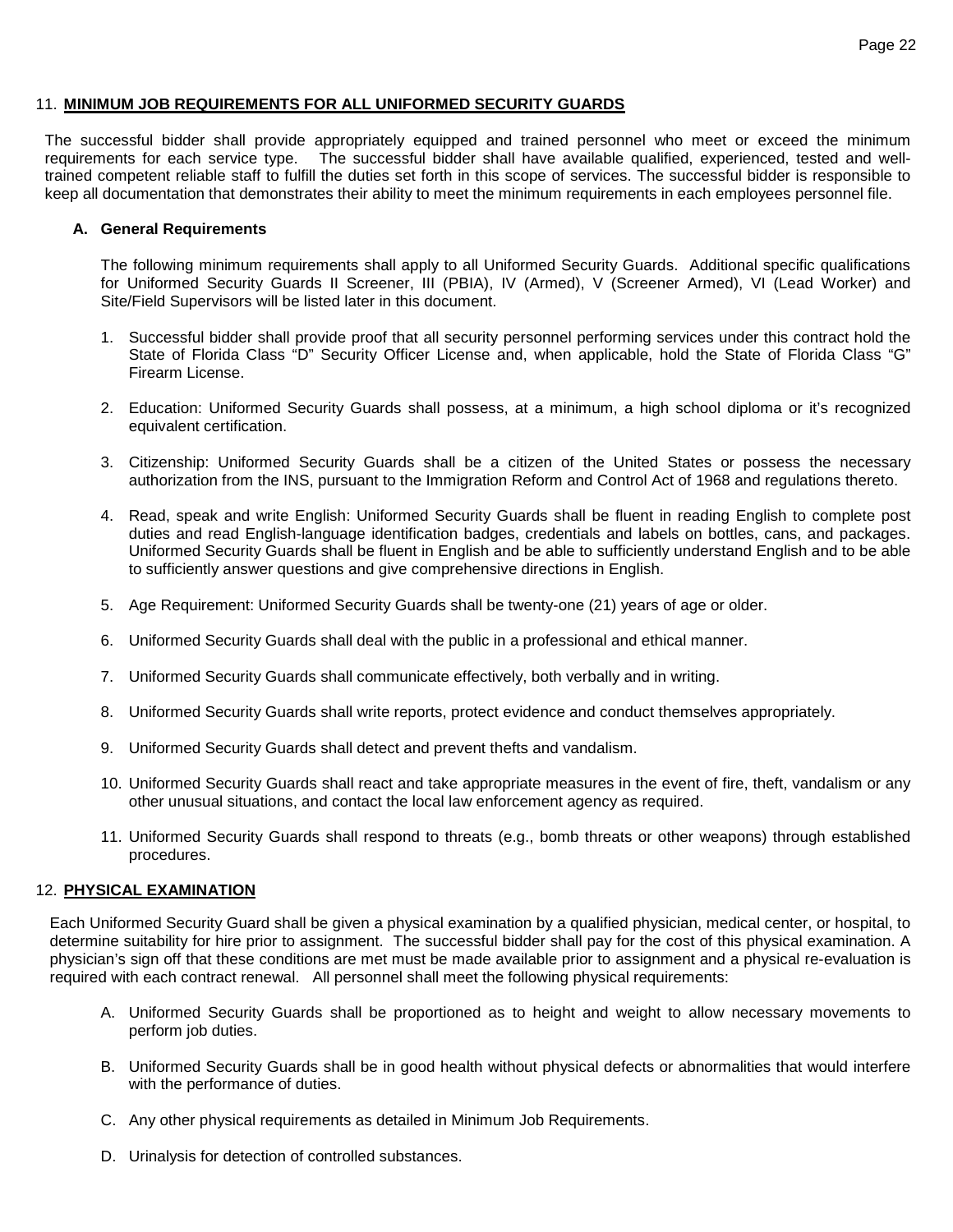## 11. **MINIMUM JOB REQUIREMENTS FOR ALL UNIFORMED SECURITY GUARDS**

The successful bidder shall provide appropriately equipped and trained personnel who meet or exceed the minimum requirements for each service type. The successful bidder shall have available qualified, experienced, tested and well-trained competent reliable staff to fulfill the duties set forth in this scope of services. The successful bidder is responsible to keep all documentation that demonstrates their ability to meet the minimum requirements in each employees personnel file.

### A. General Requirements

The following minimum requirements shall apply to all Uniformed Security Guards. Additional specific qualifications for Uniformed Security Guards II Screener, III (PBIA), IV (Armed), V (Screener Armed), VI (Lead Worker) and Site/Field Supervisors will be listed later in this document.

1. Successful bidder shall provide proof that all security personnel performing services under this contract hold the State of Florida Class "D" Security Officer License and, when applicable, hold the State of Florida Class "G" Firearm License.
2. Education: Uniformed Security Guards shall possess, at a minimum, a high school diploma or it's recognized equivalent certification.
3. Citizenship: Uniformed Security Guards shall be a citizen of the United States or possess the necessary authorization from the INS, pursuant to the Immigration Reform and Control Act of 1968 and regulations thereto.
4. Read, speak and write English: Uniformed Security Guards shall be fluent in reading English to complete post duties and read English-language identification badges, credentials and labels on bottles, cans, and packages. Uniformed Security Guards shall be fluent in English and be able to sufficiently understand English and to be able to sufficiently answer questions and give comprehensive directions in English.
5. Age Requirement: Uniformed Security Guards shall be twenty-one (21) years of age or older.
6. Uniformed Security Guards shall deal with the public in a professional and ethical manner.
7. Uniformed Security Guards shall communicate effectively, both verbally and in writing.
8. Uniformed Security Guards shall write reports, protect evidence and conduct themselves appropriately.
9. Uniformed Security Guards shall detect and prevent thefts and vandalism.
10. Uniformed Security Guards shall react and take appropriate measures in the event of fire, theft, vandalism or any other unusual situations, and contact the local law enforcement agency as required.
11. Uniformed Security Guards shall respond to threats (e.g., bomb threats or other weapons) through established procedures.

## 12. **PHYSICAL EXAMINATION**

Each Uniformed Security Guard shall be given a physical examination by a qualified physician, medical center, or hospital, to determine suitability for hire prior to assignment. The successful bidder shall pay for the cost of this physical examination. A physician's sign off that these conditions are met must be made available prior to assignment and a physical re-evaluation is required with each contract renewal. All personnel shall meet the following physical requirements:

A. Uniformed Security Guards shall be proportioned as to height and weight to allow necessary movements to perform job duties.

B. Uniformed Security Guards shall be in good health without physical defects or abnormalities that would interfere with the performance of duties.

C. Any other physical requirements as detailed in Minimum Job Requirements.

D. Urinalysis for detection of controlled substances.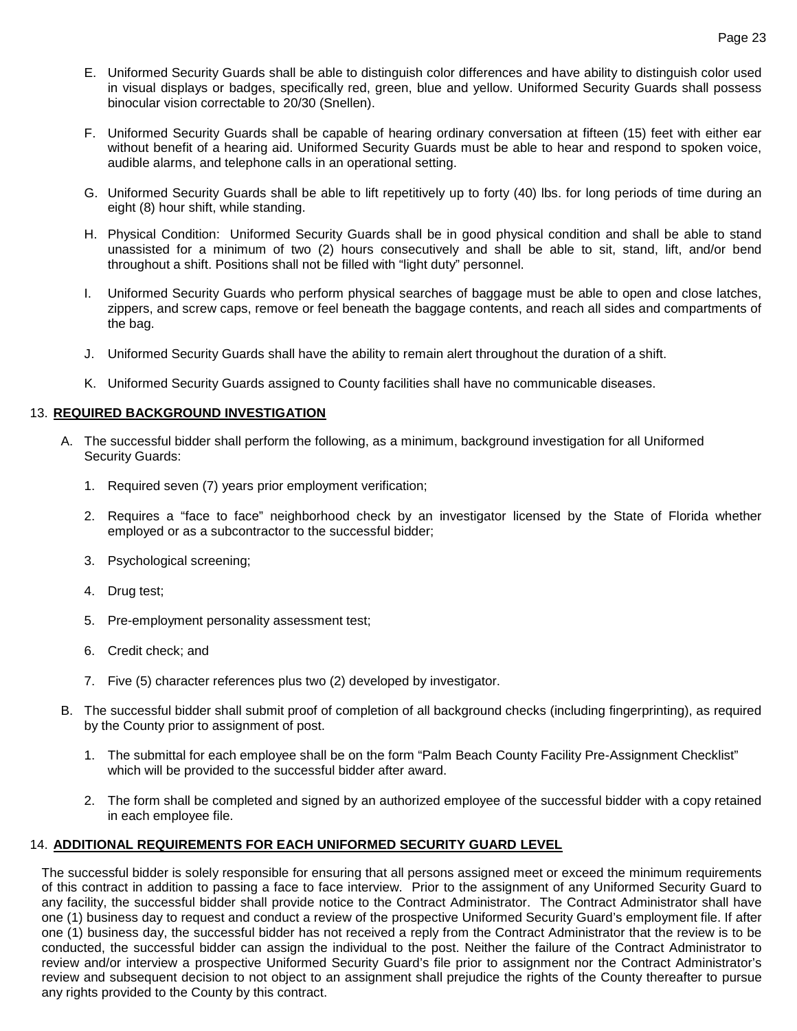E. Uniformed Security Guards shall be able to distinguish color differences and have ability to distinguish color used in visual displays or badges, specifically red, green, blue and yellow. Uniformed Security Guards shall possess binocular vision correctable to 20/30 (Snellen).

F. Uniformed Security Guards shall be capable of hearing ordinary conversation at fifteen (15) feet with either ear without benefit of a hearing aid. Uniformed Security Guards must be able to hear and respond to spoken voice, audible alarms, and telephone calls in an operational setting.

G. Uniformed Security Guards shall be able to lift repetitively up to forty (40) lbs. for long periods of time during an eight (8) hour shift, while standing.

H. Physical Condition: Uniformed Security Guards shall be in good physical condition and shall be able to stand unassisted for a minimum of two (2) hours consecutively and shall be able to sit, stand, lift, and/or bend throughout a shift. Positions shall not be filled with "light duty" personnel.

I. Uniformed Security Guards who perform physical searches of baggage must be able to open and close latches, zippers, and screw caps, remove or feel beneath the baggage contents, and reach all sides and compartments of the bag.

J. Uniformed Security Guards shall have the ability to remain alert throughout the duration of a shift.

K. Uniformed Security Guards assigned to County facilities shall have no communicable diseases.

13. **REQUIRED BACKGROUND INVESTIGATION**

A. The successful bidder shall perform the following, as a minimum, background investigation for all Uniformed Security Guards:

1. Required seven (7) years prior employment verification;
2. Requires a "face to face" neighborhood check by an investigator licensed by the State of Florida whether employed or as a subcontractor to the successful bidder;
3. Psychological screening;
4. Drug test;
5. Pre-employment personality assessment test;
6. Credit check; and
7. Five (5) character references plus two (2) developed by investigator.

B. The successful bidder shall submit proof of completion of all background checks (including fingerprinting), as required by the County prior to assignment of post.

1. The submittal for each employee shall be on the form "Palm Beach County Facility Pre-Assignment Checklist" which will be provided to the successful bidder after award.
2. The form shall be completed and signed by an authorized employee of the successful bidder with a copy retained in each employee file.

14. **ADDITIONAL REQUIREMENTS FOR EACH UNIFORMED SECURITY GUARD LEVEL**

The successful bidder is solely responsible for ensuring that all persons assigned meet or exceed the minimum requirements of this contract in addition to passing a face to face interview. Prior to the assignment of any Uniformed Security Guard to any facility, the successful bidder shall provide notice to the Contract Administrator. The Contract Administrator shall have one (1) business day to request and conduct a review of the prospective Uniformed Security Guard's employment file. If after one (1) business day, the successful bidder has not received a reply from the Contract Administrator that the review is to be conducted, the successful bidder can assign the individual to the post. Neither the failure of the Contract Administrator to review and/or interview a prospective Uniformed Security Guard's file prior to assignment nor the Contract Administrator's review and subsequent decision to not object to an assignment shall prejudice the rights of the County thereafter to pursue any rights provided to the County by this contract.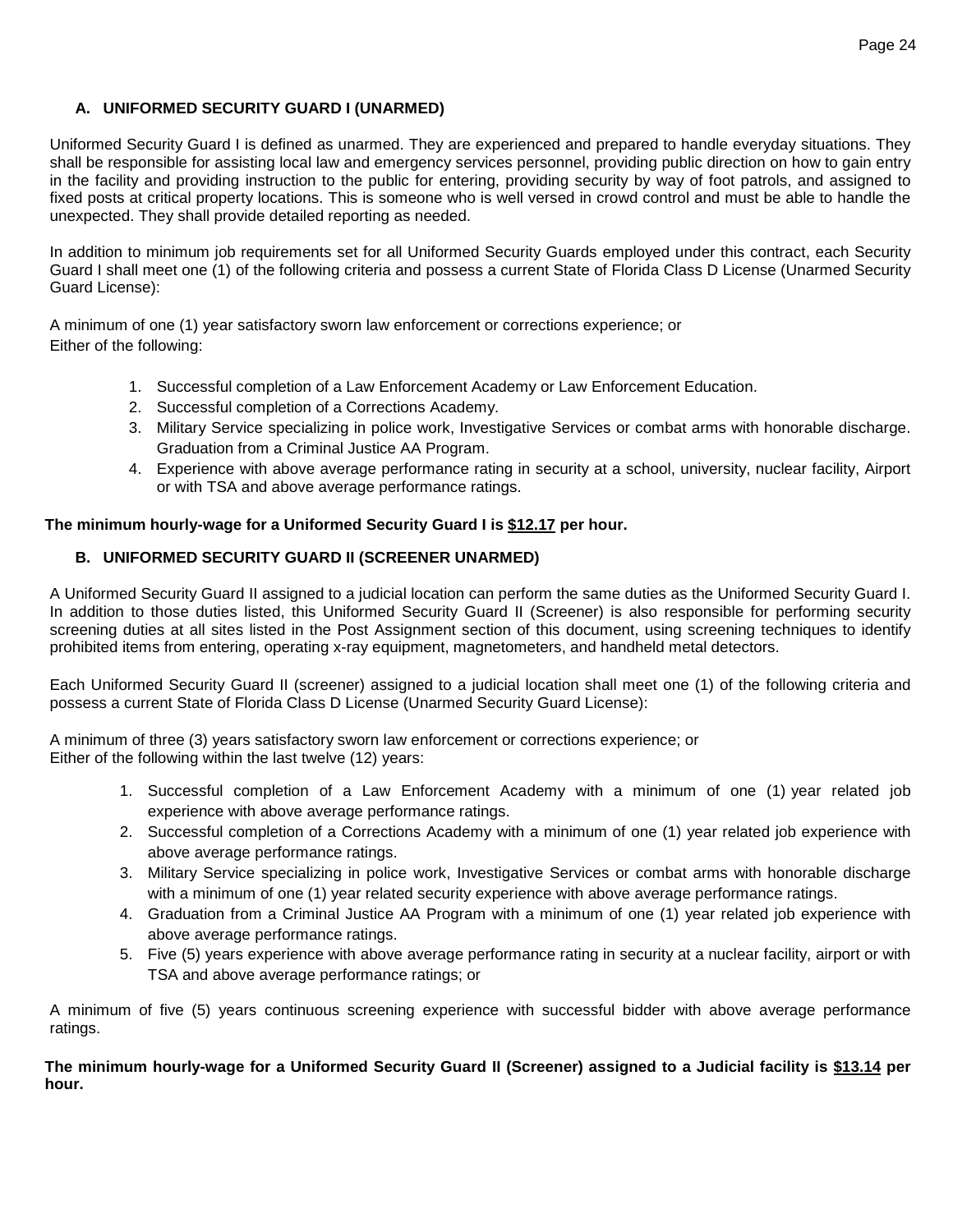### A. UNIFORMED SECURITY GUARD I (UNARMED)

Uniformed Security Guard I is defined as unarmed. They are experienced and prepared to handle everyday situations. They shall be responsible for assisting local law and emergency services personnel, providing public direction on how to gain entry in the facility and providing instruction to the public for entering, providing security by way of foot patrols, and assigned to fixed posts at critical property locations. This is someone who is well versed in crowd control and must be able to handle the unexpected. They shall provide detailed reporting as needed.

In addition to minimum job requirements set for all Uniformed Security Guards employed under this contract, each Security Guard I shall meet one (1) of the following criteria and possess a current State of Florida Class D License (Unarmed Security Guard License):

A minimum of one (1) year satisfactory sworn law enforcement or corrections experience; or
Either of the following:

1. Successful completion of a Law Enforcement Academy or Law Enforcement Education.
2. Successful completion of a Corrections Academy.
3. Military Service specializing in police work, Investigative Services or combat arms with honorable discharge. Graduation from a Criminal Justice AA Program.
4. Experience with above average performance rating in security at a school, university, nuclear facility, Airport or with TSA and above average performance ratings.

**The minimum hourly-wage for a Uniformed Security Guard I is <u>$12.17</u> per hour.**

### B. UNIFORMED SECURITY GUARD II (SCREENER UNARMED)

A Uniformed Security Guard II assigned to a judicial location can perform the same duties as the Uniformed Security Guard I. In addition to those duties listed, this Uniformed Security Guard II (Screener) is also responsible for performing security screening duties at all sites listed in the Post Assignment section of this document, using screening techniques to identify prohibited items from entering, operating x-ray equipment, magnetometers, and handheld metal detectors.

Each Uniformed Security Guard II (screener) assigned to a judicial location shall meet one (1) of the following criteria and possess a current State of Florida Class D License (Unarmed Security Guard License):

A minimum of three (3) years satisfactory sworn law enforcement or corrections experience; or
Either of the following within the last twelve (12) years:

1. Successful completion of a Law Enforcement Academy with a minimum of one (1) year related job experience with above average performance ratings.
2. Successful completion of a Corrections Academy with a minimum of one (1) year related job experience with above average performance ratings.
3. Military Service specializing in police work, Investigative Services or combat arms with honorable discharge with a minimum of one (1) year related security experience with above average performance ratings.
4. Graduation from a Criminal Justice AA Program with a minimum of one (1) year related job experience with above average performance ratings.
5. Five (5) years experience with above average performance rating in security at a nuclear facility, airport or with TSA and above average performance ratings; or

A minimum of five (5) years continuous screening experience with successful bidder with above average performance ratings.

**The minimum hourly-wage for a Uniformed Security Guard II (Screener) assigned to a Judicial facility is <u>$13.14</u> per hour.**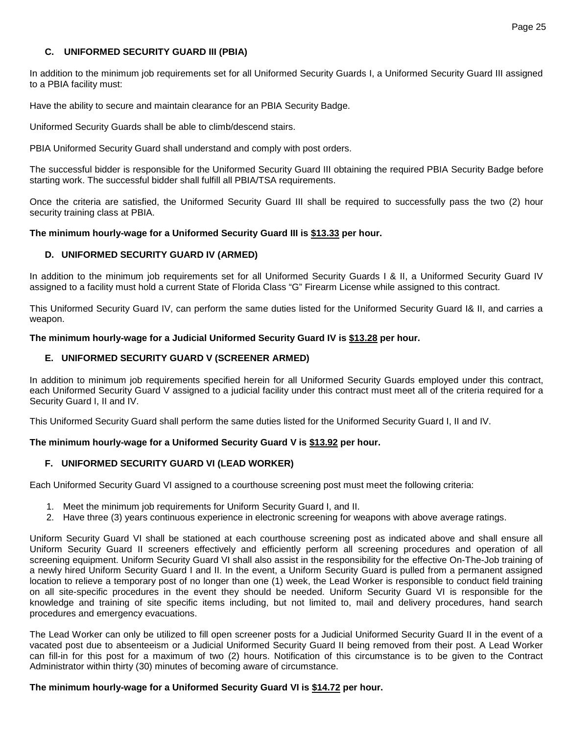### C. UNIFORMED SECURITY GUARD III (PBIA)

In addition to the minimum job requirements set for all Uniformed Security Guards I, a Uniformed Security Guard III assigned to a PBIA facility must:

Have the ability to secure and maintain clearance for an PBIA Security Badge.

Uniformed Security Guards shall be able to climb/descend stairs.

PBIA Uniformed Security Guard shall understand and comply with post orders.

The successful bidder is responsible for the Uniformed Security Guard III obtaining the required PBIA Security Badge before starting work. The successful bidder shall fulfill all PBIA/TSA requirements.

Once the criteria are satisfied, the Uniformed Security Guard III shall be required to successfully pass the two (2) hour security training class at PBIA.

**The minimum hourly-wage for a Uniformed Security Guard III is $13.33 per hour.**

### D. UNIFORMED SECURITY GUARD IV (ARMED)

In addition to the minimum job requirements set for all Uniformed Security Guards I & II, a Uniformed Security Guard IV assigned to a facility must hold a current State of Florida Class "G" Firearm License while assigned to this contract.

This Uniformed Security Guard IV, can perform the same duties listed for the Uniformed Security Guard I& II, and carries a weapon.

**The minimum hourly-wage for a Judicial Uniformed Security Guard IV is $13.28 per hour.**

### E. UNIFORMED SECURITY GUARD V (SCREENER ARMED)

In addition to minimum job requirements specified herein for all Uniformed Security Guards employed under this contract, each Uniformed Security Guard V assigned to a judicial facility under this contract must meet all of the criteria required for a Security Guard I, II and IV.

This Uniformed Security Guard shall perform the same duties listed for the Uniformed Security Guard I, II and IV.

**The minimum hourly-wage for a Uniformed Security Guard V is $13.92 per hour.**

### F. UNIFORMED SECURITY GUARD VI (LEAD WORKER)

Each Uniformed Security Guard VI assigned to a courthouse screening post must meet the following criteria:

1. Meet the minimum job requirements for Uniform Security Guard I, and II.
2. Have three (3) years continuous experience in electronic screening for weapons with above average ratings.

Uniform Security Guard VI shall be stationed at each courthouse screening post as indicated above and shall ensure all Uniform Security Guard II screeners effectively and efficiently perform all screening procedures and operation of all screening equipment. Uniform Security Guard VI shall also assist in the responsibility for the effective On-The-Job training of a newly hired Uniform Security Guard I and II. In the event, a Uniform Security Guard is pulled from a permanent assigned location to relieve a temporary post of no longer than one (1) week, the Lead Worker is responsible to conduct field training on all site-specific procedures in the event they should be needed. Uniform Security Guard VI is responsible for the knowledge and training of site specific items including, but not limited to, mail and delivery procedures, hand search procedures and emergency evacuations.

The Lead Worker can only be utilized to fill open screener posts for a Judicial Uniformed Security Guard II in the event of a vacated post due to absenteeism or a Judicial Uniformed Security Guard II being removed from their post. A Lead Worker can fill-in for this post for a maximum of two (2) hours. Notification of this circumstance is to be given to the Contract Administrator within thirty (30) minutes of becoming aware of circumstance.

**The minimum hourly-wage for a Uniformed Security Guard VI is $14.72 per hour.**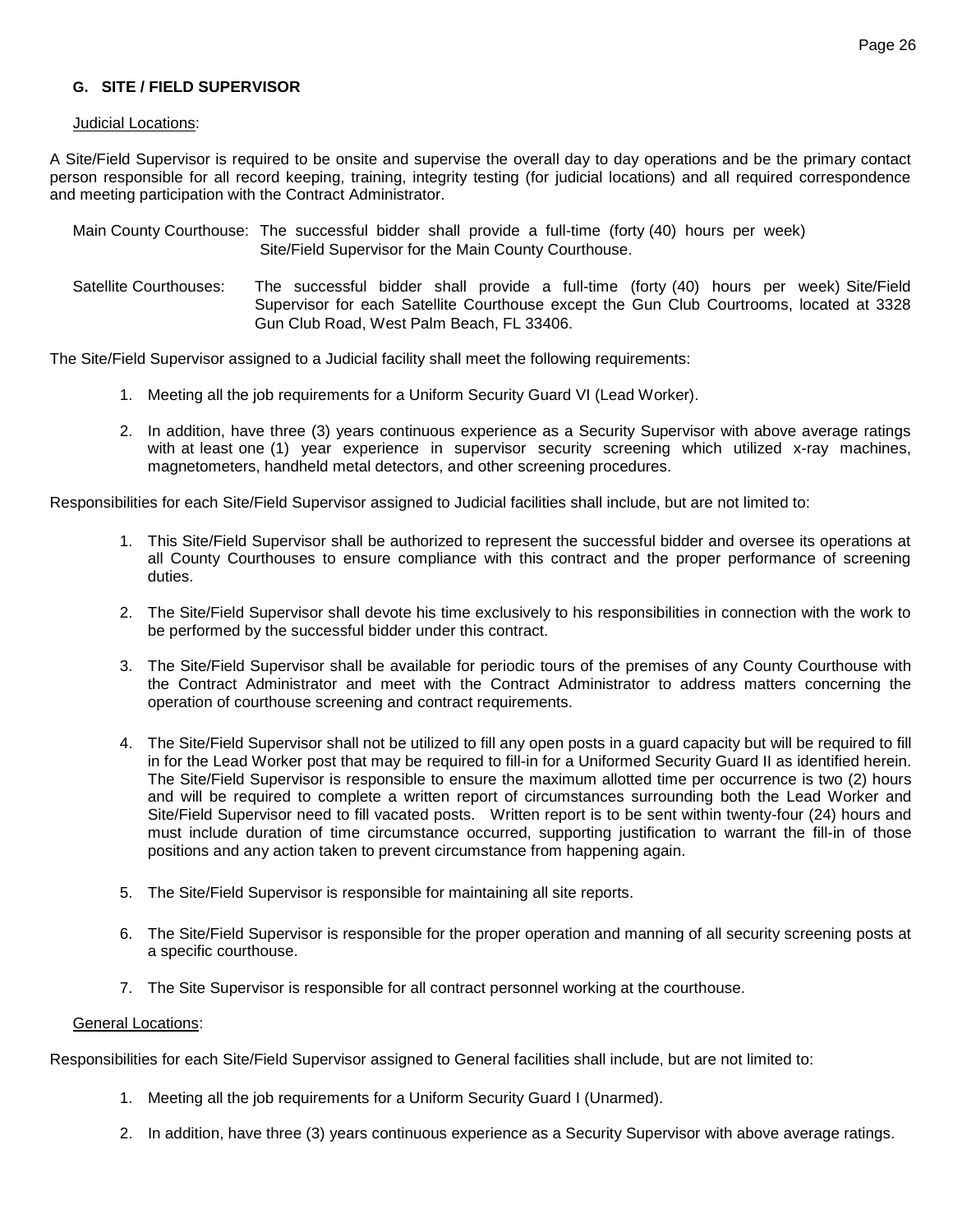## G. SITE / FIELD SUPERVISOR

Judicial Locations:

A Site/Field Supervisor is required to be onsite and supervise the overall day to day operations and be the primary contact person responsible for all record keeping, training, integrity testing (for judicial locations) and all required correspondence and meeting participation with the Contract Administrator.

Main County Courthouse: The successful bidder shall provide a full-time (forty (40) hours per week) Site/Field Supervisor for the Main County Courthouse.

Satellite Courthouses: The successful bidder shall provide a full-time (forty (40) hours per week) Site/Field Supervisor for each Satellite Courthouse except the Gun Club Courtrooms, located at 3328 Gun Club Road, West Palm Beach, FL 33406.

The Site/Field Supervisor assigned to a Judicial facility shall meet the following requirements:

1. Meeting all the job requirements for a Uniform Security Guard VI (Lead Worker).
2. In addition, have three (3) years continuous experience as a Security Supervisor with above average ratings with at least one (1) year experience in supervisor security screening which utilized x-ray machines, magnetometers, handheld metal detectors, and other screening procedures.

Responsibilities for each Site/Field Supervisor assigned to Judicial facilities shall include, but are not limited to:

1. This Site/Field Supervisor shall be authorized to represent the successful bidder and oversee its operations at all County Courthouses to ensure compliance with this contract and the proper performance of screening duties.
2. The Site/Field Supervisor shall devote his time exclusively to his responsibilities in connection with the work to be performed by the successful bidder under this contract.
3. The Site/Field Supervisor shall be available for periodic tours of the premises of any County Courthouse with the Contract Administrator and meet with the Contract Administrator to address matters concerning the operation of courthouse screening and contract requirements.
4. The Site/Field Supervisor shall not be utilized to fill any open posts in a guard capacity but will be required to fill in for the Lead Worker post that may be required to fill-in for a Uniformed Security Guard II as identified herein. The Site/Field Supervisor is responsible to ensure the maximum allotted time per occurrence is two (2) hours and will be required to complete a written report of circumstances surrounding both the Lead Worker and Site/Field Supervisor need to fill vacated posts. Written report is to be sent within twenty-four (24) hours and must include duration of time circumstance occurred, supporting justification to warrant the fill-in of those positions and any action taken to prevent circumstance from happening again.
5. The Site/Field Supervisor is responsible for maintaining all site reports.
6. The Site/Field Supervisor is responsible for the proper operation and manning of all security screening posts at a specific courthouse.
7. The Site Supervisor is responsible for all contract personnel working at the courthouse.

General Locations:

Responsibilities for each Site/Field Supervisor assigned to General facilities shall include, but are not limited to:

1. Meeting all the job requirements for a Uniform Security Guard I (Unarmed).
2. In addition, have three (3) years continuous experience as a Security Supervisor with above average ratings.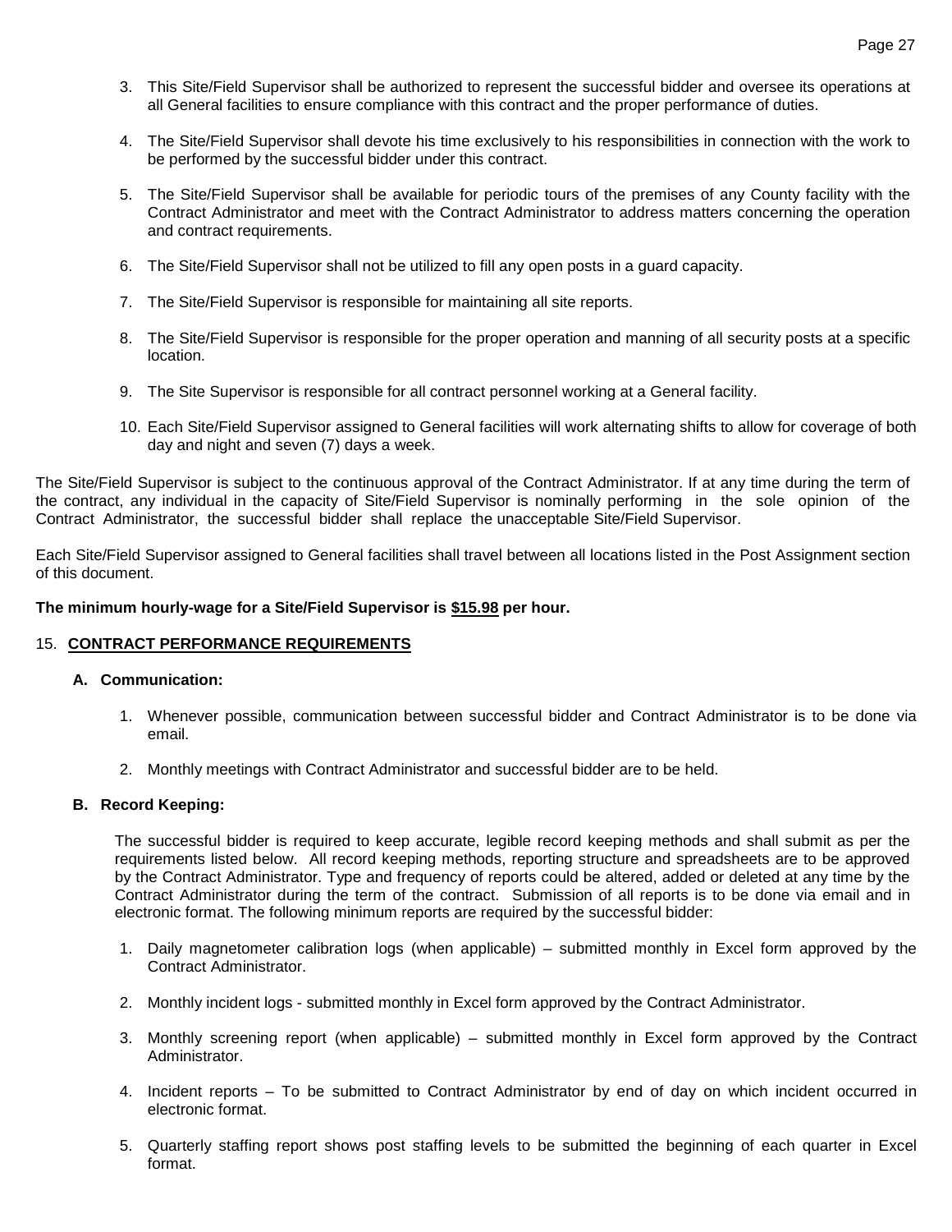3. This Site/Field Supervisor shall be authorized to represent the successful bidder and oversee its operations at all General facilities to ensure compliance with this contract and the proper performance of duties.

4. The Site/Field Supervisor shall devote his time exclusively to his responsibilities in connection with the work to be performed by the successful bidder under this contract.

5. The Site/Field Supervisor shall be available for periodic tours of the premises of any County facility with the Contract Administrator and meet with the Contract Administrator to address matters concerning the operation and contract requirements.

6. The Site/Field Supervisor shall not be utilized to fill any open posts in a guard capacity.

7. The Site/Field Supervisor is responsible for maintaining all site reports.

8. The Site/Field Supervisor is responsible for the proper operation and manning of all security posts at a specific location.

9. The Site Supervisor is responsible for all contract personnel working at a General facility.

10. Each Site/Field Supervisor assigned to General facilities will work alternating shifts to allow for coverage of both day and night and seven (7) days a week.

The Site/Field Supervisor is subject to the continuous approval of the Contract Administrator. If at any time during the term of the contract, any individual in the capacity of Site/Field Supervisor is nominally performing in the sole opinion of the Contract Administrator, the successful bidder shall replace the unacceptable Site/Field Supervisor.

Each Site/Field Supervisor assigned to General facilities shall travel between all locations listed in the Post Assignment section of this document.

**The minimum hourly-wage for a Site/Field Supervisor is <u>$15.98</u> per hour.**

15. **<u>CONTRACT PERFORMANCE REQUIREMENTS</u>**

**A. Communication:**

1. Whenever possible, communication between successful bidder and Contract Administrator is to be done via email.

2. Monthly meetings with Contract Administrator and successful bidder are to be held.

**B. Record Keeping:**

The successful bidder is required to keep accurate, legible record keeping methods and shall submit as per the requirements listed below. All record keeping methods, reporting structure and spreadsheets are to be approved by the Contract Administrator. Type and frequency of reports could be altered, added or deleted at any time by the Contract Administrator during the term of the contract. Submission of all reports is to be done via email and in electronic format. The following minimum reports are required by the successful bidder:

1. Daily magnetometer calibration logs (when applicable) – submitted monthly in Excel form approved by the Contract Administrator.

2. Monthly incident logs - submitted monthly in Excel form approved by the Contract Administrator.

3. Monthly screening report (when applicable) – submitted monthly in Excel form approved by the Contract Administrator.

4. Incident reports – To be submitted to Contract Administrator by end of day on which incident occurred in electronic format.

5. Quarterly staffing report shows post staffing levels to be submitted the beginning of each quarter in Excel format.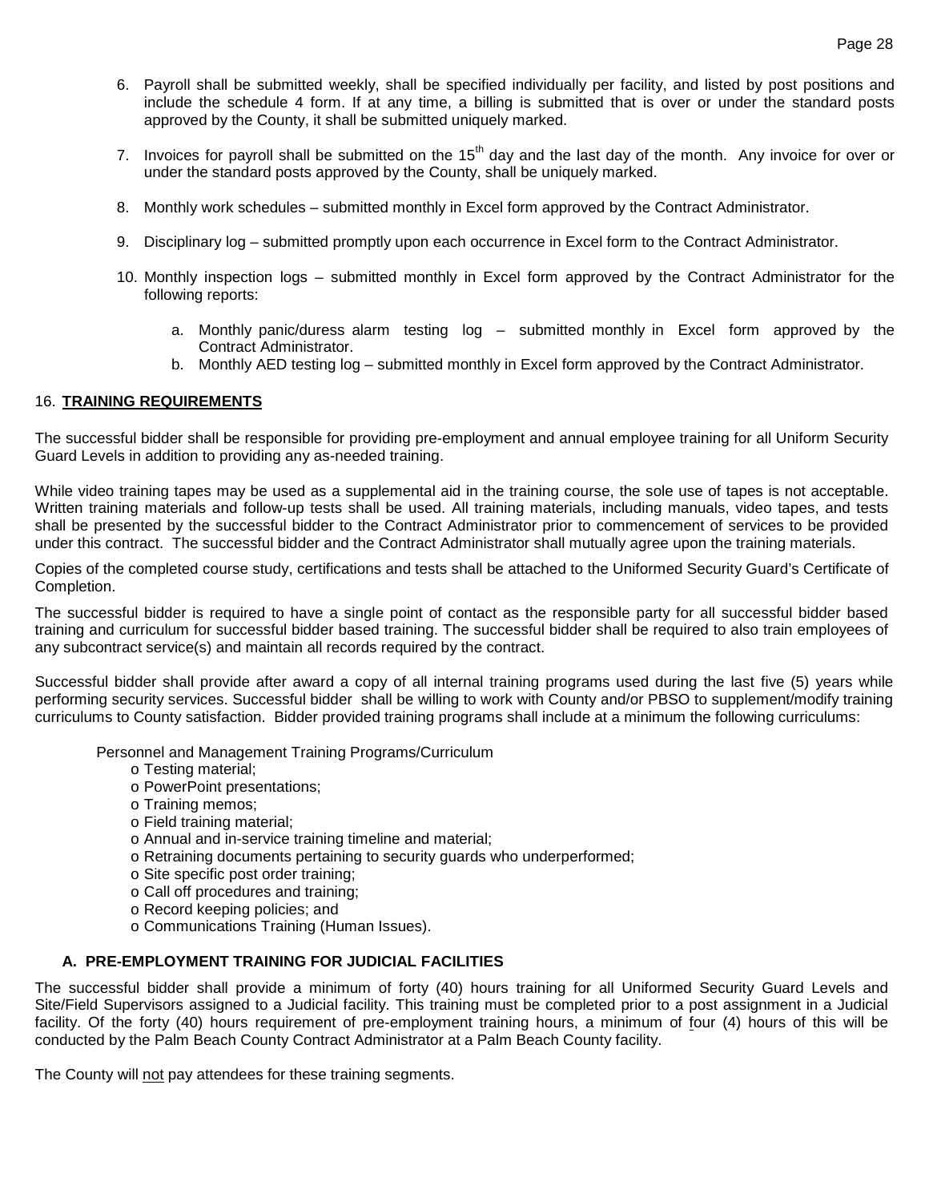6. Payroll shall be submitted weekly, shall be specified individually per facility, and listed by post positions and include the schedule 4 form. If at any time, a billing is submitted that is over or under the standard posts approved by the County, it shall be submitted uniquely marked.

7. Invoices for payroll shall be submitted on the 15th day and the last day of the month. Any invoice for over or under the standard posts approved by the County, shall be uniquely marked.

8. Monthly work schedules – submitted monthly in Excel form approved by the Contract Administrator.

9. Disciplinary log – submitted promptly upon each occurrence in Excel form to the Contract Administrator.

10. Monthly inspection logs – submitted monthly in Excel form approved by the Contract Administrator for the following reports:

    a. Monthly panic/duress alarm testing log – submitted monthly in Excel form approved by the Contract Administrator.
    b. Monthly AED testing log – submitted monthly in Excel form approved by the Contract Administrator.

## 16. **TRAINING REQUIREMENTS**

The successful bidder shall be responsible for providing pre-employment and annual employee training for all Uniform Security Guard Levels in addition to providing any as-needed training.

While video training tapes may be used as a supplemental aid in the training course, the sole use of tapes is not acceptable. Written training materials and follow-up tests shall be used. All training materials, including manuals, video tapes, and tests shall be presented by the successful bidder to the Contract Administrator prior to commencement of services to be provided under this contract. The successful bidder and the Contract Administrator shall mutually agree upon the training materials.

Copies of the completed course study, certifications and tests shall be attached to the Uniformed Security Guard's Certificate of Completion.

The successful bidder is required to have a single point of contact as the responsible party for all successful bidder based training and curriculum for successful bidder based training. The successful bidder shall be required to also train employees of any subcontract service(s) and maintain all records required by the contract.

Successful bidder shall provide after award a copy of all internal training programs used during the last five (5) years while performing security services. Successful bidder shall be willing to work with County and/or PBSO to supplement/modify training curriculums to County satisfaction. Bidder provided training programs shall include at a minimum the following curriculums:

Personnel and Management Training Programs/Curriculum

- Testing material;
- PowerPoint presentations;
- Training memos;
- Field training material;
- Annual and in-service training timeline and material;
- Retraining documents pertaining to security guards who underperformed;
- Site specific post order training;
- Call off procedures and training;
- Record keeping policies; and
- Communications Training (Human Issues).

### A. PRE-EMPLOYMENT TRAINING FOR JUDICIAL FACILITIES

The successful bidder shall provide a minimum of forty (40) hours training for all Uniformed Security Guard Levels and Site/Field Supervisors assigned to a Judicial facility. This training must be completed prior to a post assignment in a Judicial facility. Of the forty (40) hours requirement of pre-employment training hours, a minimum of four (4) hours of this will be conducted by the Palm Beach County Contract Administrator at a Palm Beach County facility.

The County will not pay attendees for these training segments.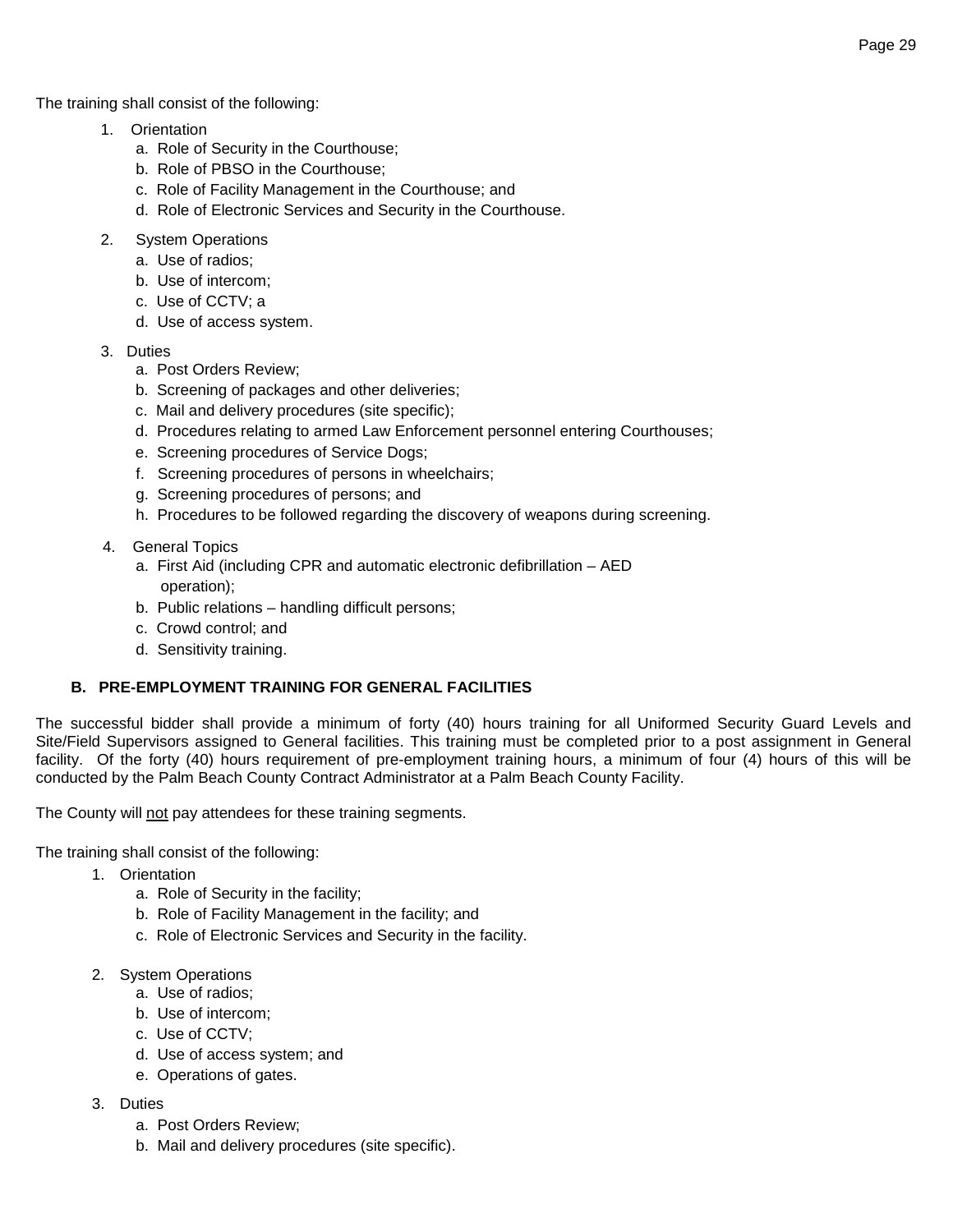The training shall consist of the following:

1. Orientation
    a. Role of Security in the Courthouse;
    b. Role of PBSO in the Courthouse;
    c. Role of Facility Management in the Courthouse; and
    d. Role of Electronic Services and Security in the Courthouse.

2. System Operations
    a. Use of radios;
    b. Use of intercom;
    c. Use of CCTV; a
    d. Use of access system.

3. Duties
    a. Post Orders Review;
    b. Screening of packages and other deliveries;
    c. Mail and delivery procedures (site specific);
    d. Procedures relating to armed Law Enforcement personnel entering Courthouses;
    e. Screening procedures of Service Dogs;
    f. Screening procedures of persons in wheelchairs;
    g. Screening procedures of persons; and
    h. Procedures to be followed regarding the discovery of weapons during screening.

4. General Topics
    a. First Aid (including CPR and automatic electronic defibrillation – AED operation);
    b. Public relations – handling difficult persons;
    c. Crowd control; and
    d. Sensitivity training.

### B. PRE-EMPLOYMENT TRAINING FOR GENERAL FACILITIES

The successful bidder shall provide a minimum of forty (40) hours training for all Uniformed Security Guard Levels and Site/Field Supervisors assigned to General facilities. This training must be completed prior to a post assignment in General facility. Of the forty (40) hours requirement of pre-employment training hours, a minimum of four (4) hours of this will be conducted by the Palm Beach County Contract Administrator at a Palm Beach County Facility.

The County will <u>not</u> pay attendees for these training segments.

The training shall consist of the following:

1. Orientation
    a. Role of Security in the facility;
    b. Role of Facility Management in the facility; and
    c. Role of Electronic Services and Security in the facility.

2. System Operations
    a. Use of radios;
    b. Use of intercom;
    c. Use of CCTV;
    d. Use of access system; and
    e. Operations of gates.

3. Duties
    a. Post Orders Review;
    b. Mail and delivery procedures (site specific).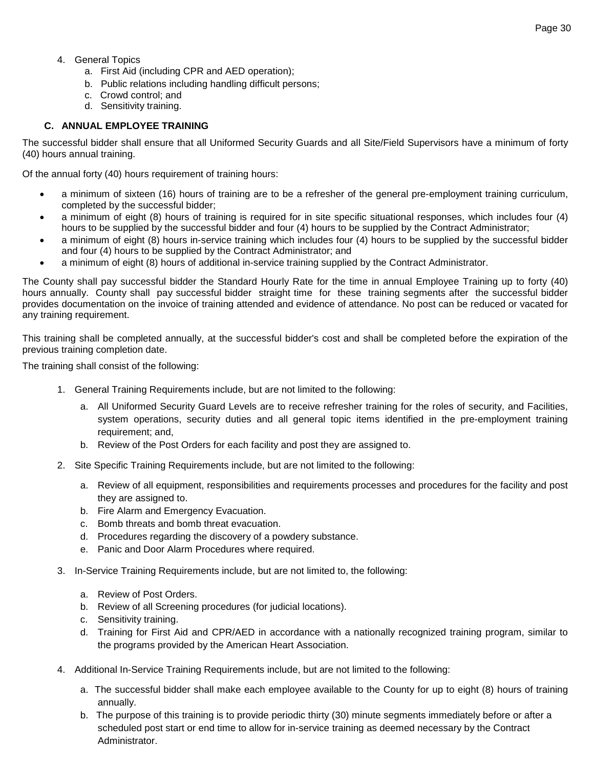4. General Topics
    a. First Aid (including CPR and AED operation);
    b. Public relations including handling difficult persons;
    c. Crowd control; and
    d. Sensitivity training.

### C. ANNUAL EMPLOYEE TRAINING

The successful bidder shall ensure that all Uniformed Security Guards and all Site/Field Supervisors have a minimum of forty (40) hours annual training.

Of the annual forty (40) hours requirement of training hours:

- a minimum of sixteen (16) hours of training are to be a refresher of the general pre-employment training curriculum, completed by the successful bidder;
- a minimum of eight (8) hours of training is required for in site specific situational responses, which includes four (4) hours to be supplied by the successful bidder and four (4) hours to be supplied by the Contract Administrator;
- a minimum of eight (8) hours in-service training which includes four (4) hours to be supplied by the successful bidder and four (4) hours to be supplied by the Contract Administrator; and
- a minimum of eight (8) hours of additional in-service training supplied by the Contract Administrator.

The County shall pay successful bidder the Standard Hourly Rate for the time in annual Employee Training up to forty (40) hours annually. County shall pay successful bidder straight time for these training segments after the successful bidder provides documentation on the invoice of training attended and evidence of attendance. No post can be reduced or vacated for any training requirement.

This training shall be completed annually, at the successful bidder's cost and shall be completed before the expiration of the previous training completion date.

The training shall consist of the following:

1. General Training Requirements include, but are not limited to the following:
    a. All Uniformed Security Guard Levels are to receive refresher training for the roles of security, and Facilities, system operations, security duties and all general topic items identified in the pre-employment training requirement; and,
    b. Review of the Post Orders for each facility and post they are assigned to.

2. Site Specific Training Requirements include, but are not limited to the following:
    a. Review of all equipment, responsibilities and requirements processes and procedures for the facility and post they are assigned to.
    b. Fire Alarm and Emergency Evacuation.
    c. Bomb threats and bomb threat evacuation.
    d. Procedures regarding the discovery of a powdery substance.
    e. Panic and Door Alarm Procedures where required.

3. In-Service Training Requirements include, but are not limited to, the following:
    a. Review of Post Orders.
    b. Review of all Screening procedures (for judicial locations).
    c. Sensitivity training.
    d. Training for First Aid and CPR/AED in accordance with a nationally recognized training program, similar to the programs provided by the American Heart Association.

4. Additional In-Service Training Requirements include, but are not limited to the following:
    a. The successful bidder shall make each employee available to the County for up to eight (8) hours of training annually.
    b. The purpose of this training is to provide periodic thirty (30) minute segments immediately before or after a scheduled post start or end time to allow for in-service training as deemed necessary by the Contract Administrator.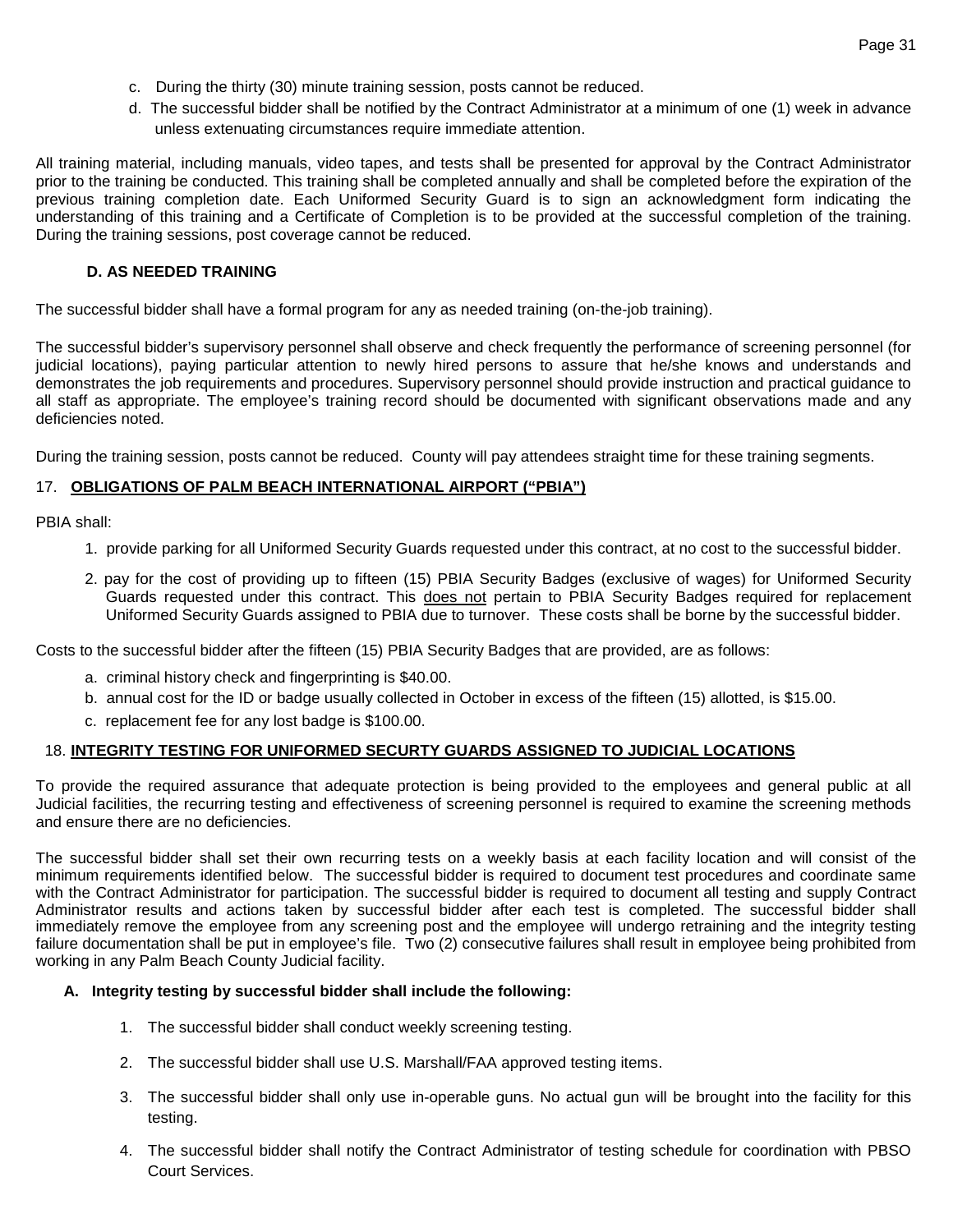c. During the thirty (30) minute training session, posts cannot be reduced.

d. The successful bidder shall be notified by the Contract Administrator at a minimum of one (1) week in advance unless extenuating circumstances require immediate attention.

All training material, including manuals, video tapes, and tests shall be presented for approval by the Contract Administrator prior to the training be conducted. This training shall be completed annually and shall be completed before the expiration of the previous training completion date. Each Uniformed Security Guard is to sign an acknowledgment form indicating the understanding of this training and a Certificate of Completion is to be provided at the successful completion of the training. During the training sessions, post coverage cannot be reduced.

### D. AS NEEDED TRAINING

The successful bidder shall have a formal program for any as needed training (on-the-job training).

The successful bidder's supervisory personnel shall observe and check frequently the performance of screening personnel (for judicial locations), paying particular attention to newly hired persons to assure that he/she knows and understands and demonstrates the job requirements and procedures. Supervisory personnel should provide instruction and practical guidance to all staff as appropriate. The employee's training record should be documented with significant observations made and any deficiencies noted.

During the training session, posts cannot be reduced. County will pay attendees straight time for these training segments.

## 17. OBLIGATIONS OF PALM BEACH INTERNATIONAL AIRPORT ("PBIA")

PBIA shall:

1. provide parking for all Uniformed Security Guards requested under this contract, at no cost to the successful bidder.
2. pay for the cost of providing up to fifteen (15) PBIA Security Badges (exclusive of wages) for Uniformed Security Guards requested under this contract. This does not pertain to PBIA Security Badges required for replacement Uniformed Security Guards assigned to PBIA due to turnover. These costs shall be borne by the successful bidder.

Costs to the successful bidder after the fifteen (15) PBIA Security Badges that are provided, are as follows:

a. criminal history check and fingerprinting is $40.00.

b. annual cost for the ID or badge usually collected in October in excess of the fifteen (15) allotted, is $15.00.

c. replacement fee for any lost badge is $100.00.

## 18. INTEGRITY TESTING FOR UNIFORMED SECURTY GUARDS ASSIGNED TO JUDICIAL LOCATIONS

To provide the required assurance that adequate protection is being provided to the employees and general public at all Judicial facilities, the recurring testing and effectiveness of screening personnel is required to examine the screening methods and ensure there are no deficiencies.

The successful bidder shall set their own recurring tests on a weekly basis at each facility location and will consist of the minimum requirements identified below. The successful bidder is required to document test procedures and coordinate same with the Contract Administrator for participation. The successful bidder is required to document all testing and supply Contract Administrator results and actions taken by successful bidder after each test is completed. The successful bidder shall immediately remove the employee from any screening post and the employee will undergo retraining and the integrity testing failure documentation shall be put in employee's file. Two (2) consecutive failures shall result in employee being prohibited from working in any Palm Beach County Judicial facility.

### A. Integrity testing by successful bidder shall include the following:

1. The successful bidder shall conduct weekly screening testing.
2. The successful bidder shall use U.S. Marshall/FAA approved testing items.
3. The successful bidder shall only use in-operable guns. No actual gun will be brought into the facility for this testing.
4. The successful bidder shall notify the Contract Administrator of testing schedule for coordination with PBSO Court Services.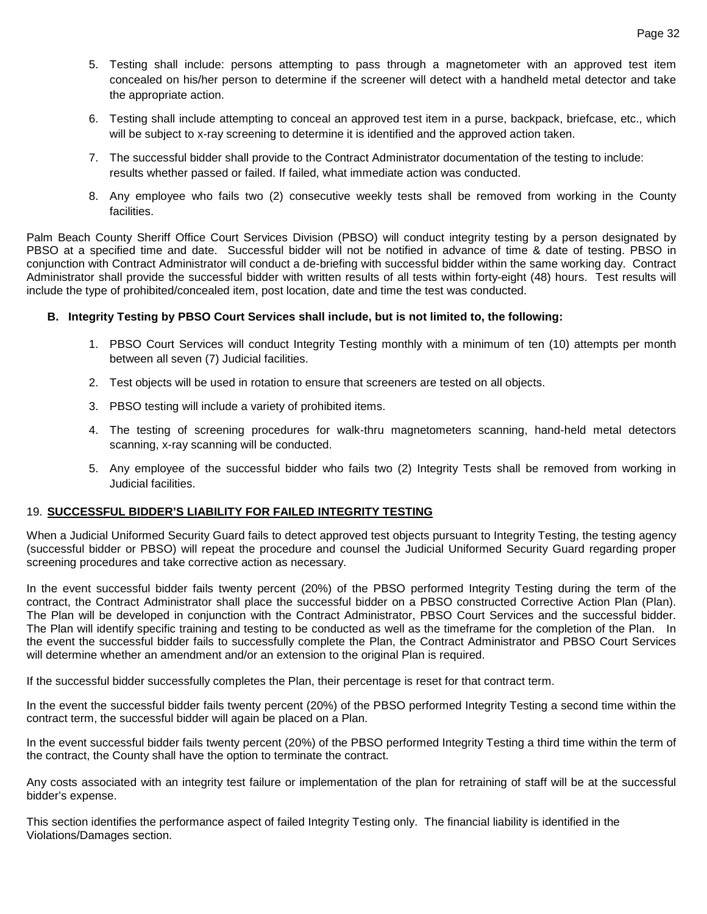5. Testing shall include: persons attempting to pass through a magnetometer with an approved test item concealed on his/her person to determine if the screener will detect with a handheld metal detector and take the appropriate action.

6. Testing shall include attempting to conceal an approved test item in a purse, backpack, briefcase, etc., which will be subject to x-ray screening to determine it is identified and the approved action taken.

7. The successful bidder shall provide to the Contract Administrator documentation of the testing to include: results whether passed or failed. If failed, what immediate action was conducted.

8. Any employee who fails two (2) consecutive weekly tests shall be removed from working in the County facilities.

Palm Beach County Sheriff Office Court Services Division (PBSO) will conduct integrity testing by a person designated by PBSO at a specified time and date. Successful bidder will not be notified in advance of time & date of testing. PBSO in conjunction with Contract Administrator will conduct a de-briefing with successful bidder within the same working day. Contract Administrator shall provide the successful bidder with written results of all tests within forty-eight (48) hours. Test results will include the type of prohibited/concealed item, post location, date and time the test was conducted.

**B. Integrity Testing by PBSO Court Services shall include, but is not limited to, the following:**

1. PBSO Court Services will conduct Integrity Testing monthly with a minimum of ten (10) attempts per month between all seven (7) Judicial facilities.

2. Test objects will be used in rotation to ensure that screeners are tested on all objects.

3. PBSO testing will include a variety of prohibited items.

4. The testing of screening procedures for walk-thru magnetometers scanning, hand-held metal detectors scanning, x-ray scanning will be conducted.

5. Any employee of the successful bidder who fails two (2) Integrity Tests shall be removed from working in Judicial facilities.

19. **SUCCESSFUL BIDDER'S LIABILITY FOR FAILED INTEGRITY TESTING**

When a Judicial Uniformed Security Guard fails to detect approved test objects pursuant to Integrity Testing, the testing agency (successful bidder or PBSO) will repeat the procedure and counsel the Judicial Uniformed Security Guard regarding proper screening procedures and take corrective action as necessary.

In the event successful bidder fails twenty percent (20%) of the PBSO performed Integrity Testing during the term of the contract, the Contract Administrator shall place the successful bidder on a PBSO constructed Corrective Action Plan (Plan). The Plan will be developed in conjunction with the Contract Administrator, PBSO Court Services and the successful bidder. The Plan will identify specific training and testing to be conducted as well as the timeframe for the completion of the Plan. In the event the successful bidder fails to successfully complete the Plan, the Contract Administrator and PBSO Court Services will determine whether an amendment and/or an extension to the original Plan is required.

If the successful bidder successfully completes the Plan, their percentage is reset for that contract term.

In the event the successful bidder fails twenty percent (20%) of the PBSO performed Integrity Testing a second time within the contract term, the successful bidder will again be placed on a Plan.

In the event successful bidder fails twenty percent (20%) of the PBSO performed Integrity Testing a third time within the term of the contract, the County shall have the option to terminate the contract.

Any costs associated with an integrity test failure or implementation of the plan for retraining of staff will be at the successful bidder's expense.

This section identifies the performance aspect of failed Integrity Testing only. The financial liability is identified in the Violations/Damages section.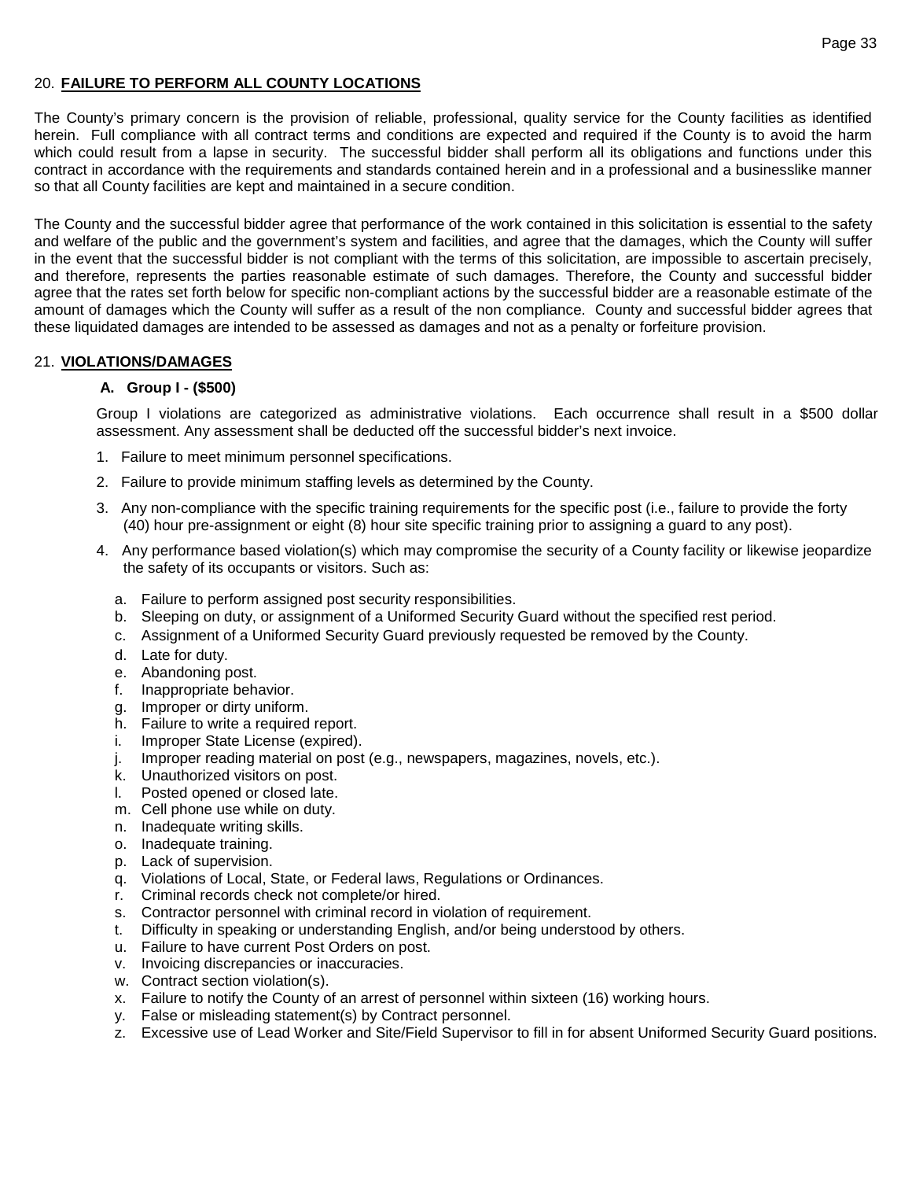## 20. FAILURE TO PERFORM ALL COUNTY LOCATIONS

The County's primary concern is the provision of reliable, professional, quality service for the County facilities as identified herein. Full compliance with all contract terms and conditions are expected and required if the County is to avoid the harm which could result from a lapse in security. The successful bidder shall perform all its obligations and functions under this contract in accordance with the requirements and standards contained herein and in a professional and a businesslike manner so that all County facilities are kept and maintained in a secure condition.

The County and the successful bidder agree that performance of the work contained in this solicitation is essential to the safety and welfare of the public and the government's system and facilities, and agree that the damages, which the County will suffer in the event that the successful bidder is not compliant with the terms of this solicitation, are impossible to ascertain precisely, and therefore, represents the parties reasonable estimate of such damages. Therefore, the County and successful bidder agree that the rates set forth below for specific non-compliant actions by the successful bidder are a reasonable estimate of the amount of damages which the County will suffer as a result of the non compliance. County and successful bidder agrees that these liquidated damages are intended to be assessed as damages and not as a penalty or forfeiture provision.

## 21. VIOLATIONS/DAMAGES

### A. Group I - ($500)

Group I violations are categorized as administrative violations. Each occurrence shall result in a $500 dollar assessment. Any assessment shall be deducted off the successful bidder's next invoice.

1. Failure to meet minimum personnel specifications.
2. Failure to provide minimum staffing levels as determined by the County.
3. Any non-compliance with the specific training requirements for the specific post (i.e., failure to provide the forty (40) hour pre-assignment or eight (8) hour site specific training prior to assigning a guard to any post).
4. Any performance based violation(s) which may compromise the security of a County facility or likewise jeopardize the safety of its occupants or visitors. Such as:
   a. Failure to perform assigned post security responsibilities.
   b. Sleeping on duty, or assignment of a Uniformed Security Guard without the specified rest period.
   c. Assignment of a Uniformed Security Guard previously requested be removed by the County.
   d. Late for duty.
   e. Abandoning post.
   f. Inappropriate behavior.
   g. Improper or dirty uniform.
   h. Failure to write a required report.
   i. Improper State License (expired).
   j. Improper reading material on post (e.g., newspapers, magazines, novels, etc.).
   k. Unauthorized visitors on post.
   l. Posted opened or closed late.
   m. Cell phone use while on duty.
   n. Inadequate writing skills.
   o. Inadequate training.
   p. Lack of supervision.
   q. Violations of Local, State, or Federal laws, Regulations or Ordinances.
   r. Criminal records check not complete/or hired.
   s. Contractor personnel with criminal record in violation of requirement.
   t. Difficulty in speaking or understanding English, and/or being understood by others.
   u. Failure to have current Post Orders on post.
   v. Invoicing discrepancies or inaccuracies.
   w. Contract section violation(s).
   x. Failure to notify the County of an arrest of personnel within sixteen (16) working hours.
   y. False or misleading statement(s) by Contract personnel.
   z. Excessive use of Lead Worker and Site/Field Supervisor to fill in for absent Uniformed Security Guard positions.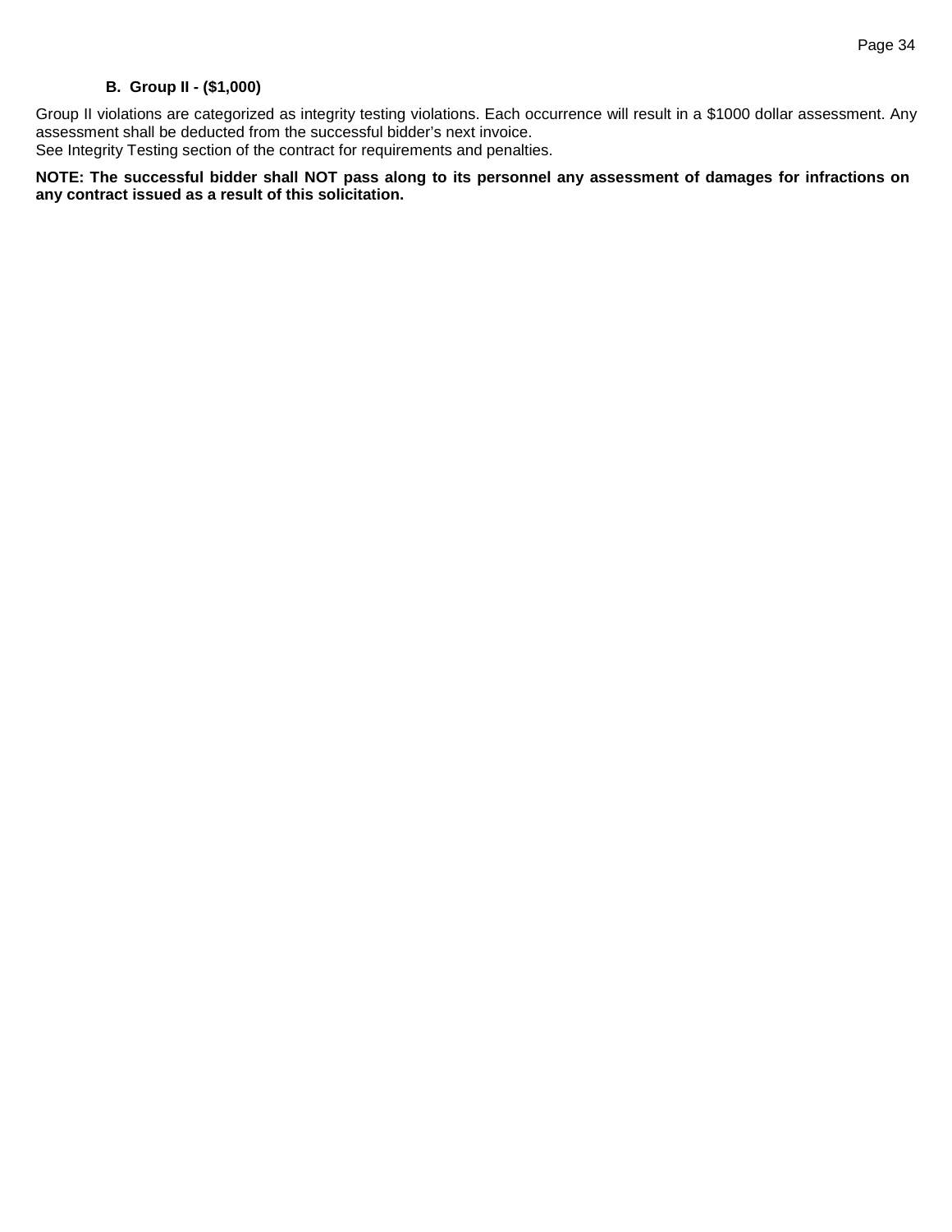### B. Group II - ($1,000)

Group II violations are categorized as integrity testing violations. Each occurrence will result in a $1000 dollar assessment. Any assessment shall be deducted from the successful bidder's next invoice.
See Integrity Testing section of the contract for requirements and penalties.

**NOTE: The successful bidder shall NOT pass along to its personnel any assessment of damages for infractions on any contract issued as a result of this solicitation.**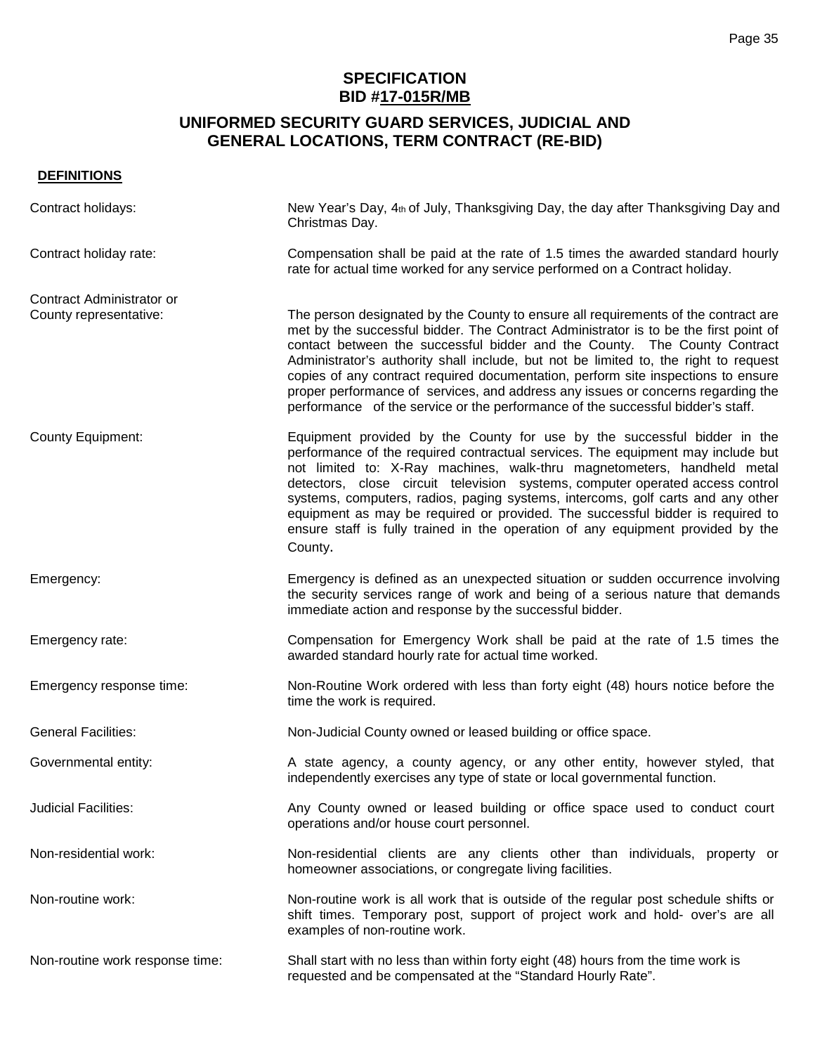## SPECIFICATION
## BID #17-015R/MB

## UNIFORMED SECURITY GUARD SERVICES, JUDICIAL AND GENERAL LOCATIONS, TERM CONTRACT (RE-BID)

**DEFINITIONS**

| Term | Definition |
|---|---|
| Contract holidays: | New Year's Day, 4th of July, Thanksgiving Day, the day after Thanksgiving Day and Christmas Day. |
| Contract holiday rate: | Compensation shall be paid at the rate of 1.5 times the awarded standard hourly rate for actual time worked for any service performed on a Contract holiday. |
| Contract Administrator or County representative: | The person designated by the County to ensure all requirements of the contract are met by the successful bidder. The Contract Administrator is to be the first point of contact between the successful bidder and the County. The County Contract Administrator's authority shall include, but not be limited to, the right to request copies of any contract required documentation, perform site inspections to ensure proper performance of services, and address any issues or concerns regarding the performance of the service or the performance of the successful bidder's staff. |
| County Equipment: | Equipment provided by the County for use by the successful bidder in the performance of the required contractual services. The equipment may include but not limited to: X-Ray machines, walk-thru magnetometers, handheld metal detectors, close circuit television systems, computer operated access control systems, computers, radios, paging systems, intercoms, golf carts and any other equipment as may be required or provided. The successful bidder is required to ensure staff is fully trained in the operation of any equipment provided by the County. |
| Emergency: | Emergency is defined as an unexpected situation or sudden occurrence involving the security services range of work and being of a serious nature that demands immediate action and response by the successful bidder. |
| Emergency rate: | Compensation for Emergency Work shall be paid at the rate of 1.5 times the awarded standard hourly rate for actual time worked. |
| Emergency response time: | Non-Routine Work ordered with less than forty eight (48) hours notice before the time the work is required. |
| General Facilities: | Non-Judicial County owned or leased building or office space. |
| Governmental entity: | A state agency, a county agency, or any other entity, however styled, that independently exercises any type of state or local governmental function. |
| Judicial Facilities: | Any County owned or leased building or office space used to conduct court operations and/or house court personnel. |
| Non-residential work: | Non-residential clients are any clients other than individuals, property or homeowner associations, or congregate living facilities. |
| Non-routine work: | Non-routine work is all work that is outside of the regular post schedule shifts or shift times. Temporary post, support of project work and hold- over's are all examples of non-routine work. |
| Non-routine work response time: | Shall start with no less than within forty eight (48) hours from the time work is requested and be compensated at the "Standard Hourly Rate". |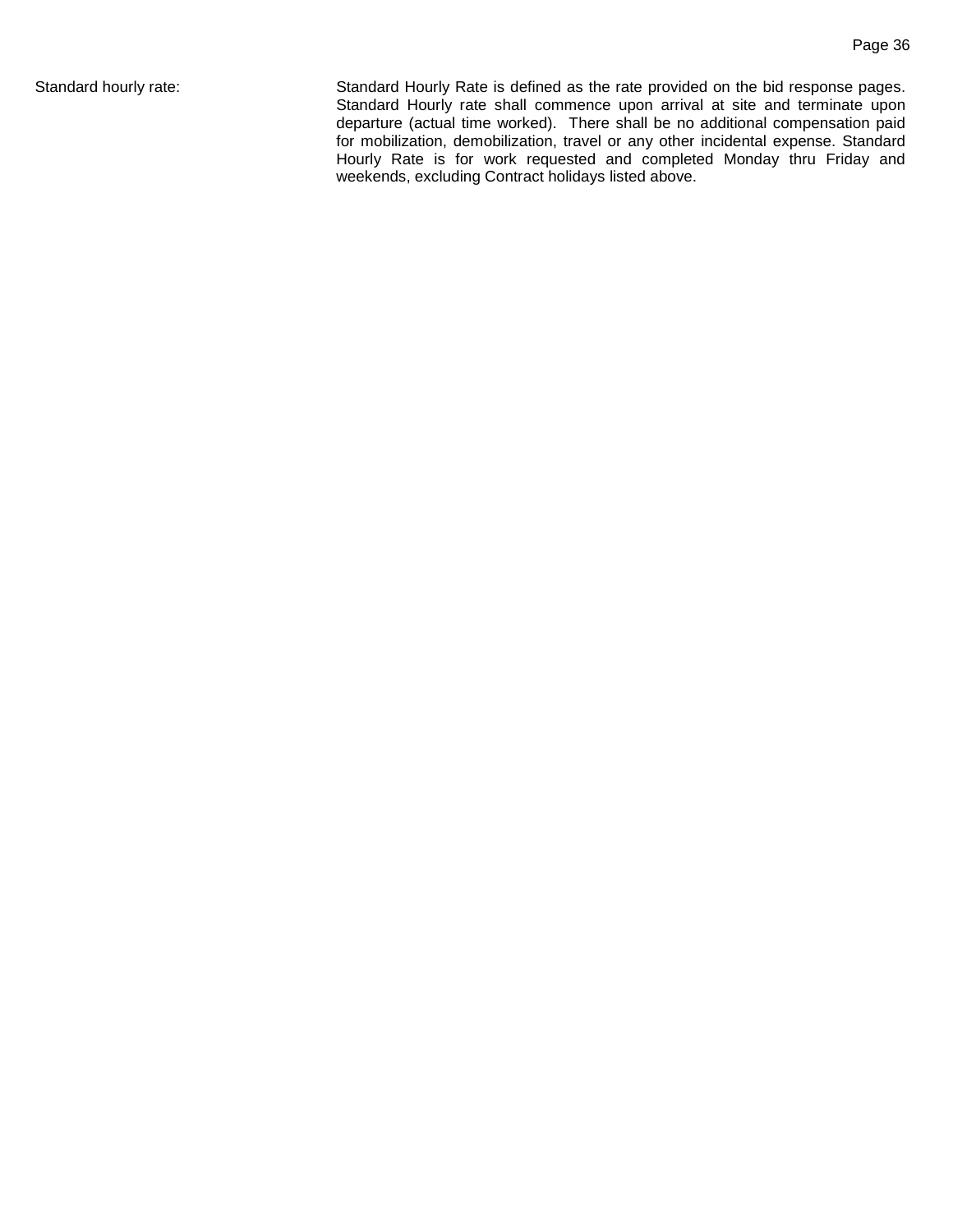Standard hourly rate: Standard Hourly Rate is defined as the rate provided on the bid response pages. Standard Hourly rate shall commence upon arrival at site and terminate upon departure (actual time worked). There shall be no additional compensation paid for mobilization, demobilization, travel or any other incidental expense. Standard Hourly Rate is for work requested and completed Monday thru Friday and weekends, excluding Contract holidays listed above.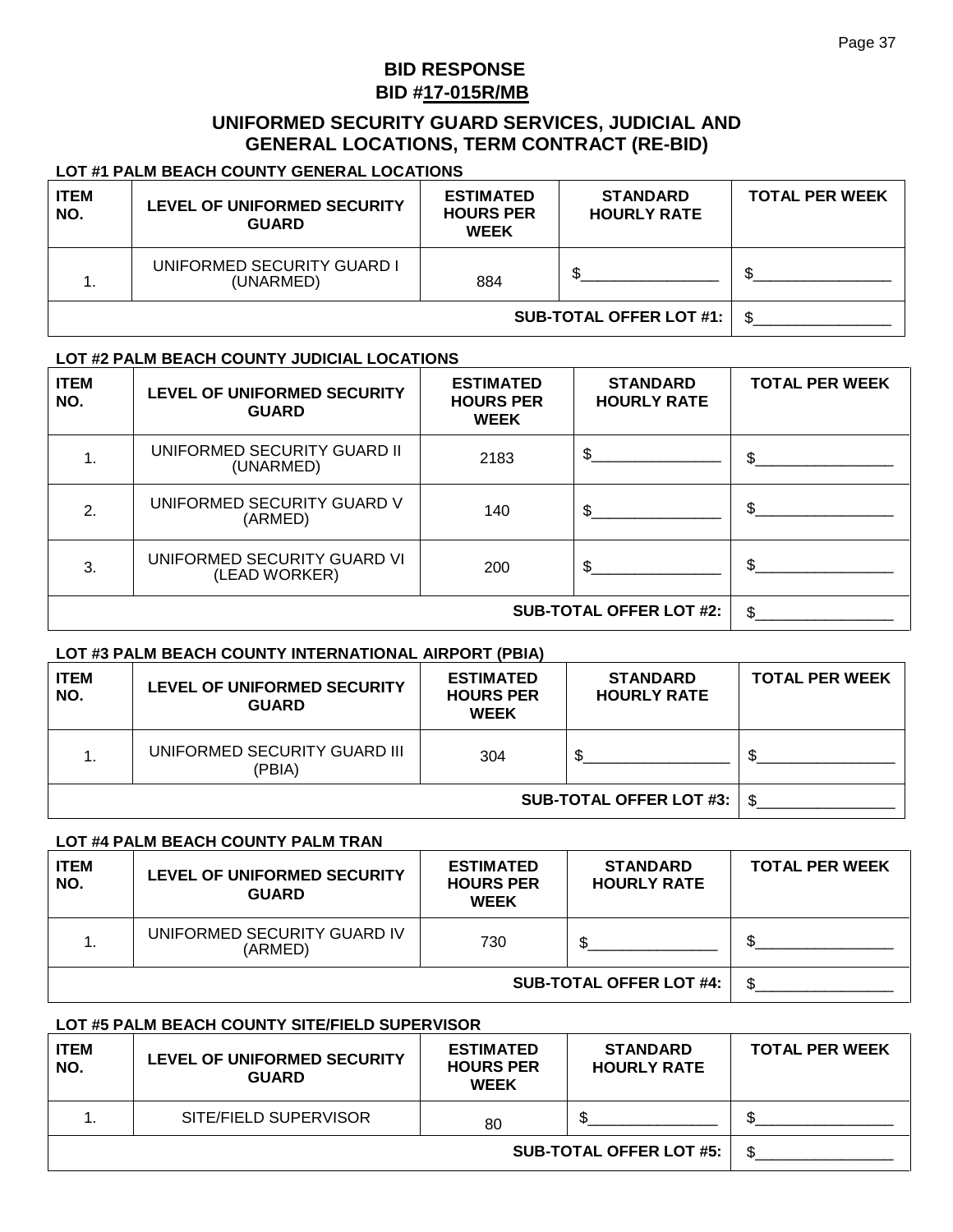# BID RESPONSE
## BID #17-015R/MB

## UNIFORMED SECURITY GUARD SERVICES, JUDICIAL AND GENERAL LOCATIONS, TERM CONTRACT (RE-BID)

**LOT #1 PALM BEACH COUNTY GENERAL LOCATIONS**

| ITEM NO. | LEVEL OF UNIFORMED SECURITY GUARD | ESTIMATED HOURS PER WEEK | STANDARD HOURLY RATE | TOTAL PER WEEK |
|---|---|---|---|---|
| 1. | UNIFORMED SECURITY GUARD I (UNARMED) | 884 | $________________ | $________________ |
| | | | **SUB-TOTAL OFFER LOT #1:** | $________________ |

**LOT #2 PALM BEACH COUNTY JUDICIAL LOCATIONS**

| ITEM NO. | LEVEL OF UNIFORMED SECURITY GUARD | ESTIMATED HOURS PER WEEK | STANDARD HOURLY RATE | TOTAL PER WEEK |
|---|---|---|---|---|
| 1. | UNIFORMED SECURITY GUARD II (UNARMED) | 2183 | $________________ | $________________ |
| 2. | UNIFORMED SECURITY GUARD V (ARMED) | 140 | $________________ | $________________ |
| 3. | UNIFORMED SECURITY GUARD VI (LEAD WORKER) | 200 | $________________ | $________________ |
| | | | **SUB-TOTAL OFFER LOT #2:** | $________________ |

**LOT #3 PALM BEACH COUNTY INTERNATIONAL AIRPORT (PBIA)**

| ITEM NO. | LEVEL OF UNIFORMED SECURITY GUARD | ESTIMATED HOURS PER WEEK | STANDARD HOURLY RATE | TOTAL PER WEEK |
|---|---|---|---|---|
| 1. | UNIFORMED SECURITY GUARD III (PBIA) | 304 | $________________ | $________________ |
| | | | **SUB-TOTAL OFFER LOT #3:** | $________________ |

**LOT #4 PALM BEACH COUNTY PALM TRAN**

| ITEM NO. | LEVEL OF UNIFORMED SECURITY GUARD | ESTIMATED HOURS PER WEEK | STANDARD HOURLY RATE | TOTAL PER WEEK |
|---|---|---|---|---|
| 1. | UNIFORMED SECURITY GUARD IV (ARMED) | 730 | $________________ | $________________ |
| | | | **SUB-TOTAL OFFER LOT #4:** | $________________ |

**LOT #5 PALM BEACH COUNTY SITE/FIELD SUPERVISOR**

| ITEM NO. | LEVEL OF UNIFORMED SECURITY GUARD | ESTIMATED HOURS PER WEEK | STANDARD HOURLY RATE | TOTAL PER WEEK |
|---|---|---|---|---|
| 1. | SITE/FIELD SUPERVISOR | 80 | $________________ | $________________ |
| | | | **SUB-TOTAL OFFER LOT #5:** | $________________ |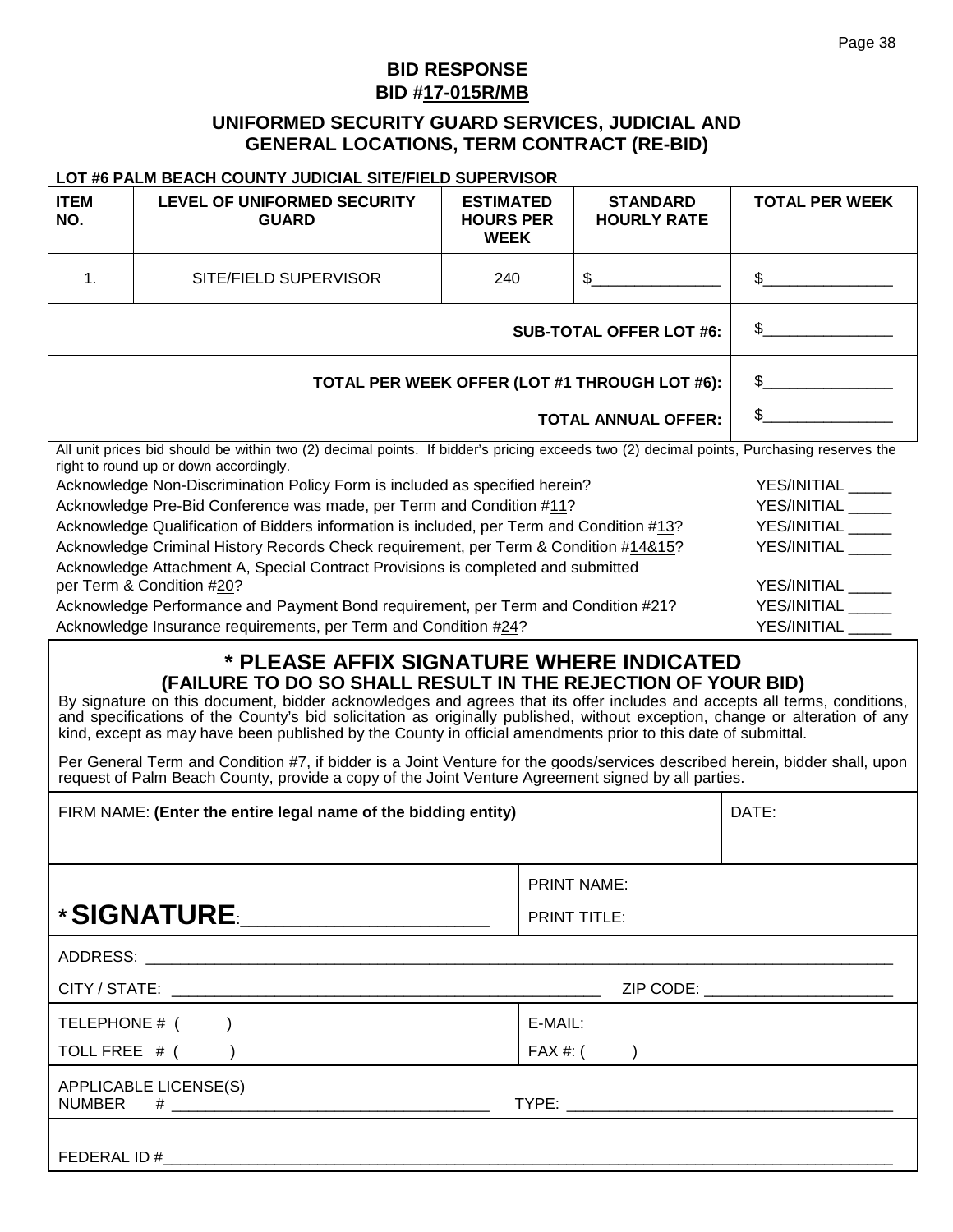# BID RESPONSE
## BID #17-015R/MB

## UNIFORMED SECURITY GUARD SERVICES, JUDICIAL AND GENERAL LOCATIONS, TERM CONTRACT (RE-BID)

**LOT #6 PALM BEACH COUNTY JUDICIAL SITE/FIELD SUPERVISOR**

| ITEM NO. | LEVEL OF UNIFORMED SECURITY GUARD | ESTIMATED HOURS PER WEEK | STANDARD HOURLY RATE | TOTAL PER WEEK |
|---|---|---|---|---|
| 1. | SITE/FIELD SUPERVISOR | 240 | $_______________ | $_______________ |
| | | | **SUB-TOTAL OFFER LOT #6:** | $_______________ |
| | | | **TOTAL PER WEEK OFFER (LOT #1 THROUGH LOT #6):** | $_______________ |
| | | | **TOTAL ANNUAL OFFER:** | $_______________ |

All unit prices bid should be within two (2) decimal points. If bidder's pricing exceeds two (2) decimal points, Purchasing reserves the right to round up or down accordingly.

Acknowledge Non-Discrimination Policy Form is included as specified herein? YES/INITIAL _____

Acknowledge Pre-Bid Conference was made, per Term and Condition #11? YES/INITIAL _____

Acknowledge Qualification of Bidders information is included, per Term and Condition #13? YES/INITIAL _____

Acknowledge Criminal History Records Check requirement, per Term & Condition #14&15? YES/INITIAL _____

Acknowledge Attachment A, Special Contract Provisions is completed and submitted per Term & Condition #20? YES/INITIAL _____

Acknowledge Performance and Payment Bond requirement, per Term and Condition #21? YES/INITIAL _____

Acknowledge Insurance requirements, per Term and Condition #24? YES/INITIAL _____

## * PLEASE AFFIX SIGNATURE WHERE INDICATED
### (FAILURE TO DO SO SHALL RESULT IN THE REJECTION OF YOUR BID)

By signature on this document, bidder acknowledges and agrees that its offer includes and accepts all terms, conditions, and specifications of the County's bid solicitation as originally published, without exception, change or alteration of any kind, except as may have been published by the County in official amendments prior to this date of submittal.

Per General Term and Condition #7, if bidder is a Joint Venture for the goods/services described herein, bidder shall, upon request of Palm Beach County, provide a copy of the Joint Venture Agreement signed by all parties.

FIRM NAME: **(Enter the entire legal name of the bidding entity)** DATE:

**\* SIGNATURE**:________________________ PRINT NAME:

PRINT TITLE:

ADDRESS: ____________________________________________________________

CITY / STATE: ____________________________________ ZIP CODE: ____________________

TELEPHONE # ( ) E-MAIL:

TOLL FREE # ( ) FAX #: ( )

APPLICABLE LICENSE(S) NUMBER # ___________________________________ TYPE: ___________________________________

FEDERAL ID #____________________________________________________________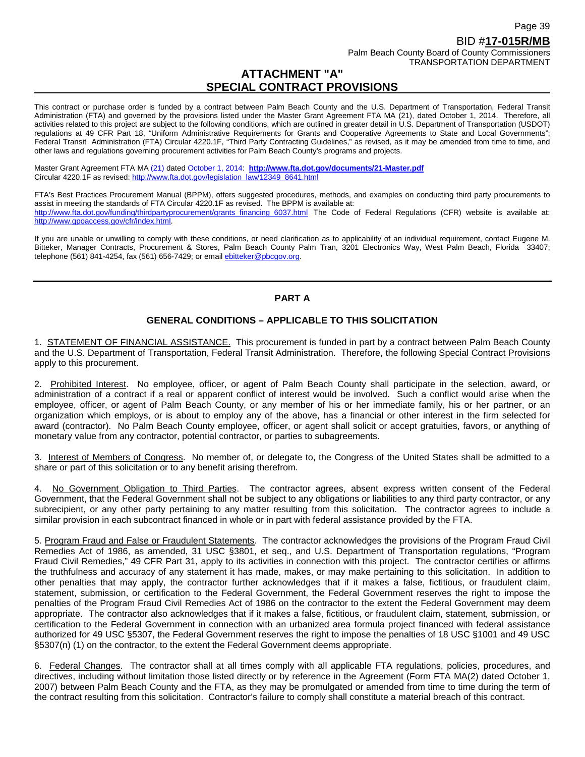BID #**17-015R/MB**

Palm Beach County Board of County Commissioners
TRANSPORTATION DEPARTMENT

# ATTACHMENT "A"
# SPECIAL CONTRACT PROVISIONS

This contract or purchase order is funded by a contract between Palm Beach County and the U.S. Department of Transportation, Federal Transit Administration (FTA) and governed by the provisions listed under the Master Grant Agreement FTA MA (21), dated October 1, 2014. Therefore, all activities related to this project are subject to the following conditions, which are outlined in greater detail in U.S. Department of Transportation (USDOT) regulations at 49 CFR Part 18, "Uniform Administrative Requirements for Grants and Cooperative Agreements to State and Local Governments"; Federal Transit Administration (FTA) Circular 4220.1F, "Third Party Contracting Guidelines," as revised, as it may be amended from time to time, and other laws and regulations governing procurement activities for Palm Beach County's programs and projects.

Master Grant Agreement FTA MA (21) dated October 1, 2014: **http://www.fta.dot.gov/documents/21-Master.pdf**
Circular 4220.1F as revised: http://www.fta.dot.gov/legislation_law/12349_8641.html

FTA's Best Practices Procurement Manual (BPPM), offers suggested procedures, methods, and examples on conducting third party procurements to assist in meeting the standards of FTA Circular 4220.1F as revised. The BPPM is available at: http://www.fta.dot.gov/funding/thirdpartyprocurement/grants_financing_6037.html The Code of Federal Regulations (CFR) website is available at: http://www.gpoaccess.gov/cfr/index.html.

If you are unable or unwilling to comply with these conditions, or need clarification as to applicability of an individual requirement, contact Eugene M. Bitteker, Manager Contracts, Procurement & Stores, Palm Beach County Palm Tran, 3201 Electronics Way, West Palm Beach, Florida 33407; telephone (561) 841-4254, fax (561) 656-7429; or email ebitteker@pbcgov.org.

## PART A

### GENERAL CONDITIONS – APPLICABLE TO THIS SOLICITATION

1. STATEMENT OF FINANCIAL ASSISTANCE. This procurement is funded in part by a contract between Palm Beach County and the U.S. Department of Transportation, Federal Transit Administration. Therefore, the following Special Contract Provisions apply to this procurement.

2. Prohibited Interest. No employee, officer, or agent of Palm Beach County shall participate in the selection, award, or administration of a contract if a real or apparent conflict of interest would be involved. Such a conflict would arise when the employee, officer, or agent of Palm Beach County, or any member of his or her immediate family, his or her partner, or an organization which employs, or is about to employ any of the above, has a financial or other interest in the firm selected for award (contractor). No Palm Beach County employee, officer, or agent shall solicit or accept gratuities, favors, or anything of monetary value from any contractor, potential contractor, or parties to subagreements.

3. Interest of Members of Congress. No member of, or delegate to, the Congress of the United States shall be admitted to a share or part of this solicitation or to any benefit arising therefrom.

4. No Government Obligation to Third Parties. The contractor agrees, absent express written consent of the Federal Government, that the Federal Government shall not be subject to any obligations or liabilities to any third party contractor, or any subrecipient, or any other party pertaining to any matter resulting from this solicitation. The contractor agrees to include a similar provision in each subcontract financed in whole or in part with federal assistance provided by the FTA.

5. Program Fraud and False or Fraudulent Statements. The contractor acknowledges the provisions of the Program Fraud Civil Remedies Act of 1986, as amended, 31 USC §3801, et seq., and U.S. Department of Transportation regulations, "Program Fraud Civil Remedies," 49 CFR Part 31, apply to its activities in connection with this project. The contractor certifies or affirms the truthfulness and accuracy of any statement it has made, makes, or may make pertaining to this solicitation. In addition to other penalties that may apply, the contractor further acknowledges that if it makes a false, fictitious, or fraudulent claim, statement, submission, or certification to the Federal Government, the Federal Government reserves the right to impose the penalties of the Program Fraud Civil Remedies Act of 1986 on the contractor to the extent the Federal Government may deem appropriate. The contractor also acknowledges that if it makes a false, fictitious, or fraudulent claim, statement, submission, or certification to the Federal Government in connection with an urbanized area formula project financed with federal assistance authorized for 49 USC §5307, the Federal Government reserves the right to impose the penalties of 18 USC §1001 and 49 USC §5307(n) (1) on the contractor, to the extent the Federal Government deems appropriate.

6. Federal Changes. The contractor shall at all times comply with all applicable FTA regulations, policies, procedures, and directives, including without limitation those listed directly or by reference in the Agreement (Form FTA MA(2) dated October 1, 2007) between Palm Beach County and the FTA, as they may be promulgated or amended from time to time during the term of the contract resulting from this solicitation. Contractor's failure to comply shall constitute a material breach of this contract.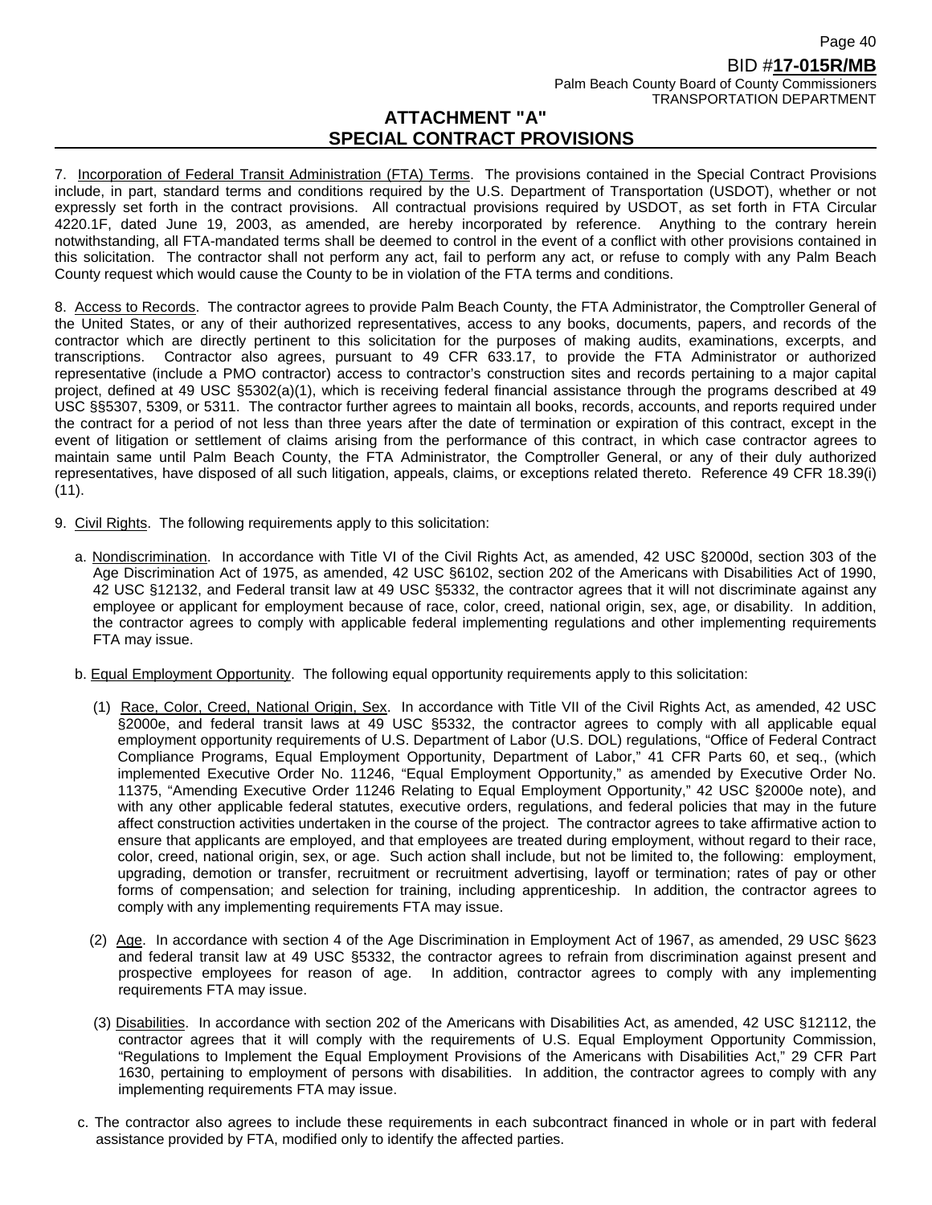## ATTACHMENT "A"
## SPECIAL CONTRACT PROVISIONS

7. Incorporation of Federal Transit Administration (FTA) Terms. The provisions contained in the Special Contract Provisions include, in part, standard terms and conditions required by the U.S. Department of Transportation (USDOT), whether or not expressly set forth in the contract provisions. All contractual provisions required by USDOT, as set forth in FTA Circular 4220.1F, dated June 19, 2003, as amended, are hereby incorporated by reference. Anything to the contrary herein notwithstanding, all FTA-mandated terms shall be deemed to control in the event of a conflict with other provisions contained in this solicitation. The contractor shall not perform any act, fail to perform any act, or refuse to comply with any Palm Beach County request which would cause the County to be in violation of the FTA terms and conditions.

8. Access to Records. The contractor agrees to provide Palm Beach County, the FTA Administrator, the Comptroller General of the United States, or any of their authorized representatives, access to any books, documents, papers, and records of the contractor which are directly pertinent to this solicitation for the purposes of making audits, examinations, excerpts, and transcriptions. Contractor also agrees, pursuant to 49 CFR 633.17, to provide the FTA Administrator or authorized representative (include a PMO contractor) access to contractor's construction sites and records pertaining to a major capital project, defined at 49 USC §5302(a)(1), which is receiving federal financial assistance through the programs described at 49 USC §§5307, 5309, or 5311. The contractor further agrees to maintain all books, records, accounts, and reports required under the contract for a period of not less than three years after the date of termination or expiration of this contract, except in the event of litigation or settlement of claims arising from the performance of this contract, in which case contractor agrees to maintain same until Palm Beach County, the FTA Administrator, the Comptroller General, or any of their duly authorized representatives, have disposed of all such litigation, appeals, claims, or exceptions related thereto. Reference 49 CFR 18.39(i)(11).

9. Civil Rights. The following requirements apply to this solicitation:

a. Nondiscrimination. In accordance with Title VI of the Civil Rights Act, as amended, 42 USC §2000d, section 303 of the Age Discrimination Act of 1975, as amended, 42 USC §6102, section 202 of the Americans with Disabilities Act of 1990, 42 USC §12132, and Federal transit law at 49 USC §5332, the contractor agrees that it will not discriminate against any employee or applicant for employment because of race, color, creed, national origin, sex, age, or disability. In addition, the contractor agrees to comply with applicable federal implementing regulations and other implementing requirements FTA may issue.

b. Equal Employment Opportunity. The following equal opportunity requirements apply to this solicitation:

(1) Race, Color, Creed, National Origin, Sex. In accordance with Title VII of the Civil Rights Act, as amended, 42 USC §2000e, and federal transit laws at 49 USC §5332, the contractor agrees to comply with all applicable equal employment opportunity requirements of U.S. Department of Labor (U.S. DOL) regulations, "Office of Federal Contract Compliance Programs, Equal Employment Opportunity, Department of Labor," 41 CFR Parts 60, et seq., (which implemented Executive Order No. 11246, "Equal Employment Opportunity," as amended by Executive Order No. 11375, "Amending Executive Order 11246 Relating to Equal Employment Opportunity," 42 USC §2000e note), and with any other applicable federal statutes, executive orders, regulations, and federal policies that may in the future affect construction activities undertaken in the course of the project. The contractor agrees to take affirmative action to ensure that applicants are employed, and that employees are treated during employment, without regard to their race, color, creed, national origin, sex, or age. Such action shall include, but not be limited to, the following: employment, upgrading, demotion or transfer, recruitment or recruitment advertising, layoff or termination; rates of pay or other forms of compensation; and selection for training, including apprenticeship. In addition, the contractor agrees to comply with any implementing requirements FTA may issue.

(2) Age. In accordance with section 4 of the Age Discrimination in Employment Act of 1967, as amended, 29 USC §623 and federal transit law at 49 USC §5332, the contractor agrees to refrain from discrimination against present and prospective employees for reason of age. In addition, contractor agrees to comply with any implementing requirements FTA may issue.

(3) Disabilities. In accordance with section 202 of the Americans with Disabilities Act, as amended, 42 USC §12112, the contractor agrees that it will comply with the requirements of U.S. Equal Employment Opportunity Commission, "Regulations to Implement the Equal Employment Provisions of the Americans with Disabilities Act," 29 CFR Part 1630, pertaining to employment of persons with disabilities. In addition, the contractor agrees to comply with any implementing requirements FTA may issue.

c. The contractor also agrees to include these requirements in each subcontract financed in whole or in part with federal assistance provided by FTA, modified only to identify the affected parties.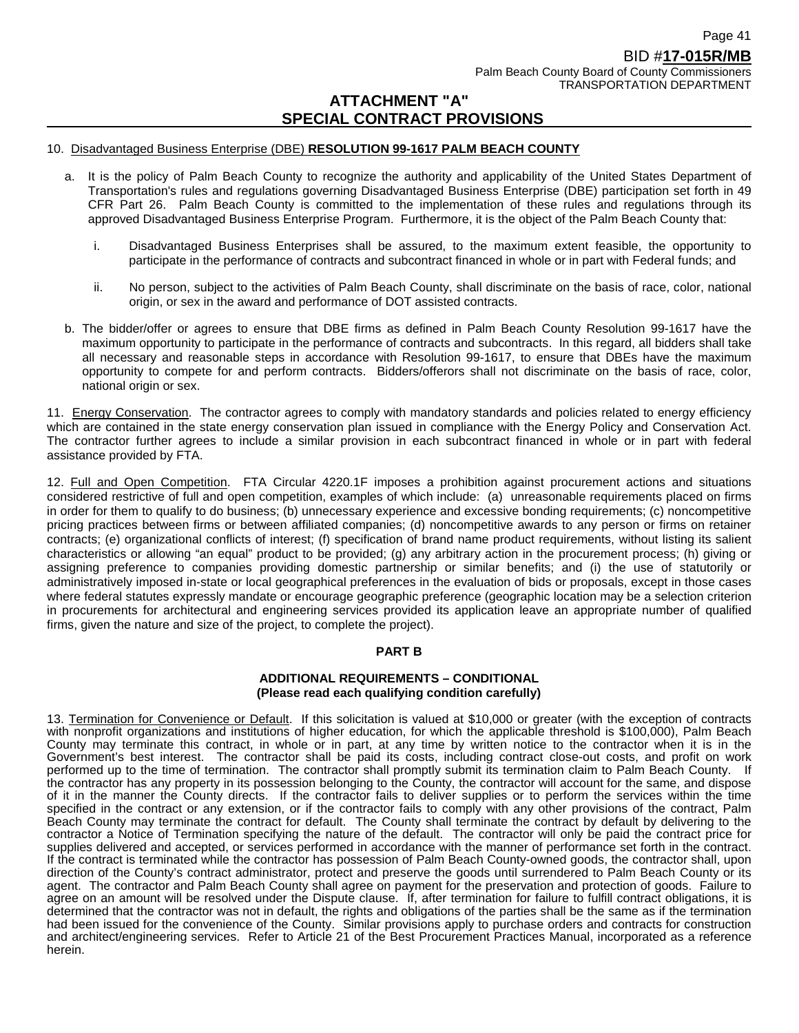## ATTACHMENT "A"
## SPECIAL CONTRACT PROVISIONS

10. Disadvantaged Business Enterprise (DBE) **RESOLUTION 99-1617 PALM BEACH COUNTY**

a. It is the policy of Palm Beach County to recognize the authority and applicability of the United States Department of Transportation's rules and regulations governing Disadvantaged Business Enterprise (DBE) participation set forth in 49 CFR Part 26. Palm Beach County is committed to the implementation of these rules and regulations through its approved Disadvantaged Business Enterprise Program. Furthermore, it is the object of the Palm Beach County that:

   i. Disadvantaged Business Enterprises shall be assured, to the maximum extent feasible, the opportunity to participate in the performance of contracts and subcontract financed in whole or in part with Federal funds; and

   ii. No person, subject to the activities of Palm Beach County, shall discriminate on the basis of race, color, national origin, or sex in the award and performance of DOT assisted contracts.

b. The bidder/offer or agrees to ensure that DBE firms as defined in Palm Beach County Resolution 99-1617 have the maximum opportunity to participate in the performance of contracts and subcontracts. In this regard, all bidders shall take all necessary and reasonable steps in accordance with Resolution 99-1617, to ensure that DBEs have the maximum opportunity to compete for and perform contracts. Bidders/offerors shall not discriminate on the basis of race, color, national origin or sex.

11. Energy Conservation. The contractor agrees to comply with mandatory standards and policies related to energy efficiency which are contained in the state energy conservation plan issued in compliance with the Energy Policy and Conservation Act. The contractor further agrees to include a similar provision in each subcontract financed in whole or in part with federal assistance provided by FTA.

12. Full and Open Competition. FTA Circular 4220.1F imposes a prohibition against procurement actions and situations considered restrictive of full and open competition, examples of which include: (a) unreasonable requirements placed on firms in order for them to qualify to do business; (b) unnecessary experience and excessive bonding requirements; (c) noncompetitive pricing practices between firms or between affiliated companies; (d) noncompetitive awards to any person or firms on retainer contracts; (e) organizational conflicts of interest; (f) specification of brand name product requirements, without listing its salient characteristics or allowing "an equal" product to be provided; (g) any arbitrary action in the procurement process; (h) giving or assigning preference to companies providing domestic partnership or similar benefits; and (i) the use of statutorily or administratively imposed in-state or local geographical preferences in the evaluation of bids or proposals, except in those cases where federal statutes expressly mandate or encourage geographic preference (geographic location may be a selection criterion in procurements for architectural and engineering services provided its application leave an appropriate number of qualified firms, given the nature and size of the project, to complete the project).

### PART B

**ADDITIONAL REQUIREMENTS – CONDITIONAL**
**(Please read each qualifying condition carefully)**

13. Termination for Convenience or Default. If this solicitation is valued at $10,000 or greater (with the exception of contracts with nonprofit organizations and institutions of higher education, for which the applicable threshold is $100,000), Palm Beach County may terminate this contract, in whole or in part, at any time by written notice to the contractor when it is in the Government's best interest. The contractor shall be paid its costs, including contract close-out costs, and profit on work performed up to the time of termination. The contractor shall promptly submit its termination claim to Palm Beach County. If the contractor has any property in its possession belonging to the County, the contractor will account for the same, and dispose of it in the manner the County directs. If the contractor fails to deliver supplies or to perform the services within the time specified in the contract or any extension, or if the contractor fails to comply with any other provisions of the contract, Palm Beach County may terminate the contract for default. The County shall terminate the contract by default by delivering to the contractor a Notice of Termination specifying the nature of the default. The contractor will only be paid the contract price for supplies delivered and accepted, or services performed in accordance with the manner of performance set forth in the contract. If the contract is terminated while the contractor has possession of Palm Beach County-owned goods, the contractor shall, upon direction of the County's contract administrator, protect and preserve the goods until surrendered to Palm Beach County or its agent. The contractor and Palm Beach County shall agree on payment for the preservation and protection of goods. Failure to agree on an amount will be resolved under the Dispute clause. If, after termination for failure to fulfill contract obligations, it is determined that the contractor was not in default, the rights and obligations of the parties shall be the same as if the termination had been issued for the convenience of the County. Similar provisions apply to purchase orders and contracts for construction and architect/engineering services. Refer to Article 21 of the Best Procurement Practices Manual, incorporated as a reference herein.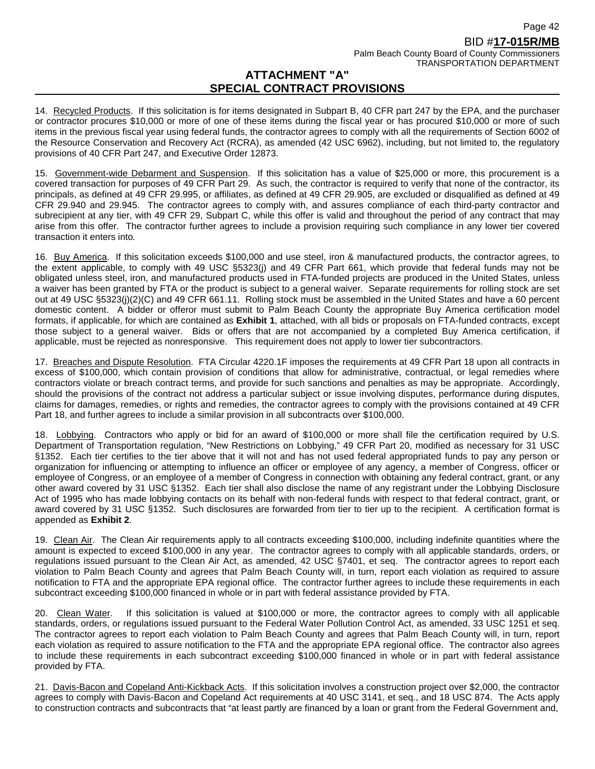## ATTACHMENT "A"
## SPECIAL CONTRACT PROVISIONS

14. Recycled Products. If this solicitation is for items designated in Subpart B, 40 CFR part 247 by the EPA, and the purchaser or contractor procures $10,000 or more of one of these items during the fiscal year or has procured $10,000 or more of such items in the previous fiscal year using federal funds, the contractor agrees to comply with all the requirements of Section 6002 of the Resource Conservation and Recovery Act (RCRA), as amended (42 USC 6962), including, but not limited to, the regulatory provisions of 40 CFR Part 247, and Executive Order 12873.

15. Government-wide Debarment and Suspension. If this solicitation has a value of $25,000 or more, this procurement is a covered transaction for purposes of 49 CFR Part 29. As such, the contractor is required to verify that none of the contractor, its principals, as defined at 49 CFR 29.995, or affiliates, as defined at 49 CFR 29.905, are excluded or disqualified as defined at 49 CFR 29.940 and 29.945. The contractor agrees to comply with, and assures compliance of each third-party contractor and subrecipient at any tier, with 49 CFR 29, Subpart C, while this offer is valid and throughout the period of any contract that may arise from this offer. The contractor further agrees to include a provision requiring such compliance in any lower tier covered transaction it enters into.

16. Buy America. If this solicitation exceeds $100,000 and use steel, iron & manufactured products, the contractor agrees, to the extent applicable, to comply with 49 USC §5323(j) and 49 CFR Part 661, which provide that federal funds may not be obligated unless steel, iron, and manufactured products used in FTA-funded projects are produced in the United States, unless a waiver has been granted by FTA or the product is subject to a general waiver. Separate requirements for rolling stock are set out at 49 USC §5323(j)(2)(C) and 49 CFR 661.11. Rolling stock must be assembled in the United States and have a 60 percent domestic content. A bidder or offeror must submit to Palm Beach County the appropriate Buy America certification model formats, if applicable, for which are contained as **Exhibit 1**, attached, with all bids or proposals on FTA-funded contracts, except those subject to a general waiver. Bids or offers that are not accompanied by a completed Buy America certification, if applicable, must be rejected as nonresponsive. This requirement does not apply to lower tier subcontractors.

17. Breaches and Dispute Resolution. FTA Circular 4220.1F imposes the requirements at 49 CFR Part 18 upon all contracts in excess of $100,000, which contain provision of conditions that allow for administrative, contractual, or legal remedies where contractors violate or breach contract terms, and provide for such sanctions and penalties as may be appropriate. Accordingly, should the provisions of the contract not address a particular subject or issue involving disputes, performance during disputes, claims for damages, remedies, or rights and remedies, the contractor agrees to comply with the provisions contained at 49 CFR Part 18, and further agrees to include a similar provision in all subcontracts over $100,000.

18. Lobbying. Contractors who apply or bid for an award of $100,000 or more shall file the certification required by U.S. Department of Transportation regulation, "New Restrictions on Lobbying," 49 CFR Part 20, modified as necessary for 31 USC §1352. Each tier certifies to the tier above that it will not and has not used federal appropriated funds to pay any person or organization for influencing or attempting to influence an officer or employee of any agency, a member of Congress, officer or employee of Congress, or an employee of a member of Congress in connection with obtaining any federal contract, grant, or any other award covered by 31 USC §1352. Each tier shall also disclose the name of any registrant under the Lobbying Disclosure Act of 1995 who has made lobbying contacts on its behalf with non-federal funds with respect to that federal contract, grant, or award covered by 31 USC §1352. Such disclosures are forwarded from tier to tier up to the recipient. A certification format is appended as **Exhibit 2**.

19. Clean Air. The Clean Air requirements apply to all contracts exceeding $100,000, including indefinite quantities where the amount is expected to exceed $100,000 in any year. The contractor agrees to comply with all applicable standards, orders, or regulations issued pursuant to the Clean Air Act, as amended, 42 USC §7401, et seq. The contractor agrees to report each violation to Palm Beach County and agrees that Palm Beach County will, in turn, report each violation as required to assure notification to FTA and the appropriate EPA regional office. The contractor further agrees to include these requirements in each subcontract exceeding $100,000 financed in whole or in part with federal assistance provided by FTA.

20. Clean Water. If this solicitation is valued at $100,000 or more, the contractor agrees to comply with all applicable standards, orders, or regulations issued pursuant to the Federal Water Pollution Control Act, as amended, 33 USC 1251 et seq. The contractor agrees to report each violation to Palm Beach County and agrees that Palm Beach County will, in turn, report each violation as required to assure notification to the FTA and the appropriate EPA regional office. The contractor also agrees to include these requirements in each subcontract exceeding $100,000 financed in whole or in part with federal assistance provided by FTA.

21. Davis-Bacon and Copeland Anti-Kickback Acts. If this solicitation involves a construction project over $2,000, the contractor agrees to comply with Davis-Bacon and Copeland Act requirements at 40 USC 3141, et seq., and 18 USC 874. The Acts apply to construction contracts and subcontracts that "at least partly are financed by a loan or grant from the Federal Government and,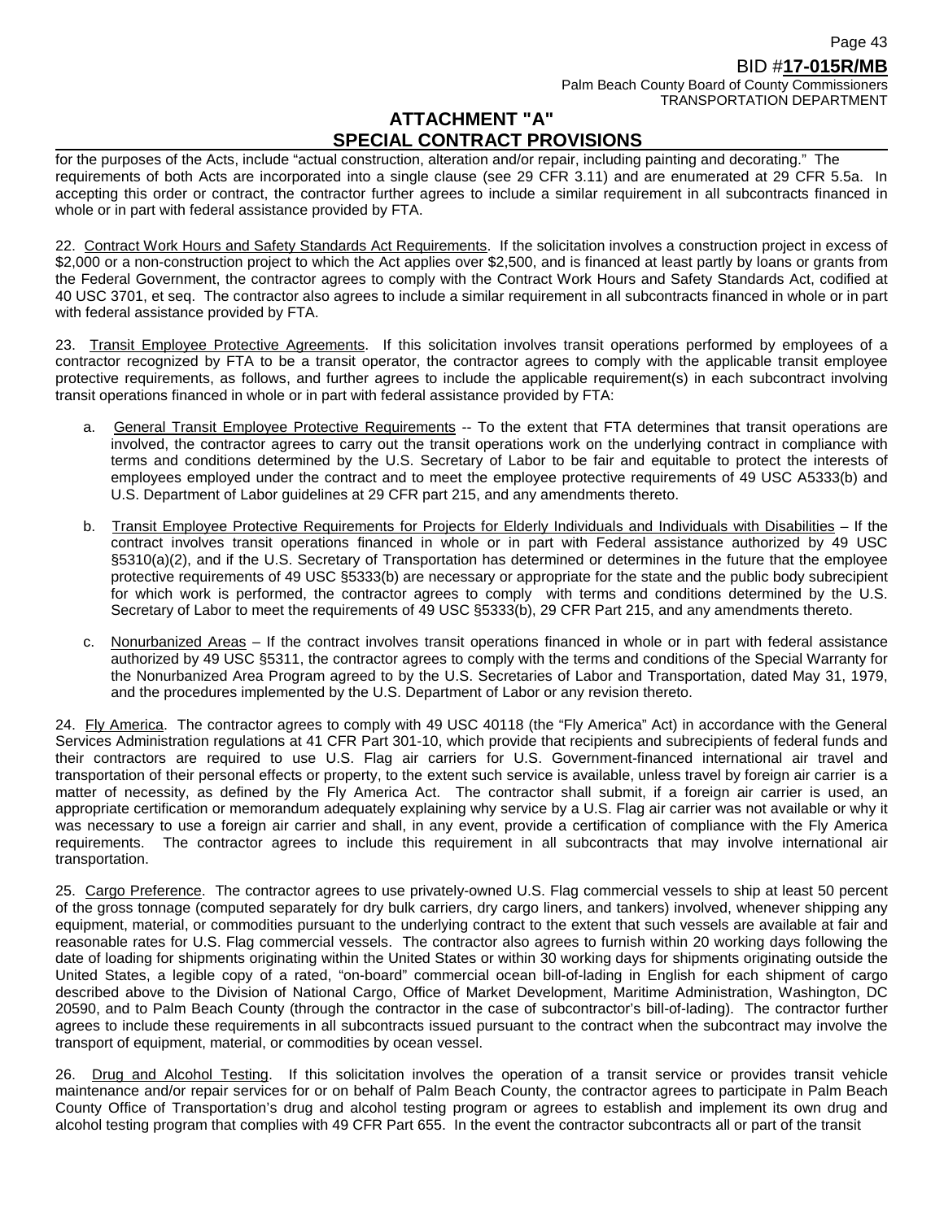## ATTACHMENT "A"
## SPECIAL CONTRACT PROVISIONS

for the purposes of the Acts, include "actual construction, alteration and/or repair, including painting and decorating." The requirements of both Acts are incorporated into a single clause (see 29 CFR 3.11) and are enumerated at 29 CFR 5.5a. In accepting this order or contract, the contractor further agrees to include a similar requirement in all subcontracts financed in whole or in part with federal assistance provided by FTA.

22. Contract Work Hours and Safety Standards Act Requirements. If the solicitation involves a construction project in excess of $2,000 or a non-construction project to which the Act applies over $2,500, and is financed at least partly by loans or grants from the Federal Government, the contractor agrees to comply with the Contract Work Hours and Safety Standards Act, codified at 40 USC 3701, et seq. The contractor also agrees to include a similar requirement in all subcontracts financed in whole or in part with federal assistance provided by FTA.

23. Transit Employee Protective Agreements. If this solicitation involves transit operations performed by employees of a contractor recognized by FTA to be a transit operator, the contractor agrees to comply with the applicable transit employee protective requirements, as follows, and further agrees to include the applicable requirement(s) in each subcontract involving transit operations financed in whole or in part with federal assistance provided by FTA:

a. General Transit Employee Protective Requirements -- To the extent that FTA determines that transit operations are involved, the contractor agrees to carry out the transit operations work on the underlying contract in compliance with terms and conditions determined by the U.S. Secretary of Labor to be fair and equitable to protect the interests of employees employed under the contract and to meet the employee protective requirements of 49 USC A5333(b) and U.S. Department of Labor guidelines at 29 CFR part 215, and any amendments thereto.

b. Transit Employee Protective Requirements for Projects for Elderly Individuals and Individuals with Disabilities – If the contract involves transit operations financed in whole or in part with Federal assistance authorized by 49 USC §5310(a)(2), and if the U.S. Secretary of Transportation has determined or determines in the future that the employee protective requirements of 49 USC §5333(b) are necessary or appropriate for the state and the public body subrecipient for which work is performed, the contractor agrees to comply with terms and conditions determined by the U.S. Secretary of Labor to meet the requirements of 49 USC §5333(b), 29 CFR Part 215, and any amendments thereto.

c. Nonurbanized Areas – If the contract involves transit operations financed in whole or in part with federal assistance authorized by 49 USC §5311, the contractor agrees to comply with the terms and conditions of the Special Warranty for the Nonurbanized Area Program agreed to by the U.S. Secretaries of Labor and Transportation, dated May 31, 1979, and the procedures implemented by the U.S. Department of Labor or any revision thereto.

24. Fly America. The contractor agrees to comply with 49 USC 40118 (the "Fly America" Act) in accordance with the General Services Administration regulations at 41 CFR Part 301-10, which provide that recipients and subrecipients of federal funds and their contractors are required to use U.S. Flag air carriers for U.S. Government-financed international air travel and transportation of their personal effects or property, to the extent such service is available, unless travel by foreign air carrier is a matter of necessity, as defined by the Fly America Act. The contractor shall submit, if a foreign air carrier is used, an appropriate certification or memorandum adequately explaining why service by a U.S. Flag air carrier was not available or why it was necessary to use a foreign air carrier and shall, in any event, provide a certification of compliance with the Fly America requirements. The contractor agrees to include this requirement in all subcontracts that may involve international air transportation.

25. Cargo Preference. The contractor agrees to use privately-owned U.S. Flag commercial vessels to ship at least 50 percent of the gross tonnage (computed separately for dry bulk carriers, dry cargo liners, and tankers) involved, whenever shipping any equipment, material, or commodities pursuant to the underlying contract to the extent that such vessels are available at fair and reasonable rates for U.S. Flag commercial vessels. The contractor also agrees to furnish within 20 working days following the date of loading for shipments originating within the United States or within 30 working days for shipments originating outside the United States, a legible copy of a rated, "on-board" commercial ocean bill-of-lading in English for each shipment of cargo described above to the Division of National Cargo, Office of Market Development, Maritime Administration, Washington, DC 20590, and to Palm Beach County (through the contractor in the case of subcontractor's bill-of-lading). The contractor further agrees to include these requirements in all subcontracts issued pursuant to the contract when the subcontract may involve the transport of equipment, material, or commodities by ocean vessel.

26. Drug and Alcohol Testing. If this solicitation involves the operation of a transit service or provides transit vehicle maintenance and/or repair services for or on behalf of Palm Beach County, the contractor agrees to participate in Palm Beach County Office of Transportation's drug and alcohol testing program or agrees to establish and implement its own drug and alcohol testing program that complies with 49 CFR Part 655. In the event the contractor subcontracts all or part of the transit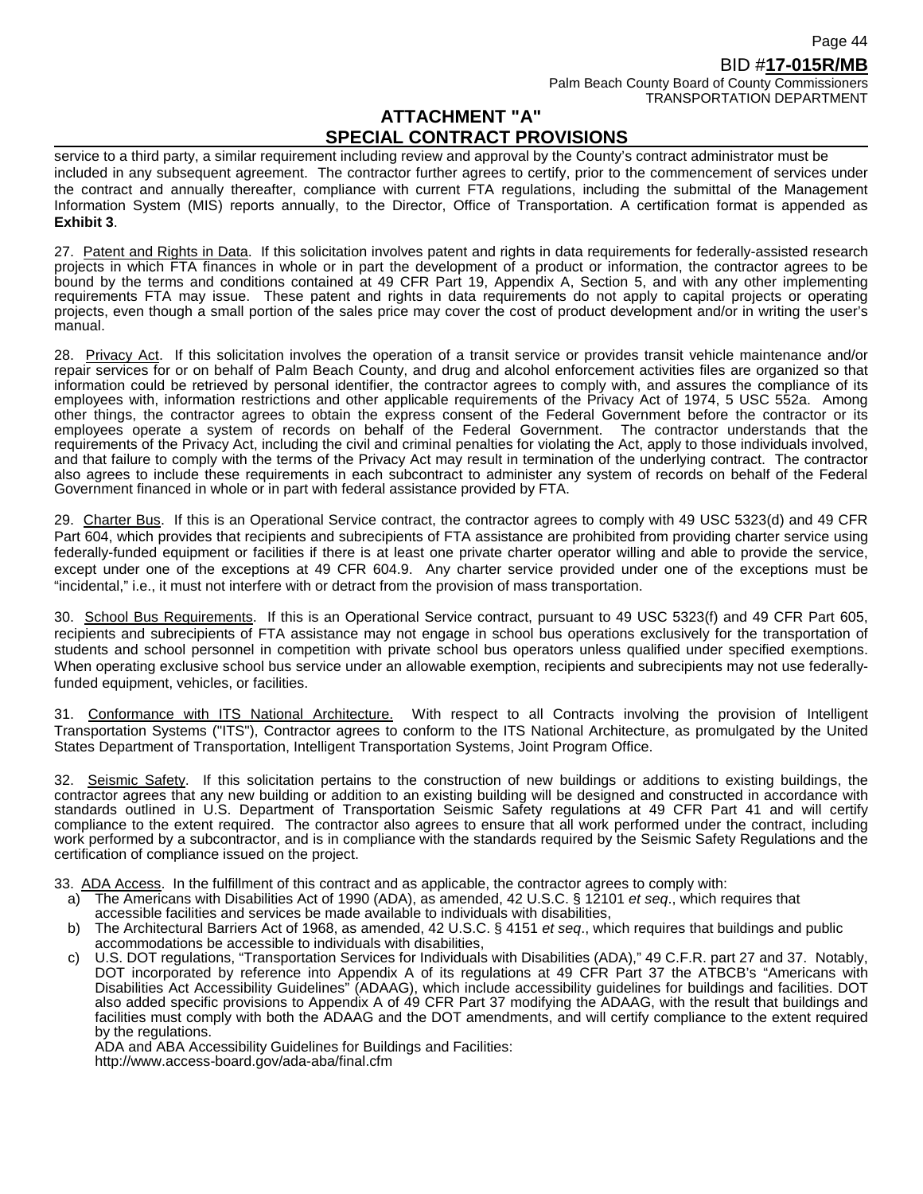## ATTACHMENT "A"
## SPECIAL CONTRACT PROVISIONS

service to a third party, a similar requirement including review and approval by the County's contract administrator must be included in any subsequent agreement. The contractor further agrees to certify, prior to the commencement of services under the contract and annually thereafter, compliance with current FTA regulations, including the submittal of the Management Information System (MIS) reports annually, to the Director, Office of Transportation. A certification format is appended as **Exhibit 3**.

27. Patent and Rights in Data. If this solicitation involves patent and rights in data requirements for federally-assisted research projects in which FTA finances in whole or in part the development of a product or information, the contractor agrees to be bound by the terms and conditions contained at 49 CFR Part 19, Appendix A, Section 5, and with any other implementing requirements FTA may issue. These patent and rights in data requirements do not apply to capital projects or operating projects, even though a small portion of the sales price may cover the cost of product development and/or in writing the user's manual.

28. Privacy Act. If this solicitation involves the operation of a transit service or provides transit vehicle maintenance and/or repair services for or on behalf of Palm Beach County, and drug and alcohol enforcement activities files are organized so that information could be retrieved by personal identifier, the contractor agrees to comply with, and assures the compliance of its employees with, information restrictions and other applicable requirements of the Privacy Act of 1974, 5 USC 552a. Among other things, the contractor agrees to obtain the express consent of the Federal Government before the contractor or its employees operate a system of records on behalf of the Federal Government. The contractor understands that the requirements of the Privacy Act, including the civil and criminal penalties for violating the Act, apply to those individuals involved, and that failure to comply with the terms of the Privacy Act may result in termination of the underlying contract. The contractor also agrees to include these requirements in each subcontract to administer any system of records on behalf of the Federal Government financed in whole or in part with federal assistance provided by FTA.

29. Charter Bus. If this is an Operational Service contract, the contractor agrees to comply with 49 USC 5323(d) and 49 CFR Part 604, which provides that recipients and subrecipients of FTA assistance are prohibited from providing charter service using federally-funded equipment or facilities if there is at least one private charter operator willing and able to provide the service, except under one of the exceptions at 49 CFR 604.9. Any charter service provided under one of the exceptions must be "incidental," i.e., it must not interfere with or detract from the provision of mass transportation.

30. School Bus Requirements. If this is an Operational Service contract, pursuant to 49 USC 5323(f) and 49 CFR Part 605, recipients and subrecipients of FTA assistance may not engage in school bus operations exclusively for the transportation of students and school personnel in competition with private school bus operators unless qualified under specified exemptions. When operating exclusive school bus service under an allowable exemption, recipients and subrecipients may not use federally-funded equipment, vehicles, or facilities.

31. Conformance with ITS National Architecture. With respect to all Contracts involving the provision of Intelligent Transportation Systems ("ITS"), Contractor agrees to conform to the ITS National Architecture, as promulgated by the United States Department of Transportation, Intelligent Transportation Systems, Joint Program Office.

32. Seismic Safety. If this solicitation pertains to the construction of new buildings or additions to existing buildings, the contractor agrees that any new building or addition to an existing building will be designed and constructed in accordance with standards outlined in U.S. Department of Transportation Seismic Safety regulations at 49 CFR Part 41 and will certify compliance to the extent required. The contractor also agrees to ensure that all work performed under the contract, including work performed by a subcontractor, and is in compliance with the standards required by the Seismic Safety Regulations and the certification of compliance issued on the project.

33. ADA Access. In the fulfillment of this contract and as applicable, the contractor agrees to comply with:

a) The Americans with Disabilities Act of 1990 (ADA), as amended, 42 U.S.C. § 12101 *et seq*., which requires that accessible facilities and services be made available to individuals with disabilities,
b) The Architectural Barriers Act of 1968, as amended, 42 U.S.C. § 4151 *et seq*., which requires that buildings and public accommodations be accessible to individuals with disabilities,
c) U.S. DOT regulations, "Transportation Services for Individuals with Disabilities (ADA)," 49 C.F.R. part 27 and 37. Notably, DOT incorporated by reference into Appendix A of its regulations at 49 CFR Part 37 the ATBCB's "Americans with Disabilities Act Accessibility Guidelines" (ADAAG), which include accessibility guidelines for buildings and facilities. DOT also added specific provisions to Appendix A of 49 CFR Part 37 modifying the ADAAG, with the result that buildings and facilities must comply with both the ADAAG and the DOT amendments, and will certify compliance to the extent required by the regulations.
ADA and ABA Accessibility Guidelines for Buildings and Facilities:
http://www.access-board.gov/ada-aba/final.cfm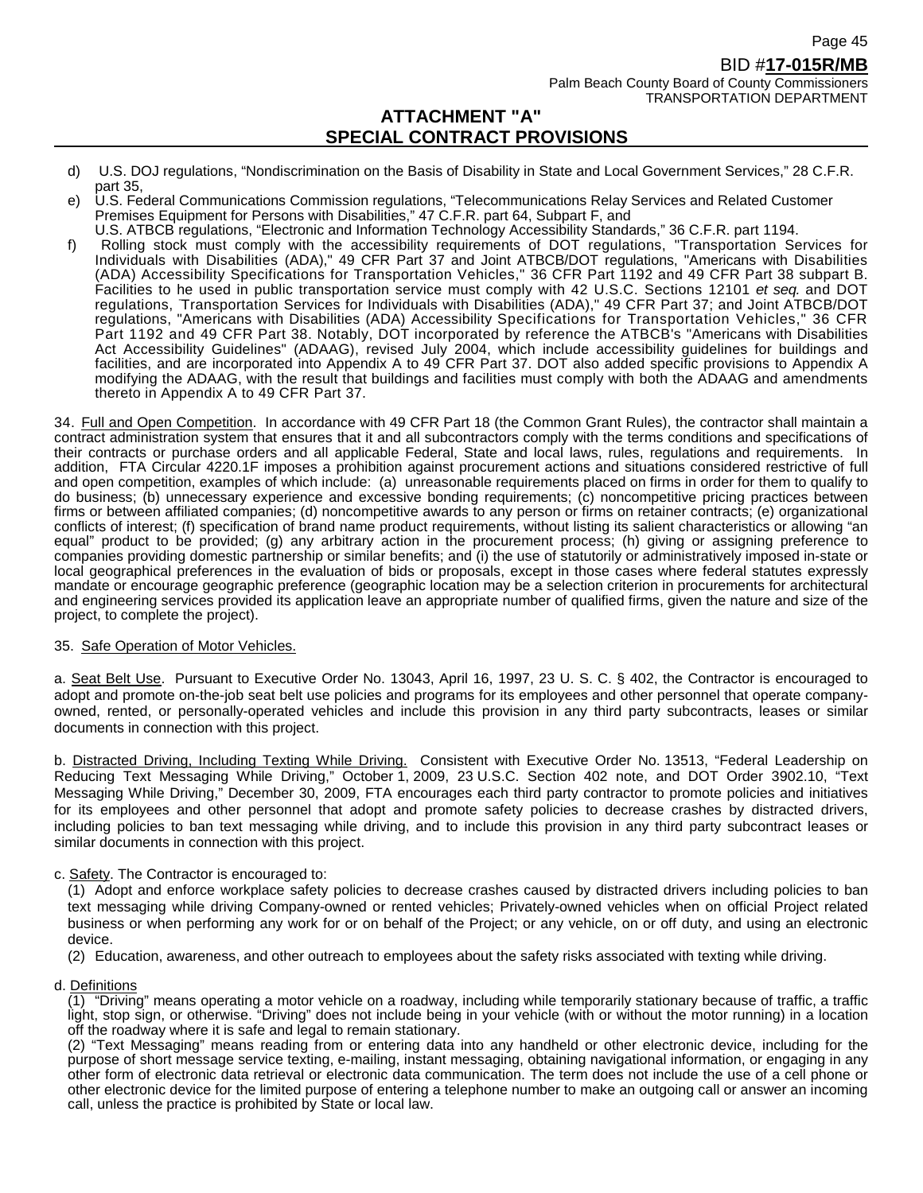## ATTACHMENT "A"
## SPECIAL CONTRACT PROVISIONS

d) U.S. DOJ regulations, "Nondiscrimination on the Basis of Disability in State and Local Government Services," 28 C.F.R. part 35,

e) U.S. Federal Communications Commission regulations, "Telecommunications Relay Services and Related Customer Premises Equipment for Persons with Disabilities," 47 C.F.R. part 64, Subpart F, and
U.S. ATBCB regulations, "Electronic and Information Technology Accessibility Standards," 36 C.F.R. part 1194.

f) Rolling stock must comply with the accessibility requirements of DOT regulations, "Transportation Services for Individuals with Disabilities (ADA)," 49 CFR Part 37 and Joint ATBCB/DOT regulations, "Americans with Disabilities (ADA) Accessibility Specifications for Transportation Vehicles," 36 CFR Part 1192 and 49 CFR Part 38 subpart B. Facilities to he used in public transportation service must comply with 42 U.S.C. Sections 12101 *et seq.* and DOT regulations, Transportation Services for Individuals with Disabilities (ADA)," 49 CFR Part 37; and Joint ATBCB/DOT regulations, "Americans with Disabilities (ADA) Accessibility Specifications for Transportation Vehicles," 36 CFR Part 1192 and 49 CFR Part 38. Notably, DOT incorporated by reference the ATBCB's "Americans with Disabilities Act Accessibility Guidelines" (ADAAG), revised July 2004, which include accessibility guidelines for buildings and facilities, and are incorporated into Appendix A to 49 CFR Part 37. DOT also added specific provisions to Appendix A modifying the ADAAG, with the result that buildings and facilities must comply with both the ADAAG and amendments thereto in Appendix A to 49 CFR Part 37.

34. Full and Open Competition. In accordance with 49 CFR Part 18 (the Common Grant Rules), the contractor shall maintain a contract administration system that ensures that it and all subcontractors comply with the terms conditions and specifications of their contracts or purchase orders and all applicable Federal, State and local laws, rules, regulations and requirements. In addition, FTA Circular 4220.1F imposes a prohibition against procurement actions and situations considered restrictive of full and open competition, examples of which include: (a) unreasonable requirements placed on firms in order for them to qualify to do business; (b) unnecessary experience and excessive bonding requirements; (c) noncompetitive pricing practices between firms or between affiliated companies; (d) noncompetitive awards to any person or firms on retainer contracts; (e) organizational conflicts of interest; (f) specification of brand name product requirements, without listing its salient characteristics or allowing "an equal" product to be provided; (g) any arbitrary action in the procurement process; (h) giving or assigning preference to companies providing domestic partnership or similar benefits; and (i) the use of statutorily or administratively imposed in-state or local geographical preferences in the evaluation of bids or proposals, except in those cases where federal statutes expressly mandate or encourage geographic preference (geographic location may be a selection criterion in procurements for architectural and engineering services provided its application leave an appropriate number of qualified firms, given the nature and size of the project, to complete the project).

35. Safe Operation of Motor Vehicles.

a. Seat Belt Use. Pursuant to Executive Order No. 13043, April 16, 1997, 23 U. S. C. § 402, the Contractor is encouraged to adopt and promote on-the-job seat belt use policies and programs for its employees and other personnel that operate company-owned, rented, or personally-operated vehicles and include this provision in any third party subcontracts, leases or similar documents in connection with this project.

b. Distracted Driving, Including Texting While Driving. Consistent with Executive Order No. 13513, "Federal Leadership on Reducing Text Messaging While Driving," October 1, 2009, 23 U.S.C. Section 402 note, and DOT Order 3902.10, "Text Messaging While Driving," December 30, 2009, FTA encourages each third party contractor to promote policies and initiatives for its employees and other personnel that adopt and promote safety policies to decrease crashes by distracted drivers, including policies to ban text messaging while driving, and to include this provision in any third party subcontract leases or similar documents in connection with this project.

c. Safety. The Contractor is encouraged to:

(1) Adopt and enforce workplace safety policies to decrease crashes caused by distracted drivers including policies to ban text messaging while driving Company-owned or rented vehicles; Privately-owned vehicles when on official Project related business or when performing any work for or on behalf of the Project; or any vehicle, on or off duty, and using an electronic device.

(2) Education, awareness, and other outreach to employees about the safety risks associated with texting while driving.

d. Definitions

(1) "Driving" means operating a motor vehicle on a roadway, including while temporarily stationary because of traffic, a traffic light, stop sign, or otherwise. "Driving" does not include being in your vehicle (with or without the motor running) in a location off the roadway where it is safe and legal to remain stationary.

(2) "Text Messaging" means reading from or entering data into any handheld or other electronic device, including for the purpose of short message service texting, e-mailing, instant messaging, obtaining navigational information, or engaging in any other form of electronic data retrieval or electronic data communication. The term does not include the use of a cell phone or other electronic device for the limited purpose of entering a telephone number to make an outgoing call or answer an incoming call, unless the practice is prohibited by State or local law.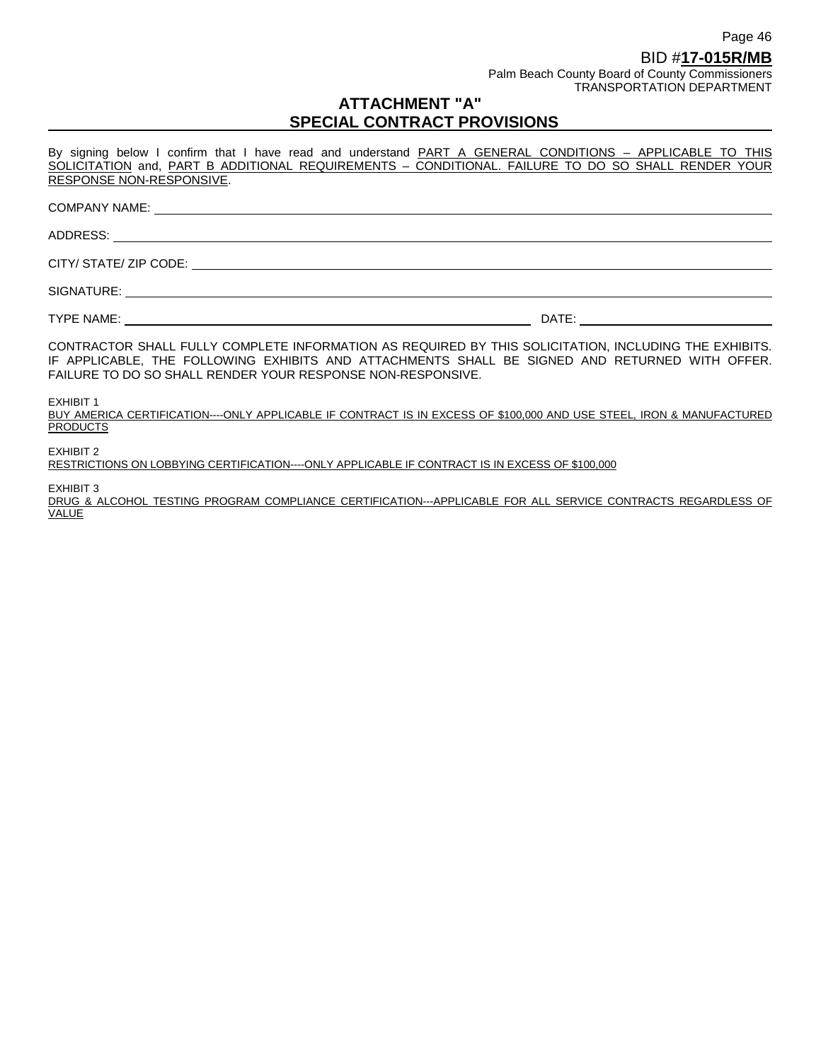BID #**17-015R/MB**
Palm Beach County Board of County Commissioners
TRANSPORTATION DEPARTMENT

# ATTACHMENT "A"
# SPECIAL CONTRACT PROVISIONS

By signing below I confirm that I have read and understand PART A GENERAL CONDITIONS – APPLICABLE TO THIS SOLICITATION and, PART B ADDITIONAL REQUIREMENTS – CONDITIONAL. FAILURE TO DO SO SHALL RENDER YOUR RESPONSE NON-RESPONSIVE.

COMPANY NAME: ______________________________

ADDRESS: ______________________________

CITY/ STATE/ ZIP CODE: ______________________________

SIGNATURE: ______________________________

TYPE NAME: ______________________________ DATE: ______________

CONTRACTOR SHALL FULLY COMPLETE INFORMATION AS REQUIRED BY THIS SOLICITATION, INCLUDING THE EXHIBITS. IF APPLICABLE, THE FOLLOWING EXHIBITS AND ATTACHMENTS SHALL BE SIGNED AND RETURNED WITH OFFER. FAILURE TO DO SO SHALL RENDER YOUR RESPONSE NON-RESPONSIVE.

EXHIBIT 1
BUY AMERICA CERTIFICATION----ONLY APPLICABLE IF CONTRACT IS IN EXCESS OF $100,000 AND USE STEEL, IRON & MANUFACTURED PRODUCTS

EXHIBIT 2
RESTRICTIONS ON LOBBYING CERTIFICATION----ONLY APPLICABLE IF CONTRACT IS IN EXCESS OF $100,000

EXHIBIT 3
DRUG & ALCOHOL TESTING PROGRAM COMPLIANCE CERTIFICATION---APPLICABLE FOR ALL SERVICE CONTRACTS REGARDLESS OF VALUE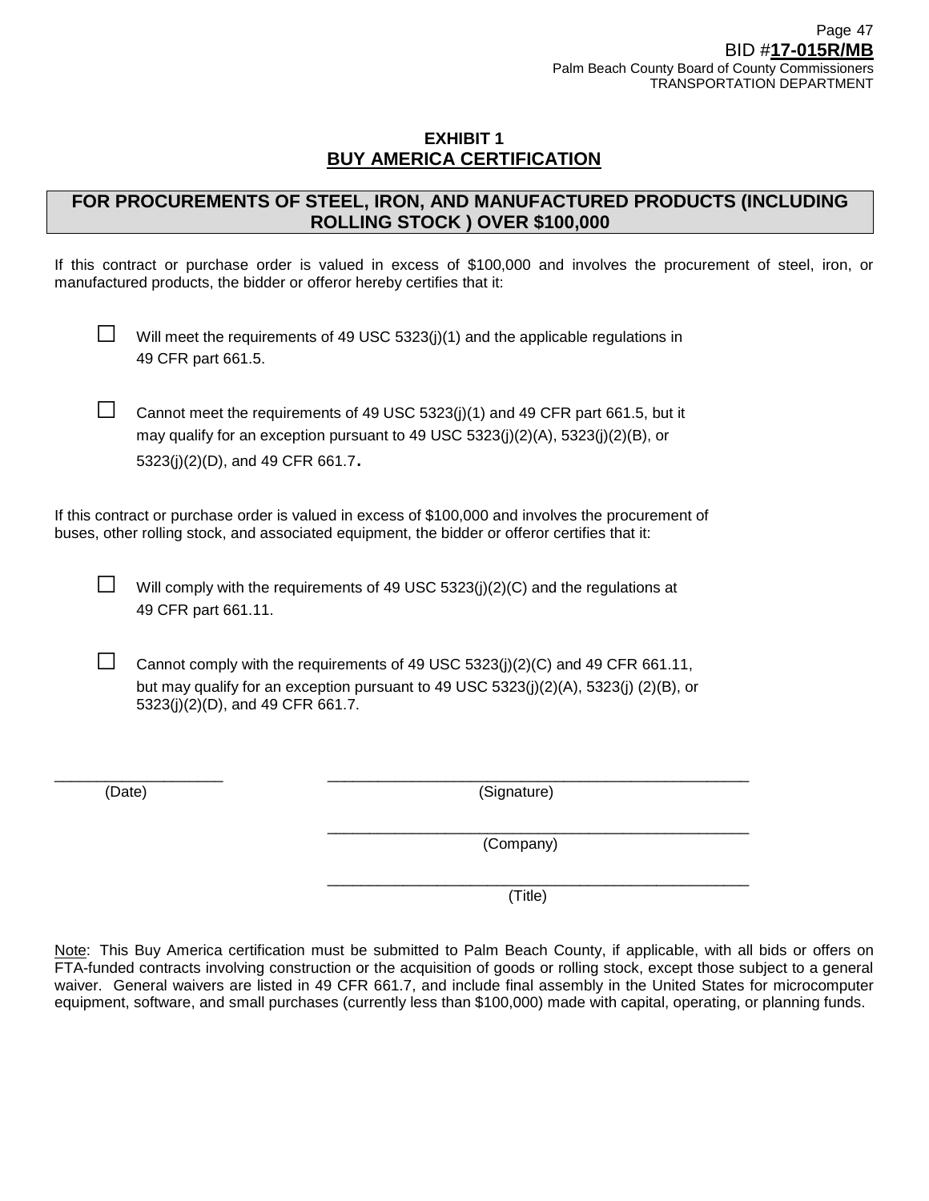# EXHIBIT 1
## BUY AMERICA CERTIFICATION

**FOR PROCUREMENTS OF STEEL, IRON, AND MANUFACTURED PRODUCTS (INCLUDING ROLLING STOCK ) OVER $100,000**

If this contract or purchase order is valued in excess of $100,000 and involves the procurement of steel, iron, or manufactured products, the bidder or offeror hereby certifies that it:

☐ Will meet the requirements of 49 USC 5323(j)(1) and the applicable regulations in 49 CFR part 661.5.

☐ Cannot meet the requirements of 49 USC 5323(j)(1) and 49 CFR part 661.5, but it may qualify for an exception pursuant to 49 USC 5323(j)(2)(A), 5323(j)(2)(B), or 5323(j)(2)(D), and 49 CFR 661.7.

If this contract or purchase order is valued in excess of $100,000 and involves the procurement of buses, other rolling stock, and associated equipment, the bidder or offeror certifies that it:

☐ Will comply with the requirements of 49 USC 5323(j)(2)(C) and the regulations at 49 CFR part 661.11.

☐ Cannot comply with the requirements of 49 USC 5323(j)(2)(C) and 49 CFR 661.11, but may qualify for an exception pursuant to 49 USC 5323(j)(2)(A), 5323(j) (2)(B), or 5323(j)(2)(D), and 49 CFR 661.7.

\_\_\_\_\_\_\_\_\_\_\_\_\_\_\_\_\_\_\_\_ \_\_\_\_\_\_\_\_\_\_\_\_\_\_\_\_\_\_\_\_\_\_\_\_\_\_\_\_\_\_\_\_\_\_\_\_\_\_\_\_\_\_\_\_\_\_\_\_
(Date) (Signature)

\_\_\_\_\_\_\_\_\_\_\_\_\_\_\_\_\_\_\_\_\_\_\_\_\_\_\_\_\_\_\_\_\_\_\_\_\_\_\_\_\_\_\_\_\_\_\_\_
(Company)

\_\_\_\_\_\_\_\_\_\_\_\_\_\_\_\_\_\_\_\_\_\_\_\_\_\_\_\_\_\_\_\_\_\_\_\_\_\_\_\_\_\_\_\_\_\_\_\_
(Title)

Note: This Buy America certification must be submitted to Palm Beach County, if applicable, with all bids or offers on FTA-funded contracts involving construction or the acquisition of goods or rolling stock, except those subject to a general waiver. General waivers are listed in 49 CFR 661.7, and include final assembly in the United States for microcomputer equipment, software, and small purchases (currently less than $100,000) made with capital, operating, or planning funds.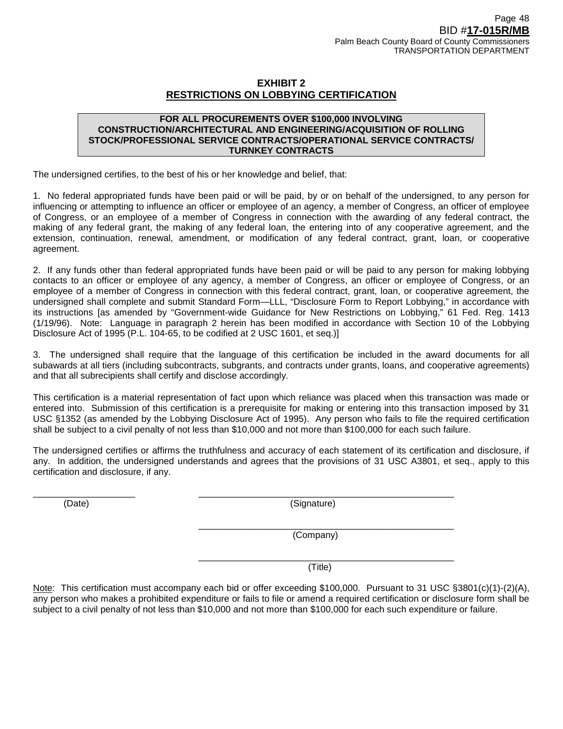# EXHIBIT 2
## RESTRICTIONS ON LOBBYING CERTIFICATION

**FOR ALL PROCUREMENTS OVER $100,000 INVOLVING CONSTRUCTION/ARCHITECTURAL AND ENGINEERING/ACQUISITION OF ROLLING STOCK/PROFESSIONAL SERVICE CONTRACTS/OPERATIONAL SERVICE CONTRACTS/ TURNKEY CONTRACTS**

The undersigned certifies, to the best of his or her knowledge and belief, that:

1. No federal appropriated funds have been paid or will be paid, by or on behalf of the undersigned, to any person for influencing or attempting to influence an officer or employee of an agency, a member of Congress, an officer of employee of Congress, or an employee of a member of Congress in connection with the awarding of any federal contract, the making of any federal grant, the making of any federal loan, the entering into of any cooperative agreement, and the extension, continuation, renewal, amendment, or modification of any federal contract, grant, loan, or cooperative agreement.

2. If any funds other than federal appropriated funds have been paid or will be paid to any person for making lobbying contacts to an officer or employee of any agency, a member of Congress, an officer or employee of Congress, or an employee of a member of Congress in connection with this federal contract, grant, loan, or cooperative agreement, the undersigned shall complete and submit Standard Form—LLL, "Disclosure Form to Report Lobbying," in accordance with its instructions [as amended by "Government-wide Guidance for New Restrictions on Lobbying," 61 Fed. Reg. 1413 (1/19/96). Note: Language in paragraph 2 herein has been modified in accordance with Section 10 of the Lobbying Disclosure Act of 1995 (P.L. 104-65, to be codified at 2 USC 1601, et seq.)]

3. The undersigned shall require that the language of this certification be included in the award documents for all subawards at all tiers (including subcontracts, subgrants, and contracts under grants, loans, and cooperative agreements) and that all subrecipients shall certify and disclose accordingly.

This certification is a material representation of fact upon which reliance was placed when this transaction was made or entered into. Submission of this certification is a prerequisite for making or entering into this transaction imposed by 31 USC §1352 (as amended by the Lobbying Disclosure Act of 1995). Any person who fails to file the required certification shall be subject to a civil penalty of not less than $10,000 and not more than $100,000 for each such failure.

The undersigned certifies or affirms the truthfulness and accuracy of each statement of its certification and disclosure, if any. In addition, the undersigned understands and agrees that the provisions of 31 USC A3801, et seq., apply to this certification and disclosure, if any.

____________________ (Date)

____________________________________________________ (Signature)

____________________________________________________ (Company)

____________________________________________________ (Title)

Note: This certification must accompany each bid or offer exceeding $100,000. Pursuant to 31 USC §3801(c)(1)-(2)(A), any person who makes a prohibited expenditure or fails to file or amend a required certification or disclosure form shall be subject to a civil penalty of not less than $10,000 and not more than $100,000 for each such expenditure or failure.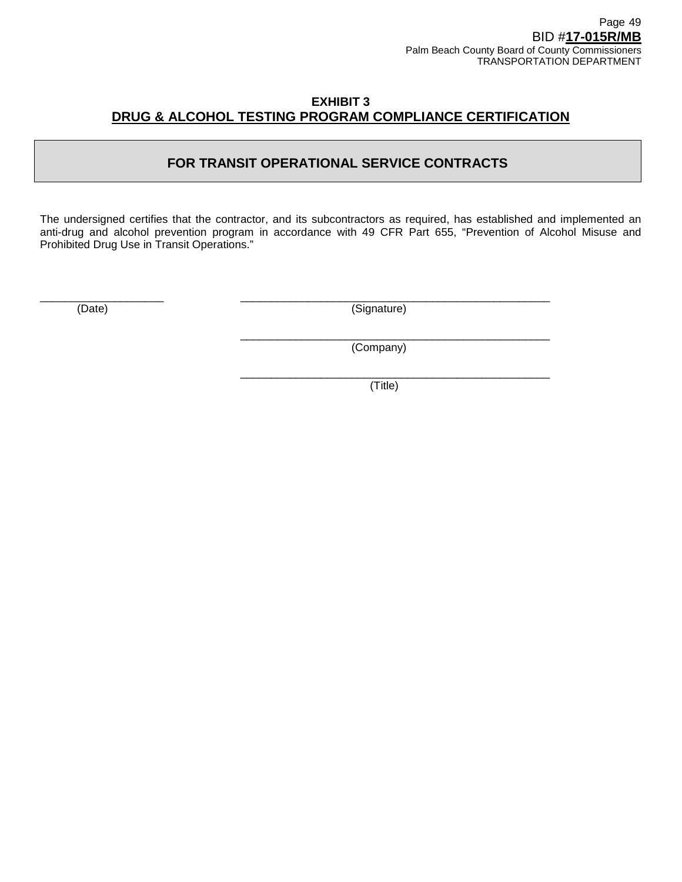# EXHIBIT 3

## DRUG & ALCOHOL TESTING PROGRAM COMPLIANCE CERTIFICATION

### FOR TRANSIT OPERATIONAL SERVICE CONTRACTS

The undersigned certifies that the contractor, and its subcontractors as required, has established and implemented an anti-drug and alcohol prevention program in accordance with 49 CFR Part 655, "Prevention of Alcohol Misuse and Prohibited Drug Use in Transit Operations."

____________________ (Date)

____________________________________________________ (Signature)

____________________________________________________ (Company)

____________________________________________________ (Title)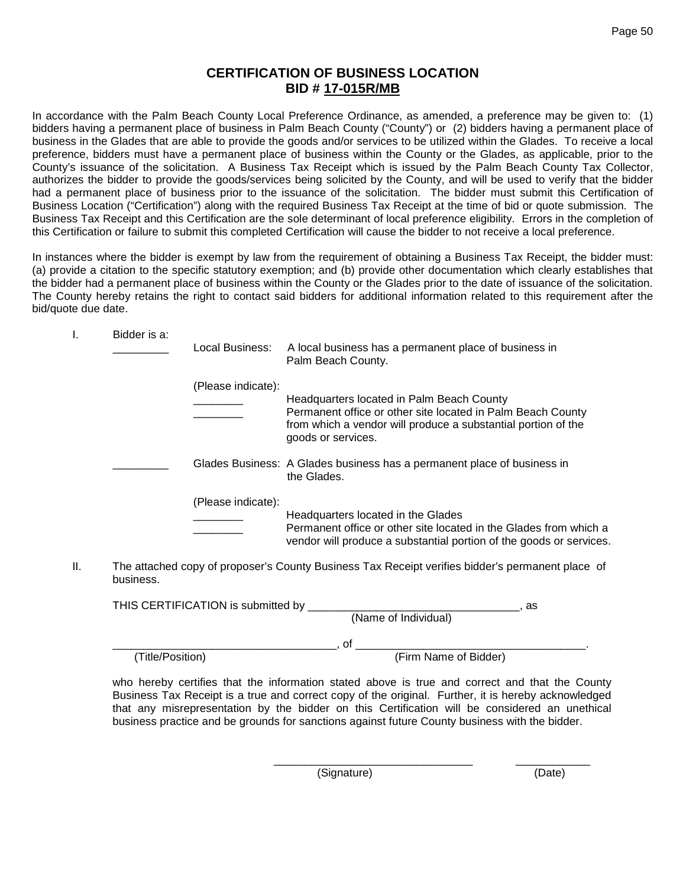# CERTIFICATION OF BUSINESS LOCATION
## BID # 17-015R/MB

In accordance with the Palm Beach County Local Preference Ordinance, as amended, a preference may be given to: (1) bidders having a permanent place of business in Palm Beach County ("County") or (2) bidders having a permanent place of business in the Glades that are able to provide the goods and/or services to be utilized within the Glades. To receive a local preference, bidders must have a permanent place of business within the County or the Glades, as applicable, prior to the County's issuance of the solicitation. A Business Tax Receipt which is issued by the Palm Beach County Tax Collector, authorizes the bidder to provide the goods/services being solicited by the County, and will be used to verify that the bidder had a permanent place of business prior to the issuance of the solicitation. The bidder must submit this Certification of Business Location ("Certification") along with the required Business Tax Receipt at the time of bid or quote submission. The Business Tax Receipt and this Certification are the sole determinant of local preference eligibility. Errors in the completion of this Certification or failure to submit this completed Certification will cause the bidder to not receive a local preference.

In instances where the bidder is exempt by law from the requirement of obtaining a Business Tax Receipt, the bidder must: (a) provide a citation to the specific statutory exemption; and (b) provide other documentation which clearly establishes that the bidder had a permanent place of business within the County or the Glades prior to the date of issuance of the solicitation. The County hereby retains the right to contact said bidders for additional information related to this requirement after the bid/quote due date.

I. Bidder is a:

_________ Local Business: A local business has a permanent place of business in Palm Beach County.

(Please indicate):

________ Headquarters located in Palm Beach County

________ Permanent office or other site located in Palm Beach County from which a vendor will produce a substantial portion of the goods or services.

_________ Glades Business: A Glades business has a permanent place of business in the Glades.

(Please indicate):

________ Headquarters located in the Glades

________ Permanent office or other site located in the Glades from which a vendor will produce a substantial portion of the goods or services.

II. The attached copy of proposer's County Business Tax Receipt verifies bidder's permanent place of business.

THIS CERTIFICATION is submitted by __________________________________, as
(Name of Individual)

___________________________________, of ____________________________________.
(Title/Position) (Firm Name of Bidder)

who hereby certifies that the information stated above is true and correct and that the County Business Tax Receipt is a true and correct copy of the original. Further, it is hereby acknowledged that any misrepresentation by the bidder on this Certification will be considered an unethical business practice and be grounds for sanctions against future County business with the bidder.

_______________________________ ____________
(Signature) (Date)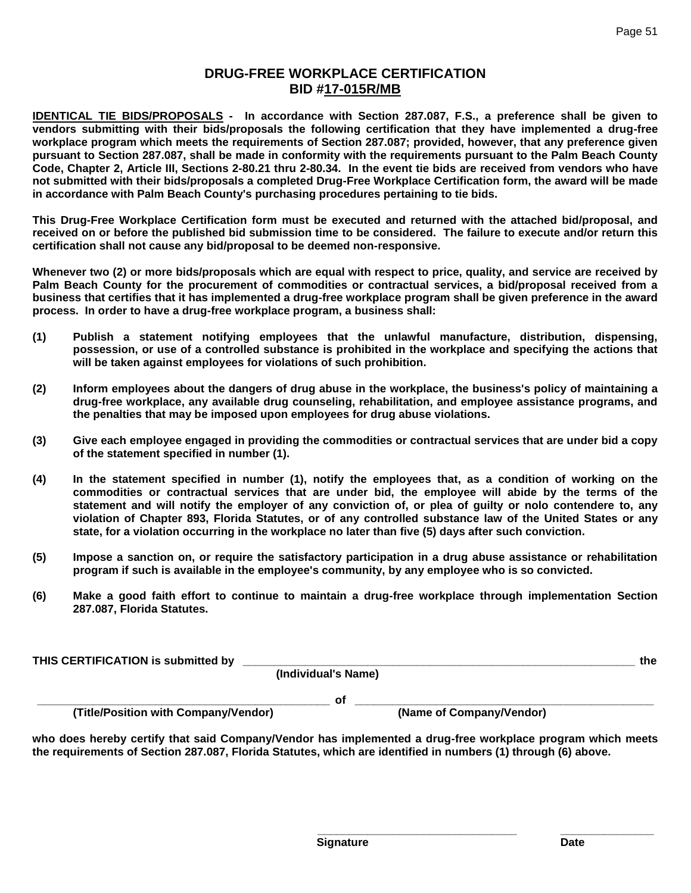# DRUG-FREE WORKPLACE CERTIFICATION
## BID #17-015R/MB

**IDENTICAL TIE BIDS/PROPOSALS - In accordance with Section 287.087, F.S., a preference shall be given to vendors submitting with their bids/proposals the following certification that they have implemented a drug-free workplace program which meets the requirements of Section 287.087; provided, however, that any preference given pursuant to Section 287.087, shall be made in conformity with the requirements pursuant to the Palm Beach County Code, Chapter 2, Article III, Sections 2-80.21 thru 2-80.34. In the event tie bids are received from vendors who have not submitted with their bids/proposals a completed Drug-Free Workplace Certification form, the award will be made in accordance with Palm Beach County's purchasing procedures pertaining to tie bids.**

**This Drug-Free Workplace Certification form must be executed and returned with the attached bid/proposal, and received on or before the published bid submission time to be considered. The failure to execute and/or return this certification shall not cause any bid/proposal to be deemed non-responsive.**

**Whenever two (2) or more bids/proposals which are equal with respect to price, quality, and service are received by Palm Beach County for the procurement of commodities or contractual services, a bid/proposal received from a business that certifies that it has implemented a drug-free workplace program shall be given preference in the award process. In order to have a drug-free workplace program, a business shall:**

**(1)** **Publish a statement notifying employees that the unlawful manufacture, distribution, dispensing, possession, or use of a controlled substance is prohibited in the workplace and specifying the actions that will be taken against employees for violations of such prohibition.**

**(2)** **Inform employees about the dangers of drug abuse in the workplace, the business's policy of maintaining a drug-free workplace, any available drug counseling, rehabilitation, and employee assistance programs, and the penalties that may be imposed upon employees for drug abuse violations.**

**(3)** **Give each employee engaged in providing the commodities or contractual services that are under bid a copy of the statement specified in number (1).**

**(4)** **In the statement specified in number (1), notify the employees that, as a condition of working on the commodities or contractual services that are under bid, the employee will abide by the terms of the statement and will notify the employer of any conviction of, or plea of guilty or nolo contendere to, any violation of Chapter 893, Florida Statutes, or of any controlled substance law of the United States or any state, for a violation occurring in the workplace no later than five (5) days after such conviction.**

**(5)** **Impose a sanction on, or require the satisfactory participation in a drug abuse assistance or rehabilitation program if such is available in the employee's community, by any employee who is so convicted.**

**(6)** **Make a good faith effort to continue to maintain a drug-free workplace through implementation Section 287.087, Florida Statutes.**

**THIS CERTIFICATION is submitted by** _________________________________________________ **the**
**(Individual's Name)**

_________________________________________ **of** _________________________________________
**(Title/Position with Company/Vendor)** **(Name of Company/Vendor)**

**who does hereby certify that said Company/Vendor has implemented a drug-free workplace program which meets the requirements of Section 287.087, Florida Statutes, which are identified in numbers (1) through (6) above.**

_______________________________ _______________
**Signature** **Date**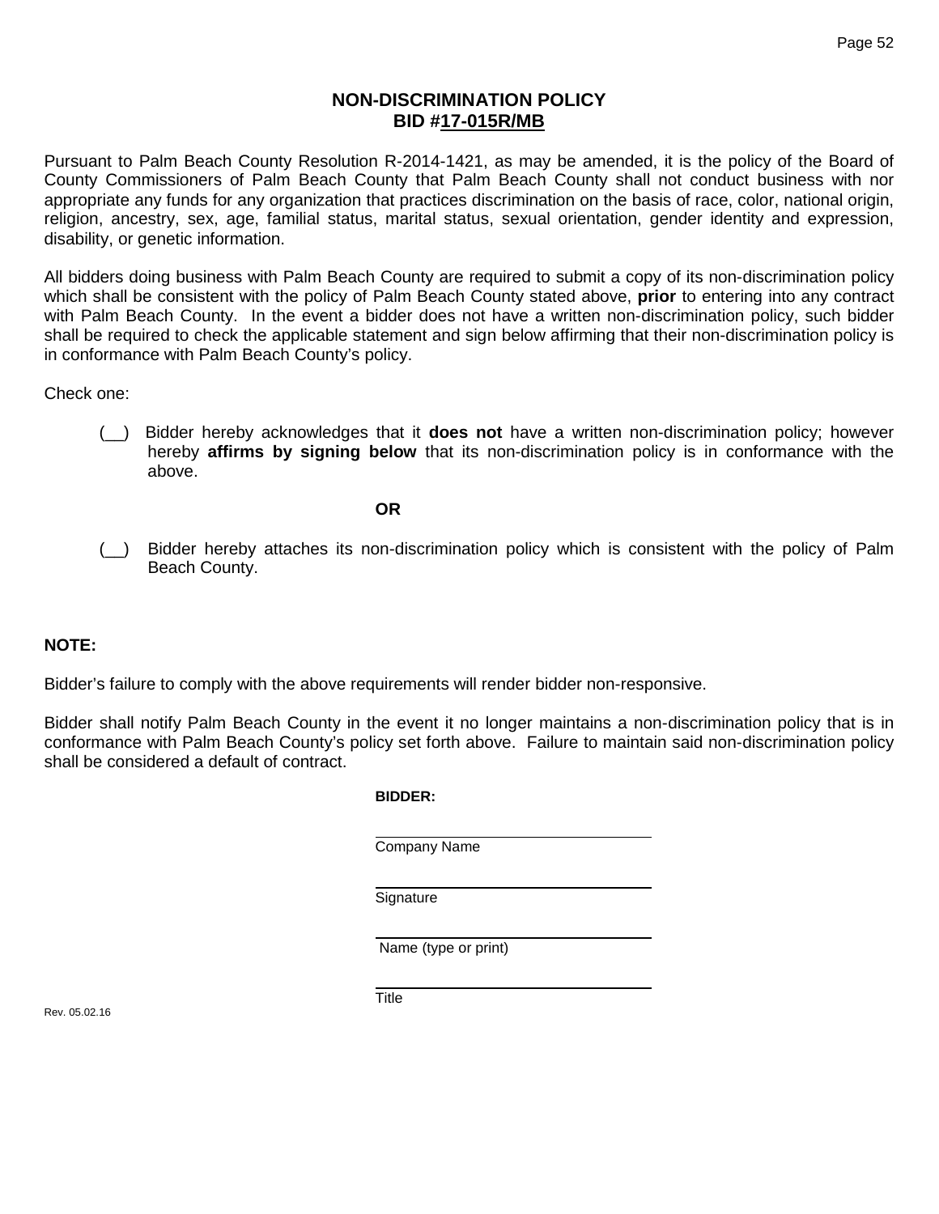# NON-DISCRIMINATION POLICY
## BID #17-015R/MB

Pursuant to Palm Beach County Resolution R-2014-1421, as may be amended, it is the policy of the Board of County Commissioners of Palm Beach County that Palm Beach County shall not conduct business with nor appropriate any funds for any organization that practices discrimination on the basis of race, color, national origin, religion, ancestry, sex, age, familial status, marital status, sexual orientation, gender identity and expression, disability, or genetic information.

All bidders doing business with Palm Beach County are required to submit a copy of its non-discrimination policy which shall be consistent with the policy of Palm Beach County stated above, **prior** to entering into any contract with Palm Beach County. In the event a bidder does not have a written non-discrimination policy, such bidder shall be required to check the applicable statement and sign below affirming that their non-discrimination policy is in conformance with Palm Beach County's policy.

Check one:

(__) Bidder hereby acknowledges that it **does not** have a written non-discrimination policy; however hereby **affirms by signing below** that its non-discrimination policy is in conformance with the above.

**OR**

(__) Bidder hereby attaches its non-discrimination policy which is consistent with the policy of Palm Beach County.

**NOTE:**

Bidder's failure to comply with the above requirements will render bidder non-responsive.

Bidder shall notify Palm Beach County in the event it no longer maintains a non-discrimination policy that is in conformance with Palm Beach County's policy set forth above. Failure to maintain said non-discrimination policy shall be considered a default of contract.

**BIDDER:**

______________________________
Company Name

______________________________
Signature

______________________________
Name (type or print)

______________________________
Title

Rev. 05.02.16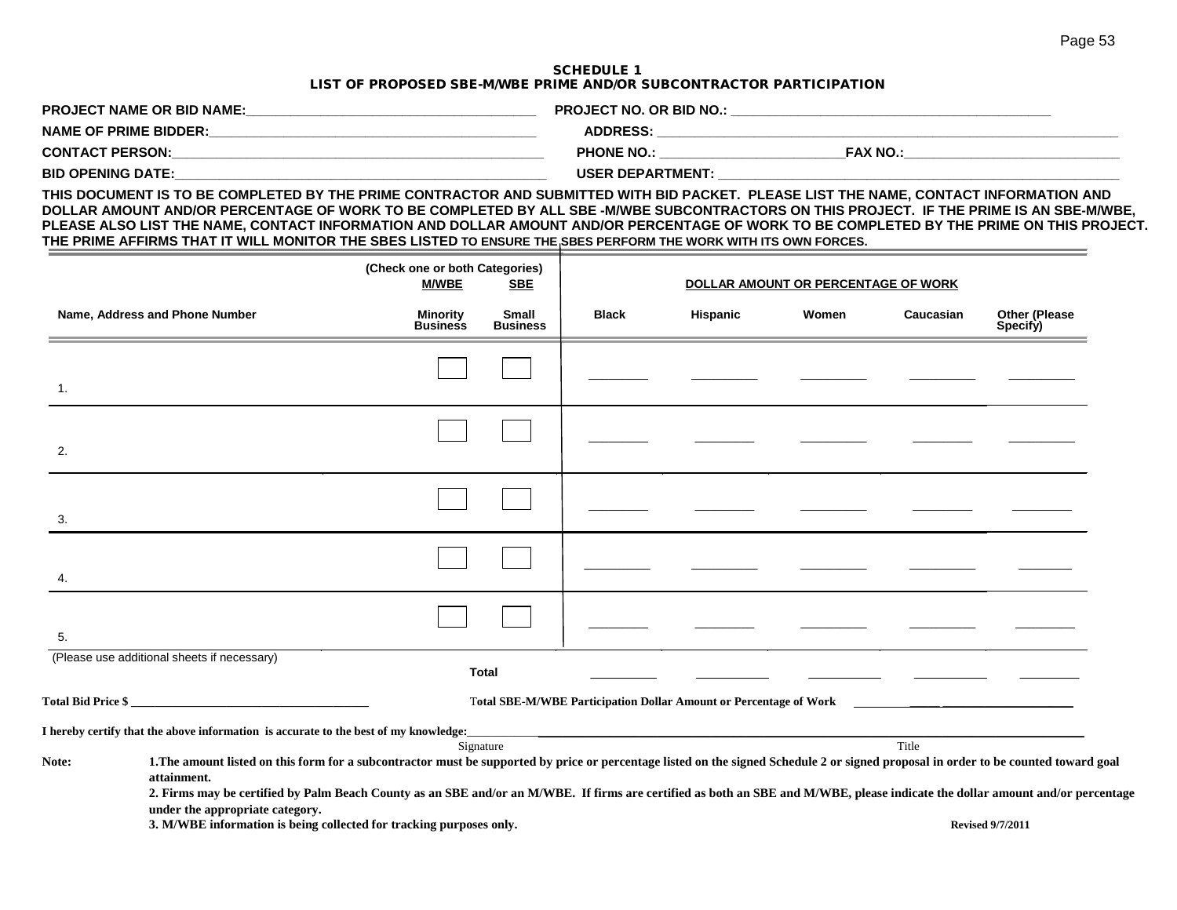# SCHEDULE 1
## LIST OF PROPOSED SBE-M/WBE PRIME AND/OR SUBCONTRACTOR PARTICIPATION

**PROJECT NAME OR BID NAME:**_______________________________________ **PROJECT NO. OR BID NO.:** ____________________________________________

**NAME OF PRIME BIDDER:**_____________________________________________ **ADDRESS:** _____________________________________________________________

**CONTACT PERSON:**_________________________________________________ **PHONE NO.:** _________________________**FAX NO.:**_____________________________

**BID OPENING DATE:**_________________________________________________ **USER DEPARTMENT:** ____________________________________________________

**THIS DOCUMENT IS TO BE COMPLETED BY THE PRIME CONTRACTOR AND SUBMITTED WITH BID PACKET. PLEASE LIST THE NAME, CONTACT INFORMATION AND DOLLAR AMOUNT AND/OR PERCENTAGE OF WORK TO BE COMPLETED BY ALL SBE -M/WBE SUBCONTRACTORS ON THIS PROJECT. IF THE PRIME IS AN SBE-M/WBE, PLEASE ALSO LIST THE NAME, CONTACT INFORMATION AND DOLLAR AMOUNT AND/OR PERCENTAGE OF WORK TO BE COMPLETED BY THE PRIME ON THIS PROJECT. THE PRIME AFFIRMS THAT IT WILL MONITOR THE SBES LISTED TO ENSURE THE SBES PERFORM THE WORK WITH ITS OWN FORCES.**

| | (Check one or both Categories) | | DOLLAR AMOUNT OR PERCENTAGE OF WORK | | | | |
|---|---|---|---|---|---|---|---|
| | M/WBE | SBE | | | | | |
| **Name, Address and Phone Number** | **Minority Business** | **Small Business** | **Black** | **Hispanic** | **Women** | **Caucasian** | **Other (Please Specify)** |
| 1. | ☐ | ☐ | ________ | ________ | ________ | ________ | ________ |
| 2. | ☐ | ☐ | ________ | ________ | ________ | ________ | ________ |
| 3. | ☐ | ☐ | ________ | ________ | ________ | ________ | ________ |
| 4. | ☐ | ☐ | ________ | ________ | ________ | ________ | ________ |
| 5. | ☐ | ☐ | ________ | ________ | ________ | ________ | ________ |
| (Please use additional sheets if necessary) | | **Total** | ________ | ________ | ________ | ________ | ________ |

**Total Bid Price $** ____________________________________ **Total SBE-M/WBE Participation Dollar Amount or Percentage of Work** ______________________________

**I hereby certify that the above information is accurate to the best of my knowledge:**___________________________________________________________________________

Signature Title

**Note:**

**1.The amount listed on this form for a subcontractor must be supported by price or percentage listed on the signed Schedule 2 or signed proposal in order to be counted toward goal attainment.**

**2. Firms may be certified by Palm Beach County as an SBE and/or an M/WBE. If firms are certified as both an SBE and M/WBE, please indicate the dollar amount and/or percentage under the appropriate category.**

**3. M/WBE information is being collected for tracking purposes only.**

**Revised 9/7/2011**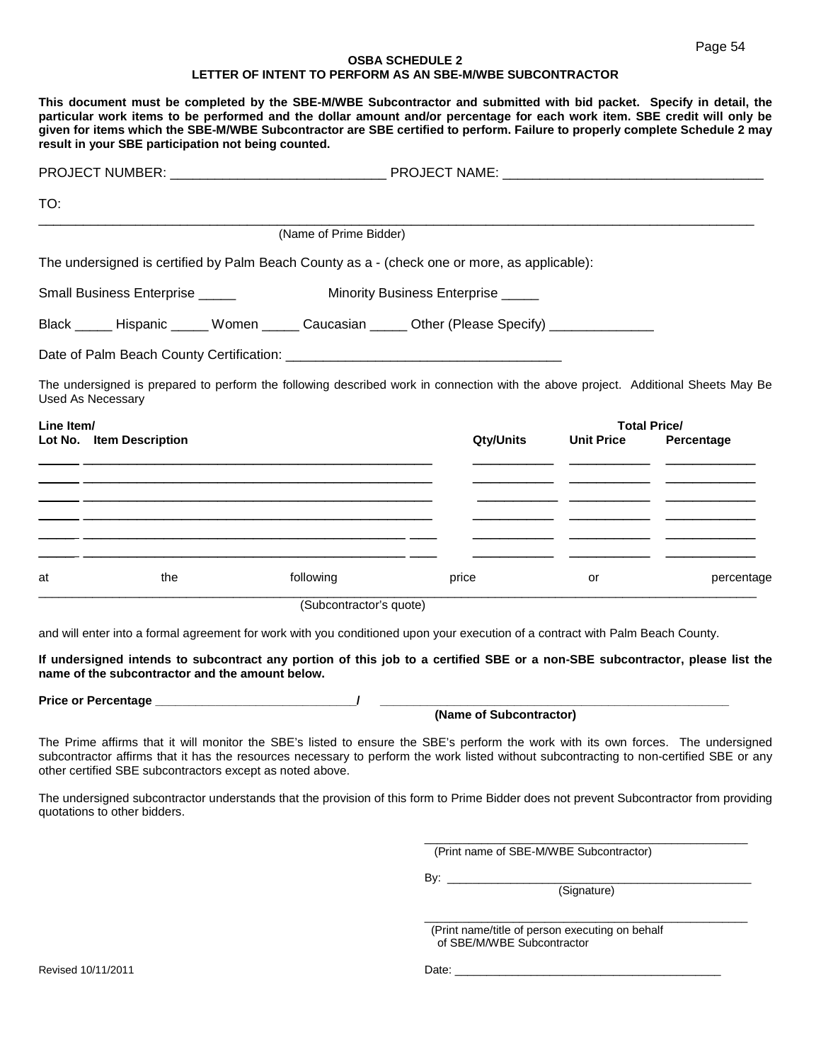## OSBA SCHEDULE 2
## LETTER OF INTENT TO PERFORM AS AN SBE-M/WBE SUBCONTRACTOR

**This document must be completed by the SBE-M/WBE Subcontractor and submitted with bid packet. Specify in detail, the particular work items to be performed and the dollar amount and/or percentage for each work item. SBE credit will only be given for items which the SBE-M/WBE Subcontractor are SBE certified to perform. Failure to properly complete Schedule 2 may result in your SBE participation not being counted.**

PROJECT NUMBER: ____________________________ PROJECT NAME: ___________________________________

TO:

_____________________________________________________________________________________________
(Name of Prime Bidder)

The undersigned is certified by Palm Beach County as a - (check one or more, as applicable):

Small Business Enterprise _____ Minority Business Enterprise _____

Black _____ Hispanic _____ Women _____ Caucasian _____ Other (Please Specify) _____________

Date of Palm Beach County Certification: ___________________________________

The undersigned is prepared to perform the following described work in connection with the above project. Additional Sheets May Be Used As Necessary

| Line Item/ Lot No. | Item Description | Qty/Units | Unit Price | Total Price/ Percentage |
|---|---|---|---|---|
| | | | | |
| | | | | |
| | | | | |
| | | | | |
| | | | | |
| | | | | |

at the following price or percentage

_____________________________________________________________________________________________
(Subcontractor's quote)

and will enter into a formal agreement for work with you conditioned upon your execution of a contract with Palm Beach County.

**If undersigned intends to subcontract any portion of this job to a certified SBE or a non-SBE subcontractor, please list the name of the subcontractor and the amount below.**

**Price or Percentage ____________________________/ ______________________________________________**
**(Name of Subcontractor)**

The Prime affirms that it will monitor the SBE's listed to ensure the SBE's perform the work with its own forces. The undersigned subcontractor affirms that it has the resources necessary to perform the work listed without subcontracting to non-certified SBE or any other certified SBE subcontractors except as noted above.

The undersigned subcontractor understands that the provision of this form to Prime Bidder does not prevent Subcontractor from providing quotations to other bidders.

_____________________________________________
(Print name of SBE-M/WBE Subcontractor)

By: __________________________________________
(Signature)

_____________________________________________
(Print name/title of person executing on behalf of SBE/M/WBE Subcontractor

Revised 10/11/2011

Date: ________________________________________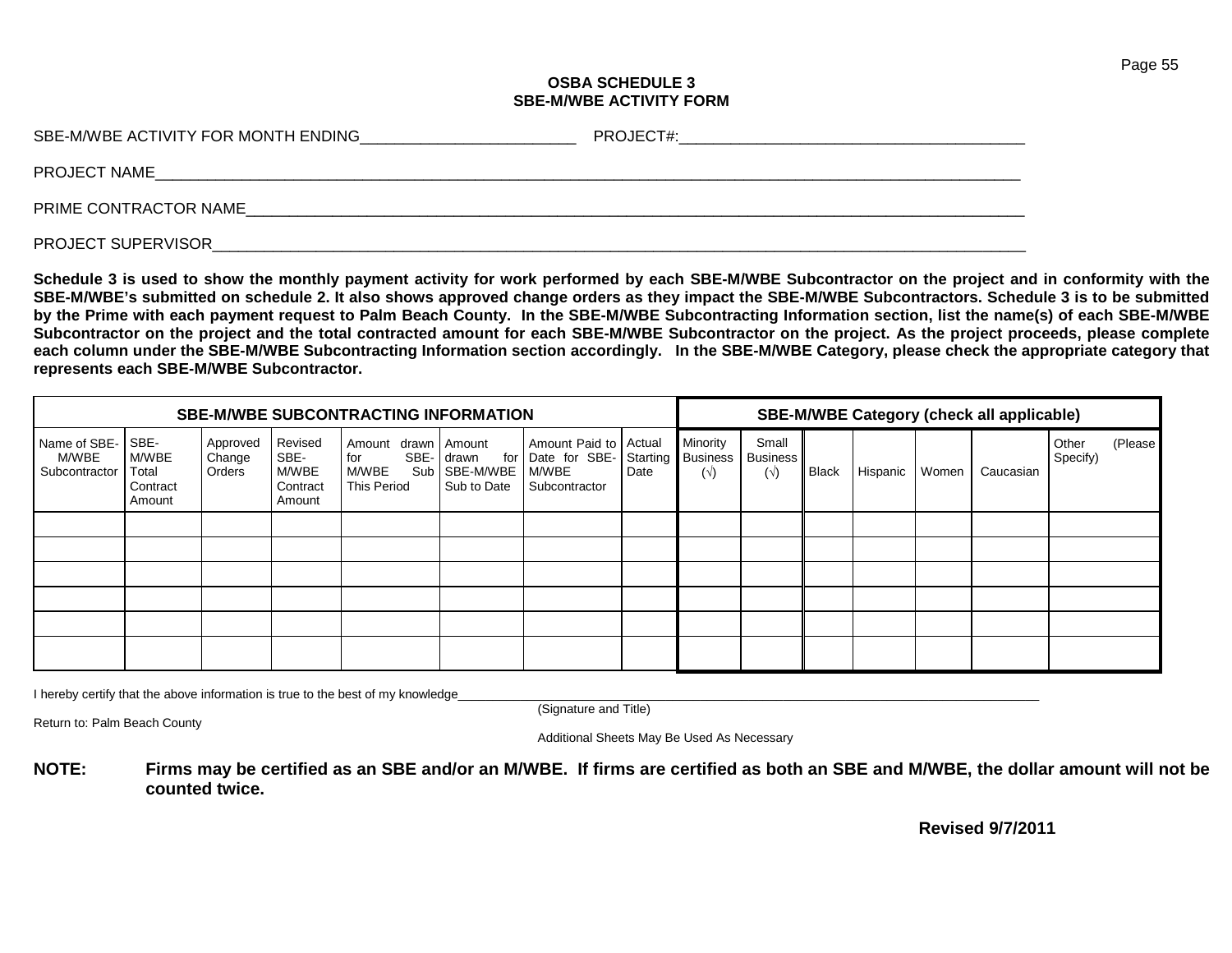**OSBA SCHEDULE 3**
**SBE-M/WBE ACTIVITY FORM**

SBE-M/WBE ACTIVITY FOR MONTH ENDING_________________________ PROJECT#:_______________________________________

PROJECT NAME____________________________________________________________________________________________

PRIME CONTRACTOR NAME____________________________________________________________________________________

PROJECT SUPERVISOR_______________________________________________________________________________________

**Schedule 3 is used to show the monthly payment activity for work performed by each SBE-M/WBE Subcontractor on the project and in conformity with the SBE-M/WBE's submitted on schedule 2. It also shows approved change orders as they impact the SBE-M/WBE Subcontractors. Schedule 3 is to be submitted by the Prime with each payment request to Palm Beach County. In the SBE-M/WBE Subcontracting Information section, list the name(s) of each SBE-M/WBE Subcontractor on the project and the total contracted amount for each SBE-M/WBE Subcontractor on the project. As the project proceeds, please complete each column under the SBE-M/WBE Subcontracting Information section accordingly. In the SBE-M/WBE Category, please check the appropriate category that represents each SBE-M/WBE Subcontractor.**

| SBE-M/WBE SUBCONTRACTING INFORMATION | | | | | | | | SBE-M/WBE Category (check all applicable) | | | | | | |
|---|---|---|---|---|---|---|---|---|---|---|---|---|---|---|
| Name of SBE-M/WBE Subcontractor | SBE-M/WBE Total Contract Amount | Approved Change Orders | Revised SBE-M/WBE Contract Amount | Amount drawn for SBE-M/WBE Sub This Period | Amount drawn for SBE-M/WBE Sub to Date | Amount Paid to Date for SBE-M/WBE Subcontractor | Actual Starting Date | Minority Business (√) | Small Business (√) | Black | Hispanic | Women | Caucasian | Other (Please Specify) |
| | | | | | | | | | | | | | | |
| | | | | | | | | | | | | | | |
| | | | | | | | | | | | | | | |
| | | | | | | | | | | | | | | |
| | | | | | | | | | | | | | | |
| | | | | | | | | | | | | | | |

I hereby certify that the above information is true to the best of my knowledge_______________________________________________________________
(Signature and Title)

Return to: Palm Beach County

Additional Sheets May Be Used As Necessary

**NOTE: Firms may be certified as an SBE and/or an M/WBE. If firms are certified as both an SBE and M/WBE, the dollar amount will not be counted twice.**

**Revised 9/7/2011**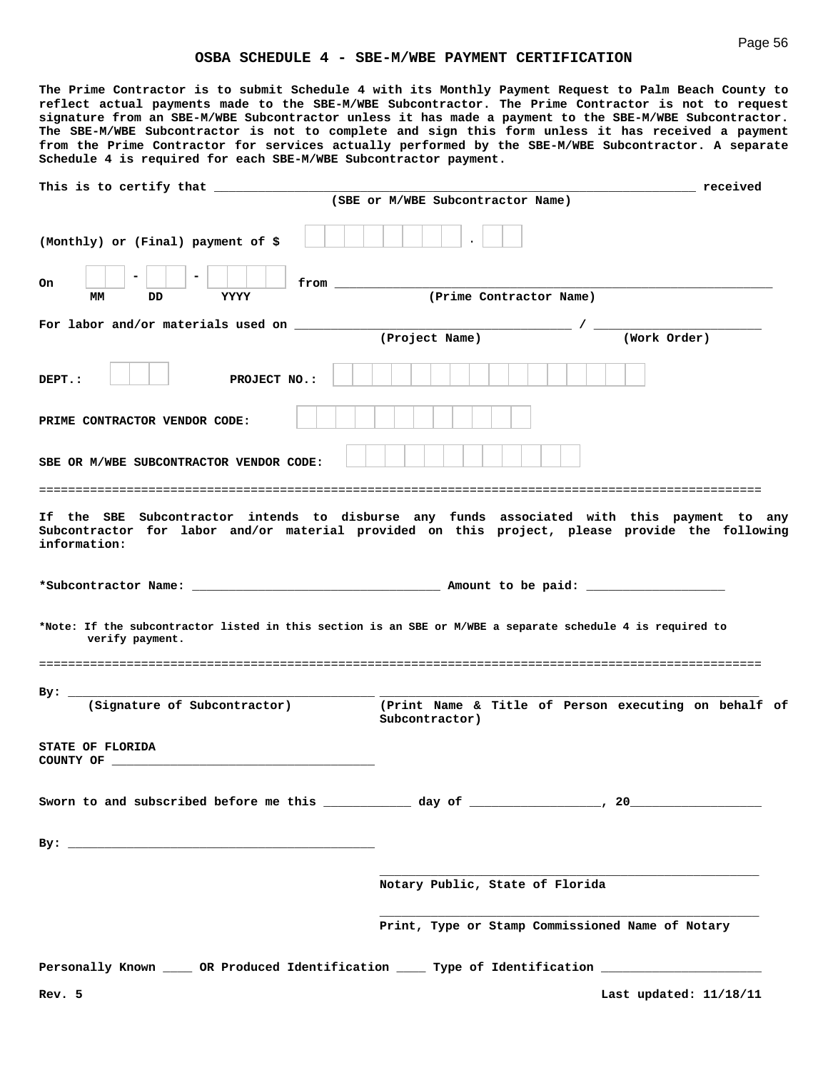## OSBA SCHEDULE 4 - SBE-M/WBE PAYMENT CERTIFICATION

**The Prime Contractor is to submit Schedule 4 with its Monthly Payment Request to Palm Beach County to reflect actual payments made to the SBE-M/WBE Subcontractor. The Prime Contractor is not to request signature from an SBE-M/WBE Subcontractor unless it has made a payment to the SBE-M/WBE Subcontractor. The SBE-M/WBE Subcontractor is not to complete and sign this form unless it has received a payment from the Prime Contractor for services actually performed by the SBE-M/WBE Subcontractor. A separate Schedule 4 is required for each SBE-M/WBE Subcontractor payment.**

**This is to certify that** ______________________________________________ **received**
**(SBE or M/WBE Subcontractor Name)**

**(Monthly) or (Final) payment of $** ☐☐☐☐☐☐☐☐ . ☐☐

**On** ☐☐ - ☐☐ - ☐☐☐☐ **from** ______________________________________________
**MM DD YYYY** **(Prime Contractor Name)**

**For labor and/or materials used on** ______________________________ / ____________________
**(Project Name) (Work Order)**

**DEPT.:** ☐☐☐ **PROJECT NO.:** ☐☐☐☐☐☐☐☐☐☐☐☐☐☐☐☐

**PRIME CONTRACTOR VENDOR CODE:** ☐☐☐☐☐☐☐☐☐☐☐☐

**SBE OR M/WBE SUBCONTRACTOR VENDOR CODE:** ☐☐☐☐☐☐☐☐☐☐☐☐

---

**If the SBE Subcontractor intends to disburse any funds associated with this payment to any Subcontractor for labor and/or material provided on this project, please provide the following information:**

**\*Subcontractor Name:** ______________________________ **Amount to be paid:** ____________________

**\*Note: If the subcontractor listed in this section is an SBE or M/WBE a separate schedule 4 is required to verify payment.**

---

**By:** ________________________________________ ________________________________________
**(Signature of Subcontractor)** **(Print Name & Title of Person executing on behalf of Subcontractor)**

**STATE OF FLORIDA**
**COUNTY OF** ________________________________

**Sworn to and subscribed before me this** __________ **day of** ________________, **20**________________

**By:** ________________________________________

________________________________________
**Notary Public, State of Florida**

________________________________________
**Print, Type or Stamp Commissioned Name of Notary**

**Personally Known** ____ **OR Produced Identification** ____ **Type of Identification** ____________________

**Rev. 5** **Last updated: 11/18/11**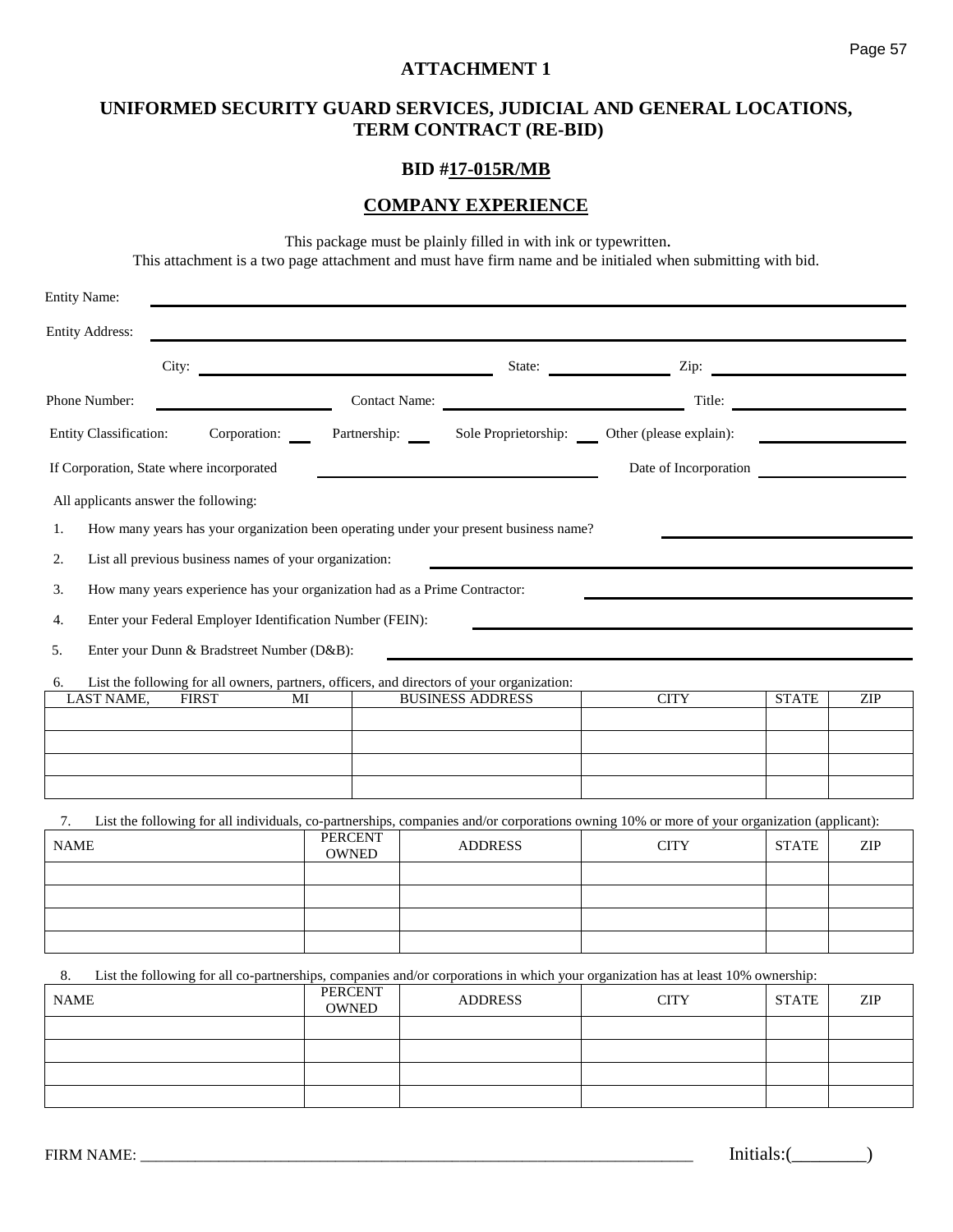# ATTACHMENT 1

## UNIFORMED SECURITY GUARD SERVICES, JUDICIAL AND GENERAL LOCATIONS, TERM CONTRACT (RE-BID)

## BID #17-015R/MB

## COMPANY EXPERIENCE

This package must be plainly filled in with ink or typewritten.
This attachment is a two page attachment and must have firm name and be initialed when submitting with bid.

Entity Name: ______________________________________________

Entity Address: ______________________________________________

City: ____________________ State: __________ Zip: ______________

Phone Number: ______________ Contact Name: ____________________ Title: ______________

Entity Classification: Corporation: ___ Partnership: ___ Sole Proprietorship: ___ Other (please explain): ______________

If Corporation, State where incorporated ____________________ Date of Incorporation ______________

All applicants answer the following:

1. How many years has your organization been operating under your present business name? ______________
2. List all previous business names of your organization: ______________
3. How many years experience has your organization had as a Prime Contractor: ______________
4. Enter your Federal Employer Identification Number (FEIN): ______________
5. Enter your Dunn & Bradstreet Number (D&B): ______________
6. List the following for all owners, partners, officers, and directors of your organization:

| LAST NAME, FIRST MI | BUSINESS ADDRESS | CITY | STATE | ZIP |
|---|---|---|---|---|
| | | | | |
| | | | | |
| | | | | |
| | | | | |

7. List the following for all individuals, co-partnerships, companies and/or corporations owning 10% or more of your organization (applicant):

| NAME | PERCENT OWNED | ADDRESS | CITY | STATE | ZIP |
|---|---|---|---|---|---|
| | | | | | |
| | | | | | |
| | | | | | |
| | | | | | |

8. List the following for all co-partnerships, companies and/or corporations in which your organization has at least 10% ownership:

| NAME | PERCENT OWNED | ADDRESS | CITY | STATE | ZIP |
|---|---|---|---|---|---|
| | | | | | |
| | | | | | |
| | | | | | |
| | | | | | |

FIRME NAME: ____________________________________________ Initials:(________)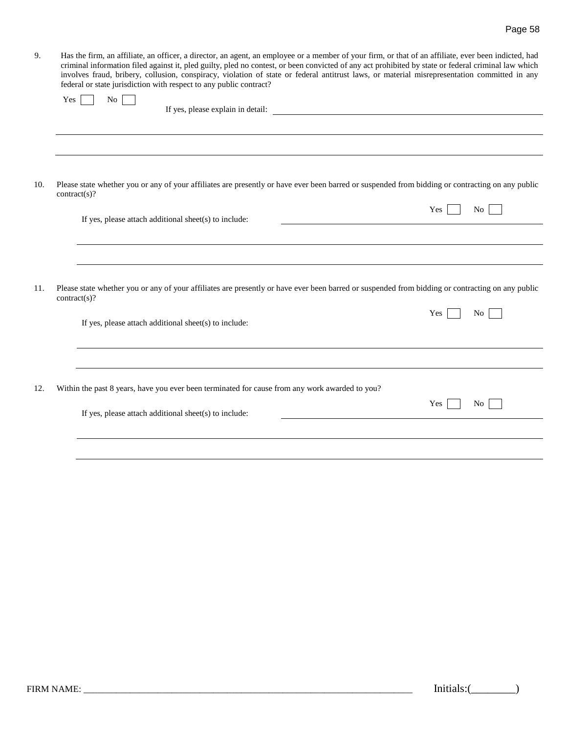9. Has the firm, an affiliate, an officer, a director, an agent, an employee or a member of your firm, or that of an affiliate, ever been indicted, had criminal information filed against it, pled guilty, pled no contest, or been convicted of any act prohibited by state or federal criminal law which involves fraud, bribery, collusion, conspiracy, violation of state or federal antitrust laws, or material misrepresentation committed in any federal or state jurisdiction with respect to any public contract?

   Yes ☐ No ☐

   If yes, please explain in detail: ______________________________________________

   ___________________________________________________________________________

   ___________________________________________________________________________

10. Please state whether you or any of your affiliates are presently or have ever been barred or suspended from bidding or contracting on any public contract(s)?

    Yes ☐ No ☐

    If yes, please attach additional sheet(s) to include: ______________________________

    ___________________________________________________________________________

    ___________________________________________________________________________

11. Please state whether you or any of your affiliates are presently or have ever been barred or suspended from bidding or contracting on any public contract(s)?

    Yes ☐ No ☐

    If yes, please attach additional sheet(s) to include:

    ___________________________________________________________________________

    ___________________________________________________________________________

12. Within the past 8 years, have you ever been terminated for cause from any work awarded to you?

    Yes ☐ No ☐

    If yes, please attach additional sheet(s) to include: ______________________________

    ___________________________________________________________________________

    ___________________________________________________________________________

FIRM NAME: ______________________________________________ Initials:(________)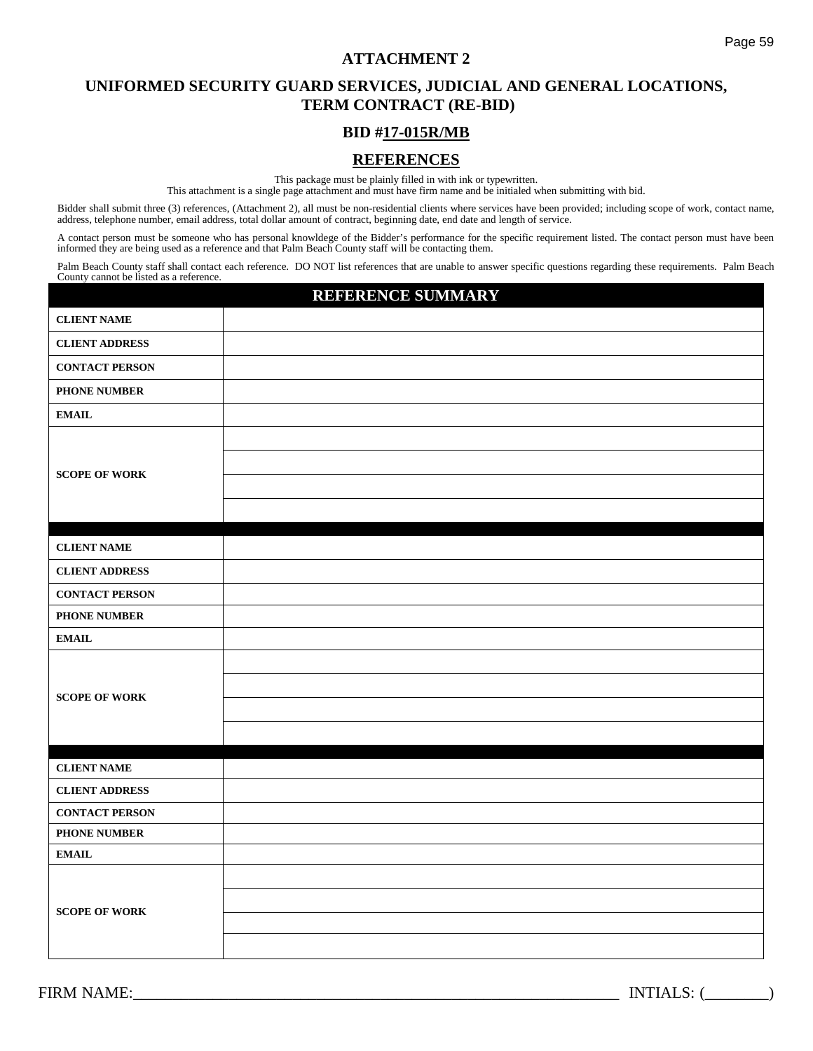# ATTACHMENT 2

## UNIFORMED SECURITY GUARD SERVICES, JUDICIAL AND GENERAL LOCATIONS, TERM CONTRACT (RE-BID)

## BID #17-015R/MB

## REFERENCES

This package must be plainly filled in with ink or typewritten.
This attachment is a single page attachment and must have firm name and be initialed when submitting with bid.

Bidder shall submit three (3) references, (Attachment 2), all must be non-residential clients where services have been provided; including scope of work, contact name, address, telephone number, email address, total dollar amount of contract, beginning date, end date and length of service.

A contact person must be someone who has personal knowldege of the Bidder's performance for the specific requirement listed. The contact person must have been informed they are being used as a reference and that Palm Beach County staff will be contacting them.

Palm Beach County staff shall contact each reference. DO NOT list references that are unable to answer specific questions regarding these requirements. Palm Beach County cannot be listed as a reference.

| REFERENCE SUMMARY | |
|---|---|
| **CLIENT NAME** | |
| **CLIENT ADDRESS** | |
| **CONTACT PERSON** | |
| **PHONE NUMBER** | |
| **EMAIL** | |
| **SCOPE OF WORK** | |
| | |
| | |
| | |
| | |
| **CLIENT NAME** | |
| **CLIENT ADDRESS** | |
| **CONTACT PERSON** | |
| **PHONE NUMBER** | |
| **EMAIL** | |
| **SCOPE OF WORK** | |
| | |
| | |
| | |
| | |
| **CLIENT NAME** | |
| **CLIENT ADDRESS** | |
| **CONTACT PERSON** | |
| **PHONE NUMBER** | |
| **EMAIL** | |
| **SCOPE OF WORK** | |
| | |
| | |
| | |

FIRM NAME:_______________________________________________________________ INTIALS: (________)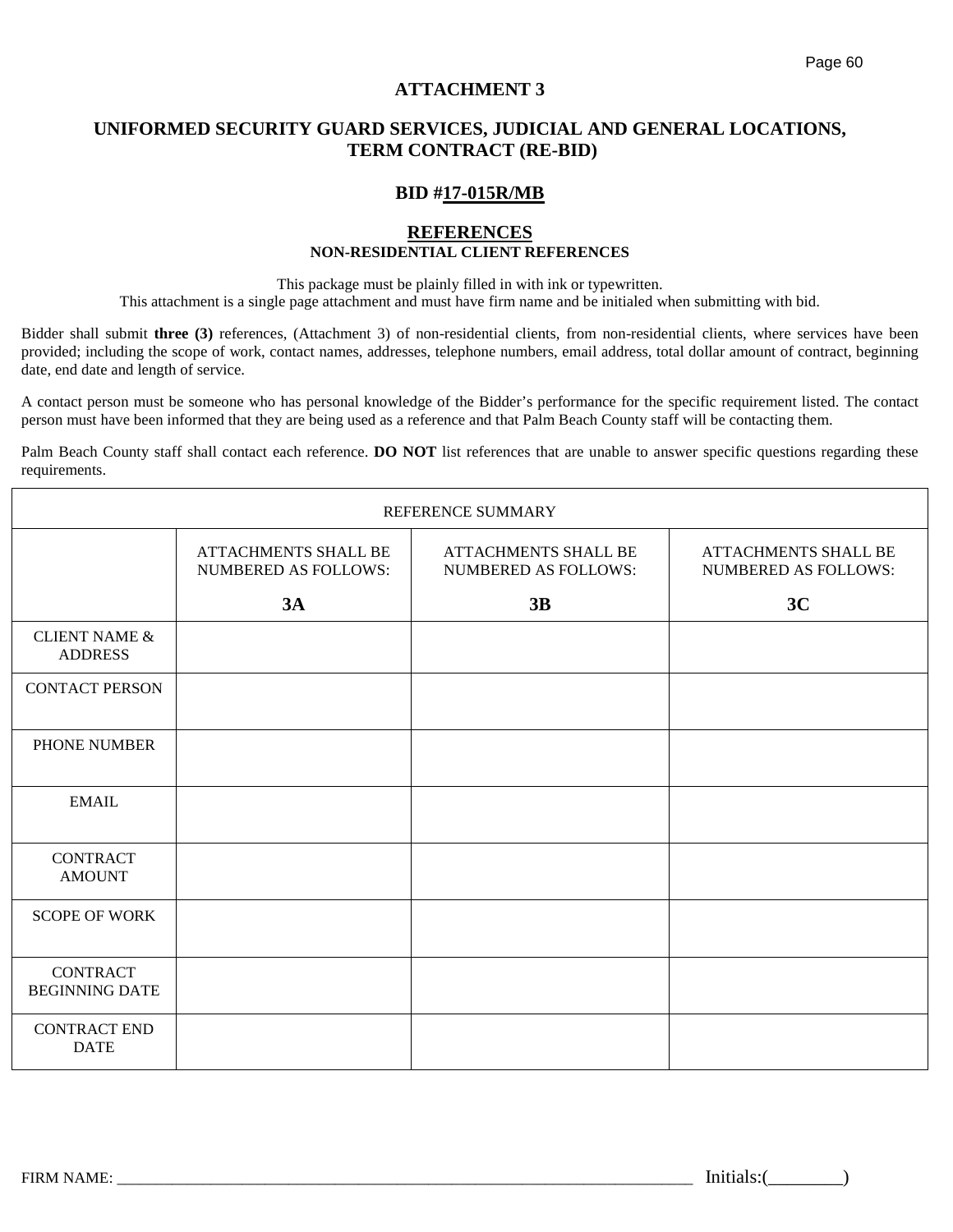# ATTACHMENT 3

## UNIFORMED SECURITY GUARD SERVICES, JUDICIAL AND GENERAL LOCATIONS, TERM CONTRACT (RE-BID)

## BID #17-015R/MB

## REFERENCES

### NON-RESIDENTIAL CLIENT REFERENCES

This package must be plainly filled in with ink or typewritten.
This attachment is a single page attachment and must have firm name and be initialed when submitting with bid.

Bidder shall submit **three (3)** references, (Attachment 3) of non-residential clients, from non-residential clients, where services have been provided; including the scope of work, contact names, addresses, telephone numbers, email address, total dollar amount of contract, beginning date, end date and length of service.

A contact person must be someone who has personal knowledge of the Bidder's performance for the specific requirement listed. The contact person must have been informed that they are being used as a reference and that Palm Beach County staff will be contacting them.

Palm Beach County staff shall contact each reference. **DO NOT** list references that are unable to answer specific questions regarding these requirements.

| REFERENCE SUMMARY | | | |
|---|---|---|---|
| | ATTACHMENTS SHALL BE NUMBERED AS FOLLOWS: **3A** | ATTACHMENTS SHALL BE NUMBERED AS FOLLOWS: **3B** | ATTACHMENTS SHALL BE NUMBERED AS FOLLOWS: **3C** |
| CLIENT NAME & ADDRESS | | | |
| CONTACT PERSON | | | |
| PHONE NUMBER | | | |
| EMAIL | | | |
| CONTRACT AMOUNT | | | |
| SCOPE OF WORK | | | |
| CONTRACT BEGINNING DATE | | | |
| CONTRACT END DATE | | | |

FIRM NAME: ___________________________________________ Initials:(________)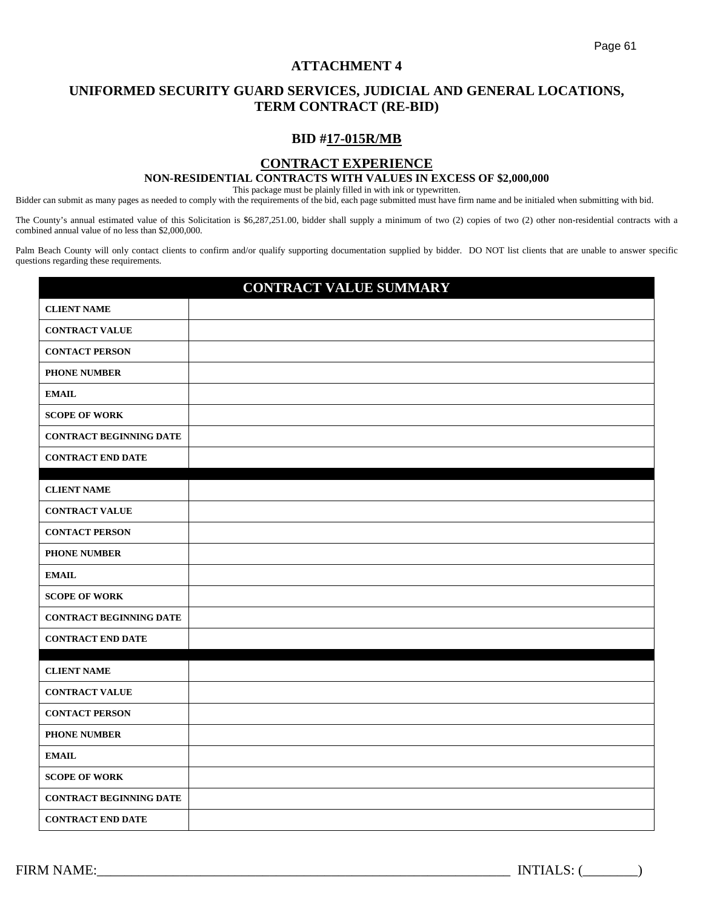# ATTACHMENT 4

## UNIFORMED SECURITY GUARD SERVICES, JUDICIAL AND GENERAL LOCATIONS, TERM CONTRACT (RE-BID)

## BID #17-015R/MB

### CONTRACT EXPERIENCE

**NON-RESIDENTIAL CONTRACTS WITH VALUES IN EXCESS OF $2,000,000**

This package must be plainly filled in with ink or typewritten.

Bidder can submit as many pages as needed to comply with the requirements of the bid, each page submitted must have firm name and be initialed when submitting with bid.

The County's annual estimated value of this Solicitation is $6,287,251.00, bidder shall supply a minimum of two (2) copies of two (2) other non-residential contracts with a combined annual value of no less than $2,000,000.

Palm Beach County will only contact clients to confirm and/or qualify supporting documentation supplied by bidder. DO NOT list clients that are unable to answer specific questions regarding these requirements.

| CONTRACT VALUE SUMMARY | |
|---|---|
| **CLIENT NAME** | |
| **CONTRACT VALUE** | |
| **CONTACT PERSON** | |
| **PHONE NUMBER** | |
| **EMAIL** | |
| **SCOPE OF WORK** | |
| **CONTRACT BEGINNING DATE** | |
| **CONTRACT END DATE** | |
| | |
| **CLIENT NAME** | |
| **CONTRACT VALUE** | |
| **CONTACT PERSON** | |
| **PHONE NUMBER** | |
| **EMAIL** | |
| **SCOPE OF WORK** | |
| **CONTRACT BEGINNING DATE** | |
| **CONTRACT END DATE** | |
| | |
| **CLIENT NAME** | |
| **CONTRACT VALUE** | |
| **CONTACT PERSON** | |
| **PHONE NUMBER** | |
| **EMAIL** | |
| **SCOPE OF WORK** | |
| **CONTRACT BEGINNING DATE** | |
| **CONTRACT END DATE** | |

FIRM NAME:_______________________________________________________________ INTIALS: (________)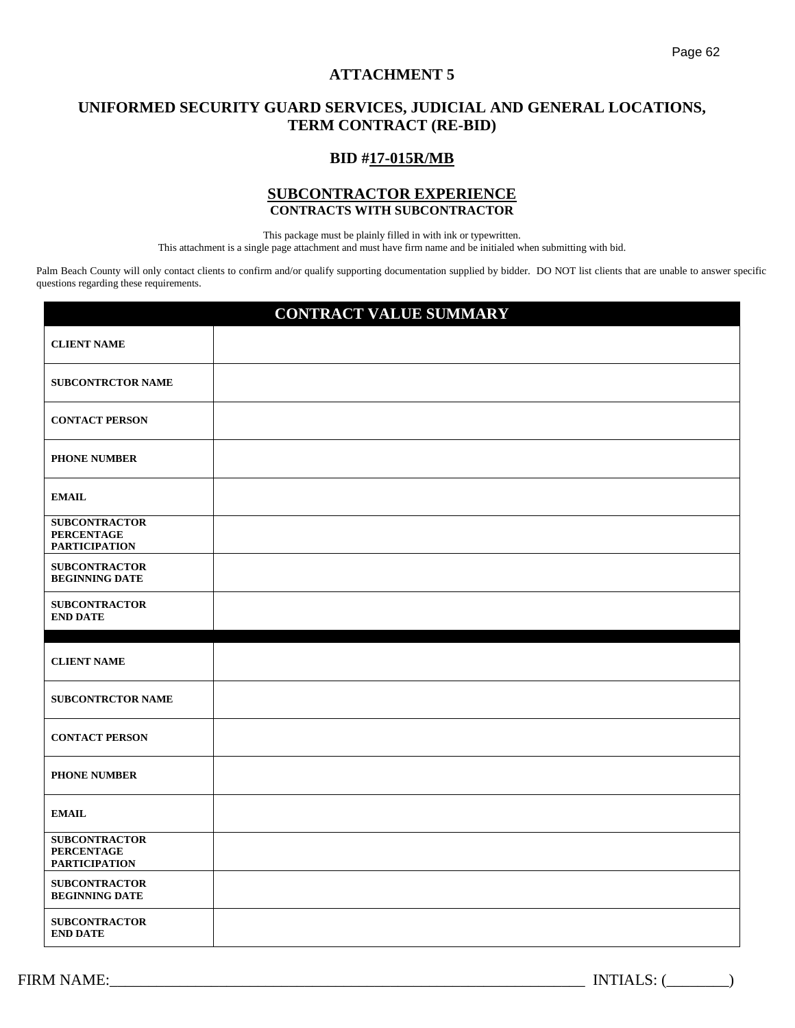# ATTACHMENT 5

## UNIFORMED SECURITY GUARD SERVICES, JUDICIAL AND GENERAL LOCATIONS, TERM CONTRACT (RE-BID)

## BID #17-015R/MB

### SUBCONTRACTOR EXPERIENCE
**CONTRACTS WITH SUBCONTRACTOR**

This package must be plainly filled in with ink or typewritten.
This attachment is a single page attachment and must have firm name and be initialed when submitting with bid.

Palm Beach County will only contact clients to confirm and/or qualify supporting documentation supplied by bidder. DO NOT list clients that are unable to answer specific questions regarding these requirements.

| CONTRACT VALUE SUMMARY | |
|---|---|
| **CLIENT NAME** | |
| **SUBCONTRCTOR NAME** | |
| **CONTACT PERSON** | |
| **PHONE NUMBER** | |
| **EMAIL** | |
| **SUBCONTRACTOR PERCENTAGE PARTICIPATION** | |
| **SUBCONTRACTOR BEGINNING DATE** | |
| **SUBCONTRACTOR END DATE** | |
| | |
| **CLIENT NAME** | |
| **SUBCONTRCTOR NAME** | |
| **CONTACT PERSON** | |
| **PHONE NUMBER** | |
| **EMAIL** | |
| **SUBCONTRACTOR PERCENTAGE PARTICIPATION** | |
| **SUBCONTRACTOR BEGINNING DATE** | |
| **SUBCONTRACTOR END DATE** | |

FIRM NAME:\_\_\_\_\_\_\_\_\_\_\_\_\_\_\_\_\_\_\_\_\_\_\_\_\_\_\_\_\_\_\_\_\_\_\_\_\_\_\_\_\_\_\_\_\_\_\_\_\_\_\_\_ INTIALS: (\_\_\_\_\_\_\_\_)